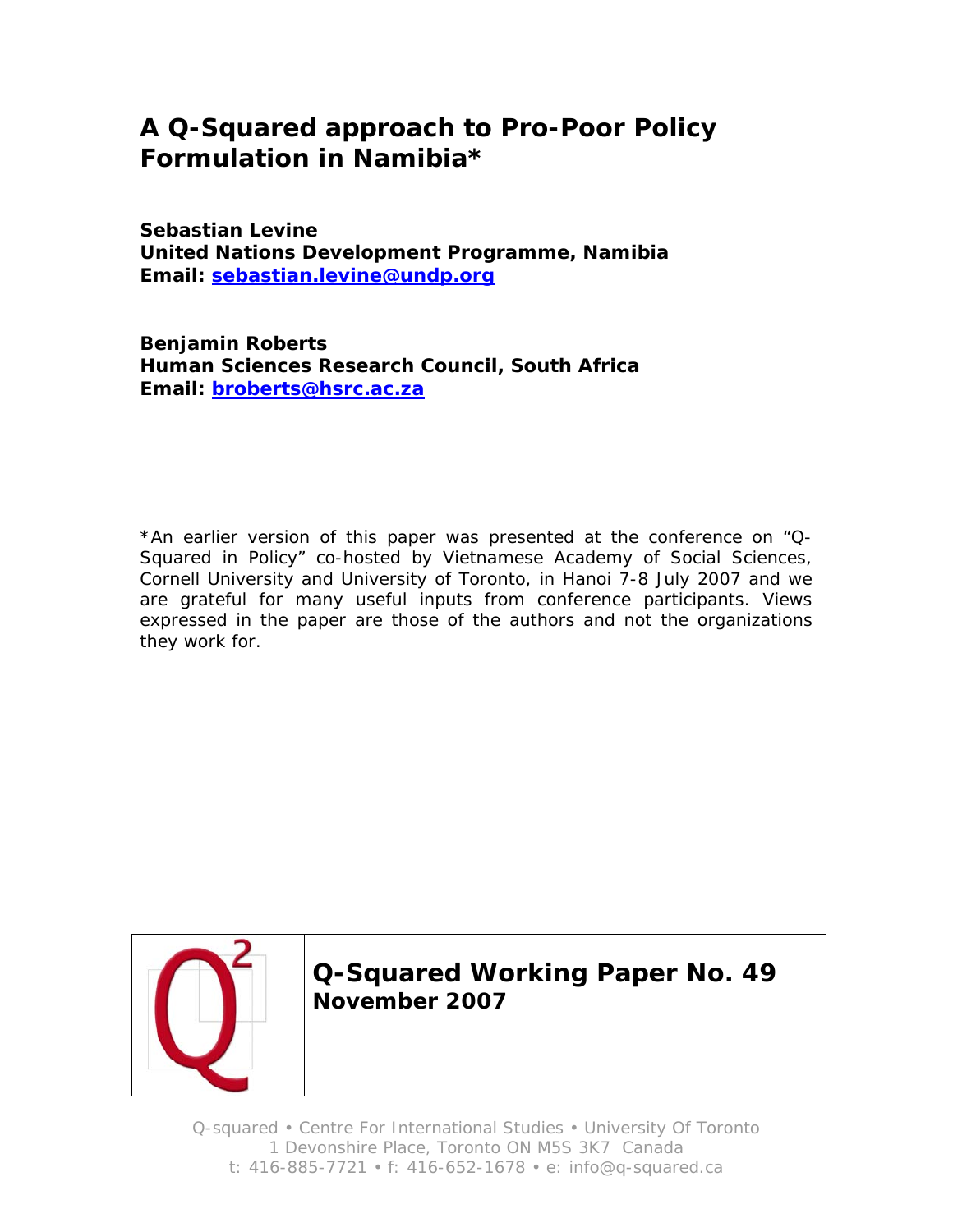# A Q-Squared approach to Pro-Poor Policy Formulation in Namibia*

**Sebastian Levine**
**United Nations Development Programme, Namibia**
**Email: sebastian.levine@undp.org**

**Benjamin Roberts**
**Human Sciences Research Council, South Africa**
**Email: broberts@hsrc.ac.za**

*An earlier version of this paper was presented at the conference on "Q-Squared in Policy" co-hosted by Vietnamese Academy of Social Sciences, Cornell University and University of Toronto, in Hanoi 7-8 July 2007 and we are grateful for many useful inputs from conference participants. Views expressed in the paper are those of the authors and not the organizations they work for.

**Q-Squared Working Paper No. 49**
**November 2007**

Q-squared • Centre For International Studies • University Of Toronto
1 Devonshire Place, Toronto ON M5S 3K7 Canada
t: 416-885-7721 • f: 416-652-1678 • e: info@q-squared.ca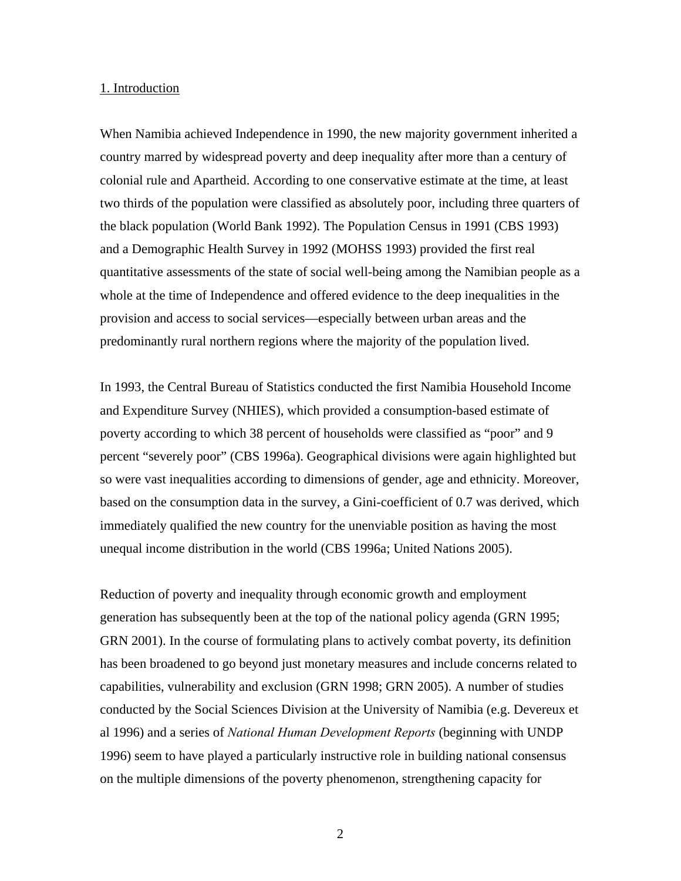## 1. Introduction

When Namibia achieved Independence in 1990, the new majority government inherited a country marred by widespread poverty and deep inequality after more than a century of colonial rule and Apartheid. According to one conservative estimate at the time, at least two thirds of the population were classified as absolutely poor, including three quarters of the black population (World Bank 1992). The Population Census in 1991 (CBS 1993) and a Demographic Health Survey in 1992 (MOHSS 1993) provided the first real quantitative assessments of the state of social well-being among the Namibian people as a whole at the time of Independence and offered evidence to the deep inequalities in the provision and access to social services—especially between urban areas and the predominantly rural northern regions where the majority of the population lived.

In 1993, the Central Bureau of Statistics conducted the first Namibia Household Income and Expenditure Survey (NHIES), which provided a consumption-based estimate of poverty according to which 38 percent of households were classified as "poor" and 9 percent "severely poor" (CBS 1996a). Geographical divisions were again highlighted but so were vast inequalities according to dimensions of gender, age and ethnicity. Moreover, based on the consumption data in the survey, a Gini-coefficient of 0.7 was derived, which immediately qualified the new country for the unenviable position as having the most unequal income distribution in the world (CBS 1996a; United Nations 2005).

Reduction of poverty and inequality through economic growth and employment generation has subsequently been at the top of the national policy agenda (GRN 1995; GRN 2001). In the course of formulating plans to actively combat poverty, its definition has been broadened to go beyond just monetary measures and include concerns related to capabilities, vulnerability and exclusion (GRN 1998; GRN 2005). A number of studies conducted by the Social Sciences Division at the University of Namibia (e.g. Devereux et al 1996) and a series of *National Human Development Reports* (beginning with UNDP 1996) seem to have played a particularly instructive role in building national consensus on the multiple dimensions of the poverty phenomenon, strengthening capacity for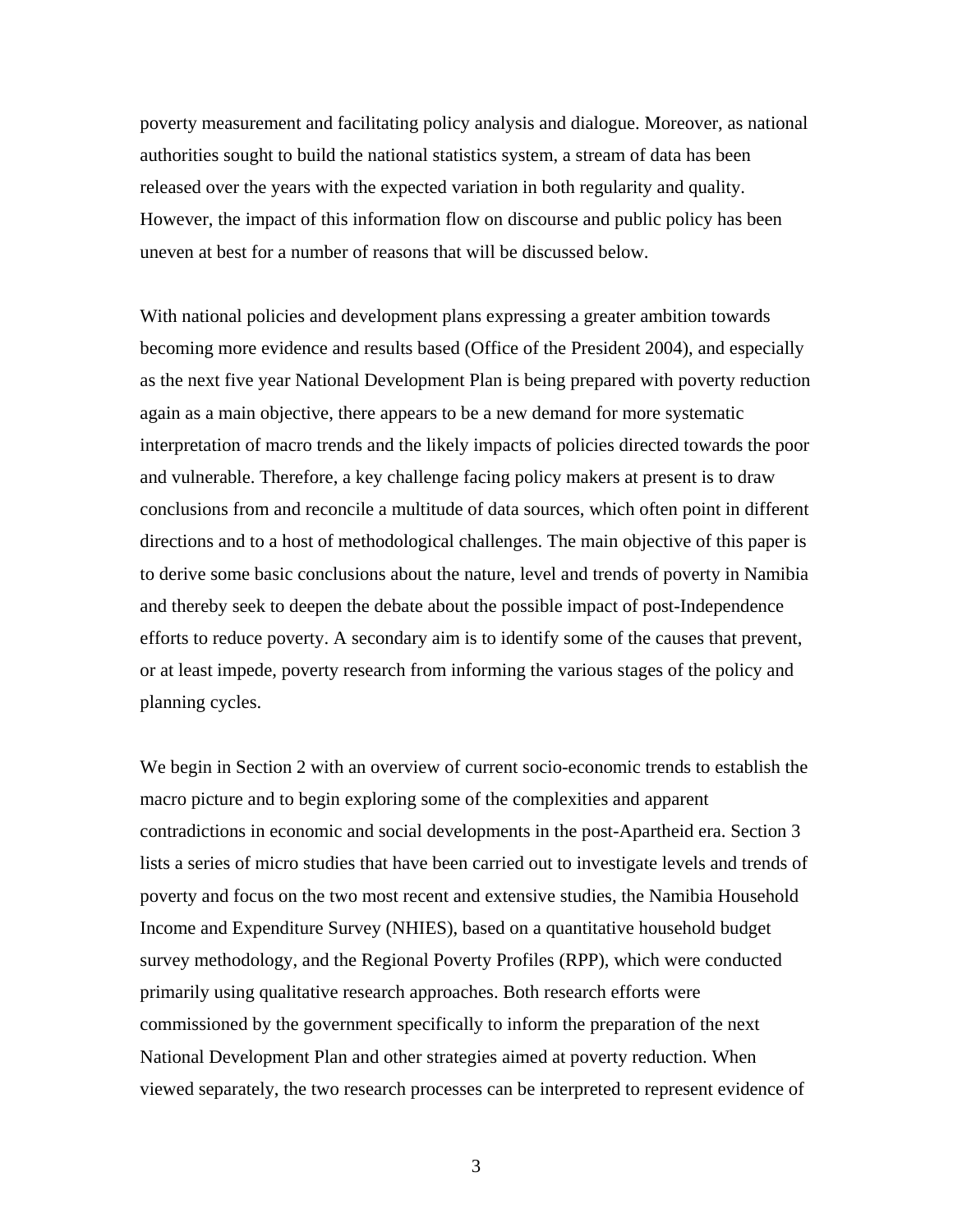poverty measurement and facilitating policy analysis and dialogue. Moreover, as national authorities sought to build the national statistics system, a stream of data has been released over the years with the expected variation in both regularity and quality. However, the impact of this information flow on discourse and public policy has been uneven at best for a number of reasons that will be discussed below.

With national policies and development plans expressing a greater ambition towards becoming more evidence and results based (Office of the President 2004), and especially as the next five year National Development Plan is being prepared with poverty reduction again as a main objective, there appears to be a new demand for more systematic interpretation of macro trends and the likely impacts of policies directed towards the poor and vulnerable. Therefore, a key challenge facing policy makers at present is to draw conclusions from and reconcile a multitude of data sources, which often point in different directions and to a host of methodological challenges. The main objective of this paper is to derive some basic conclusions about the nature, level and trends of poverty in Namibia and thereby seek to deepen the debate about the possible impact of post-Independence efforts to reduce poverty. A secondary aim is to identify some of the causes that prevent, or at least impede, poverty research from informing the various stages of the policy and planning cycles.

We begin in Section 2 with an overview of current socio-economic trends to establish the macro picture and to begin exploring some of the complexities and apparent contradictions in economic and social developments in the post-Apartheid era. Section 3 lists a series of micro studies that have been carried out to investigate levels and trends of poverty and focus on the two most recent and extensive studies, the Namibia Household Income and Expenditure Survey (NHIES), based on a quantitative household budget survey methodology, and the Regional Poverty Profiles (RPP), which were conducted primarily using qualitative research approaches. Both research efforts were commissioned by the government specifically to inform the preparation of the next National Development Plan and other strategies aimed at poverty reduction. When viewed separately, the two research processes can be interpreted to represent evidence of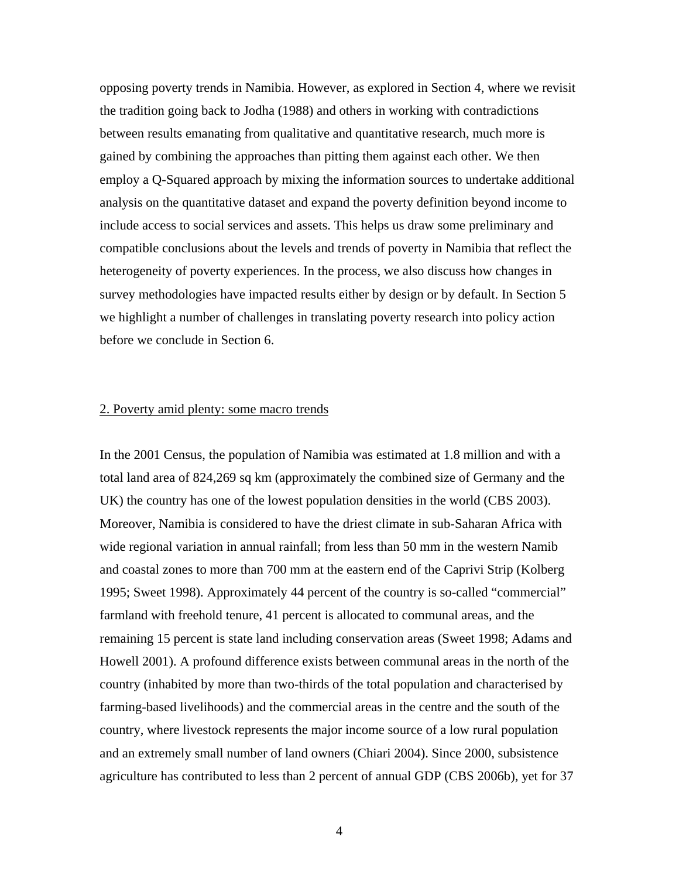opposing poverty trends in Namibia. However, as explored in Section 4, where we revisit the tradition going back to Jodha (1988) and others in working with contradictions between results emanating from qualitative and quantitative research, much more is gained by combining the approaches than pitting them against each other. We then employ a Q-Squared approach by mixing the information sources to undertake additional analysis on the quantitative dataset and expand the poverty definition beyond income to include access to social services and assets. This helps us draw some preliminary and compatible conclusions about the levels and trends of poverty in Namibia that reflect the heterogeneity of poverty experiences. In the process, we also discuss how changes in survey methodologies have impacted results either by design or by default. In Section 5 we highlight a number of challenges in translating poverty research into policy action before we conclude in Section 6.

## 2. Poverty amid plenty: some macro trends

In the 2001 Census, the population of Namibia was estimated at 1.8 million and with a total land area of 824,269 sq km (approximately the combined size of Germany and the UK) the country has one of the lowest population densities in the world (CBS 2003). Moreover, Namibia is considered to have the driest climate in sub-Saharan Africa with wide regional variation in annual rainfall; from less than 50 mm in the western Namib and coastal zones to more than 700 mm at the eastern end of the Caprivi Strip (Kolberg 1995; Sweet 1998). Approximately 44 percent of the country is so-called "commercial" farmland with freehold tenure, 41 percent is allocated to communal areas, and the remaining 15 percent is state land including conservation areas (Sweet 1998; Adams and Howell 2001). A profound difference exists between communal areas in the north of the country (inhabited by more than two-thirds of the total population and characterised by farming-based livelihoods) and the commercial areas in the centre and the south of the country, where livestock represents the major income source of a low rural population and an extremely small number of land owners (Chiari 2004). Since 2000, subsistence agriculture has contributed to less than 2 percent of annual GDP (CBS 2006b), yet for 37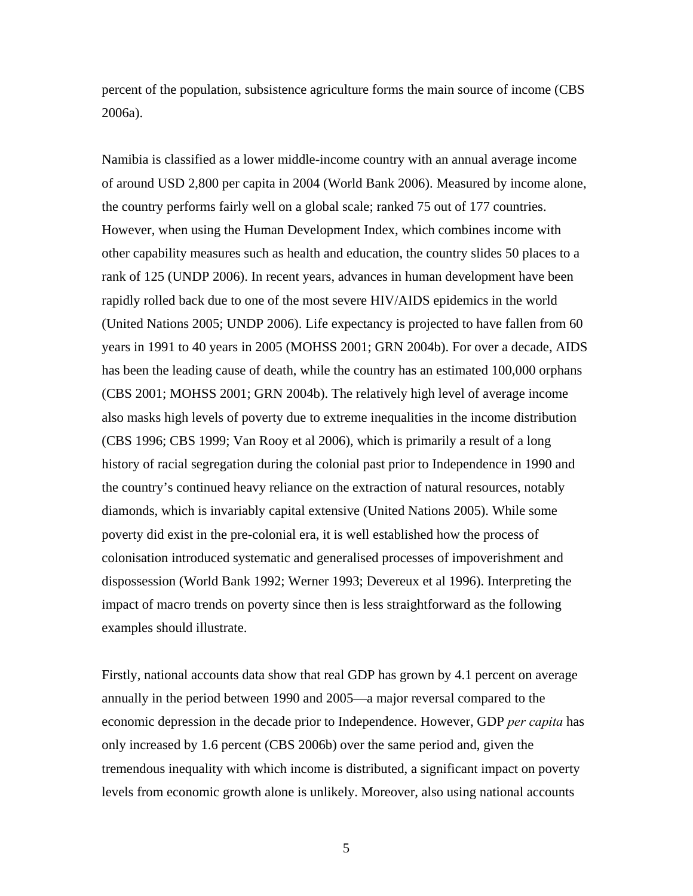percent of the population, subsistence agriculture forms the main source of income (CBS 2006a).

Namibia is classified as a lower middle-income country with an annual average income of around USD 2,800 per capita in 2004 (World Bank 2006). Measured by income alone, the country performs fairly well on a global scale; ranked 75 out of 177 countries. However, when using the Human Development Index, which combines income with other capability measures such as health and education, the country slides 50 places to a rank of 125 (UNDP 2006). In recent years, advances in human development have been rapidly rolled back due to one of the most severe HIV/AIDS epidemics in the world (United Nations 2005; UNDP 2006). Life expectancy is projected to have fallen from 60 years in 1991 to 40 years in 2005 (MOHSS 2001; GRN 2004b). For over a decade, AIDS has been the leading cause of death, while the country has an estimated 100,000 orphans (CBS 2001; MOHSS 2001; GRN 2004b). The relatively high level of average income also masks high levels of poverty due to extreme inequalities in the income distribution (CBS 1996; CBS 1999; Van Rooy et al 2006), which is primarily a result of a long history of racial segregation during the colonial past prior to Independence in 1990 and the country's continued heavy reliance on the extraction of natural resources, notably diamonds, which is invariably capital extensive (United Nations 2005). While some poverty did exist in the pre-colonial era, it is well established how the process of colonisation introduced systematic and generalised processes of impoverishment and dispossession (World Bank 1992; Werner 1993; Devereux et al 1996). Interpreting the impact of macro trends on poverty since then is less straightforward as the following examples should illustrate.

Firstly, national accounts data show that real GDP has grown by 4.1 percent on average annually in the period between 1990 and 2005—a major reversal compared to the economic depression in the decade prior to Independence. However, GDP *per capita* has only increased by 1.6 percent (CBS 2006b) over the same period and, given the tremendous inequality with which income is distributed, a significant impact on poverty levels from economic growth alone is unlikely. Moreover, also using national accounts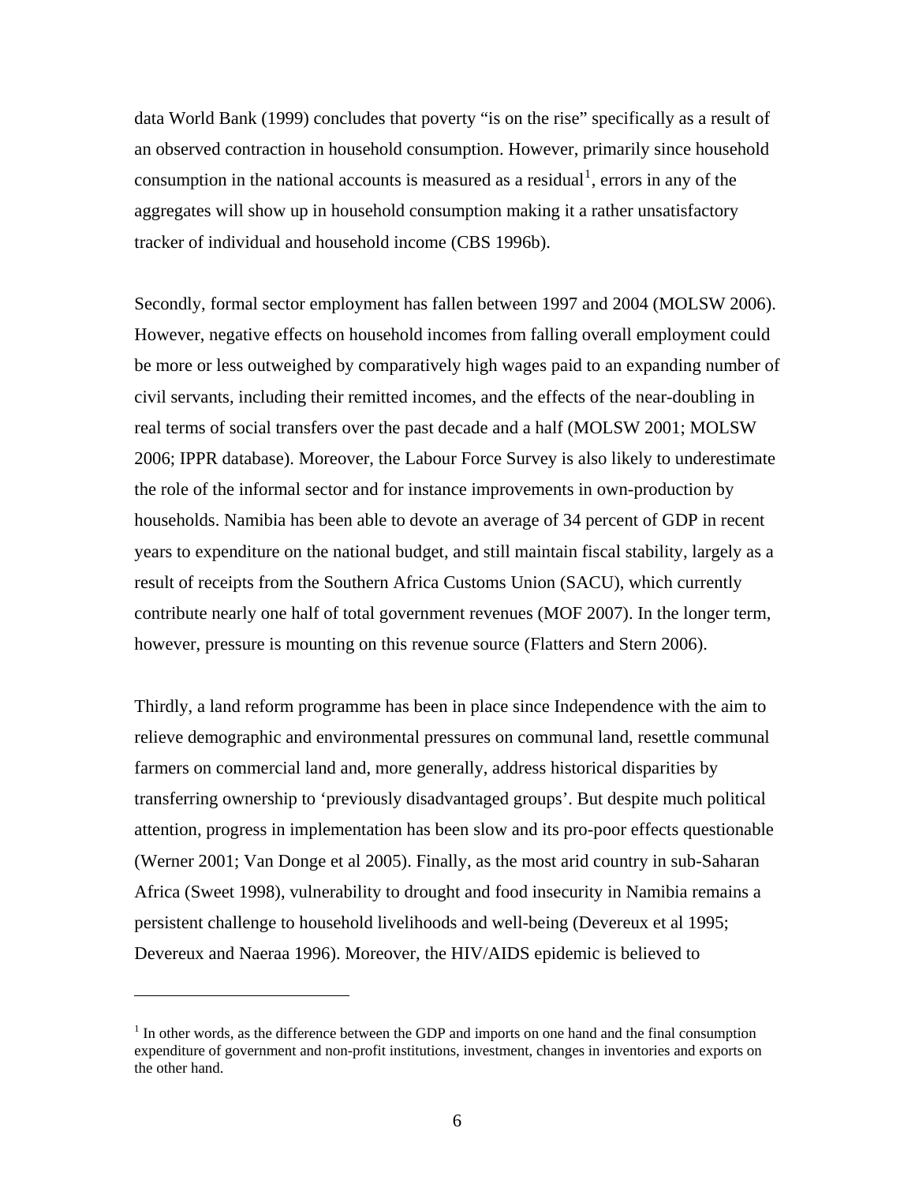data World Bank (1999) concludes that poverty "is on the rise" specifically as a result of an observed contraction in household consumption. However, primarily since household consumption in the national accounts is measured as a residual[1], errors in any of the aggregates will show up in household consumption making it a rather unsatisfactory tracker of individual and household income (CBS 1996b).

Secondly, formal sector employment has fallen between 1997 and 2004 (MOLSW 2006). However, negative effects on household incomes from falling overall employment could be more or less outweighed by comparatively high wages paid to an expanding number of civil servants, including their remitted incomes, and the effects of the near-doubling in real terms of social transfers over the past decade and a half (MOLSW 2001; MOLSW 2006; IPPR database). Moreover, the Labour Force Survey is also likely to underestimate the role of the informal sector and for instance improvements in own-production by households. Namibia has been able to devote an average of 34 percent of GDP in recent years to expenditure on the national budget, and still maintain fiscal stability, largely as a result of receipts from the Southern Africa Customs Union (SACU), which currently contribute nearly one half of total government revenues (MOF 2007). In the longer term, however, pressure is mounting on this revenue source (Flatters and Stern 2006).

Thirdly, a land reform programme has been in place since Independence with the aim to relieve demographic and environmental pressures on communal land, resettle communal farmers on commercial land and, more generally, address historical disparities by transferring ownership to 'previously disadvantaged groups'. But despite much political attention, progress in implementation has been slow and its pro-poor effects questionable (Werner 2001; Van Donge et al 2005). Finally, as the most arid country in sub-Saharan Africa (Sweet 1998), vulnerability to drought and food insecurity in Namibia remains a persistent challenge to household livelihoods and well-being (Devereux et al 1995; Devereux and Naeraa 1996). Moreover, the HIV/AIDS epidemic is believed to

---

[1] In other words, as the difference between the GDP and imports on one hand and the final consumption expenditure of government and non-profit institutions, investment, changes in inventories and exports on the other hand.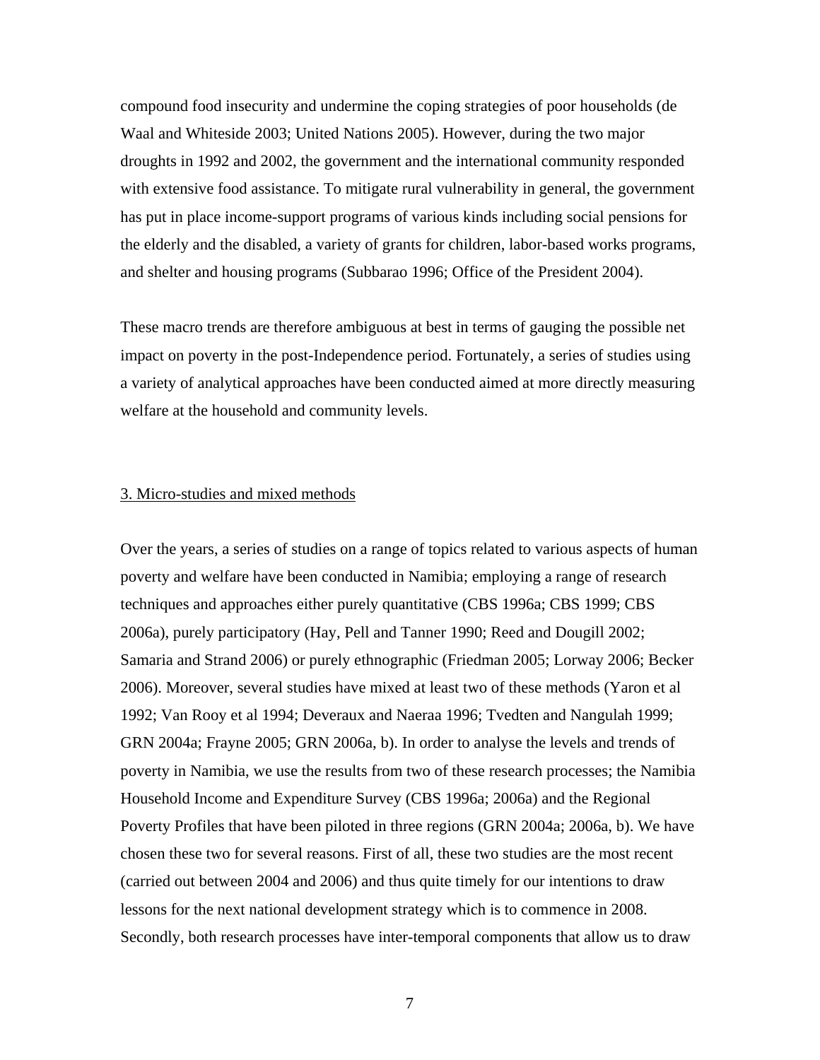compound food insecurity and undermine the coping strategies of poor households (de Waal and Whiteside 2003; United Nations 2005). However, during the two major droughts in 1992 and 2002, the government and the international community responded with extensive food assistance. To mitigate rural vulnerability in general, the government has put in place income-support programs of various kinds including social pensions for the elderly and the disabled, a variety of grants for children, labor-based works programs, and shelter and housing programs (Subbarao 1996; Office of the President 2004).

These macro trends are therefore ambiguous at best in terms of gauging the possible net impact on poverty in the post-Independence period. Fortunately, a series of studies using a variety of analytical approaches have been conducted aimed at more directly measuring welfare at the household and community levels.

## 3. Micro-studies and mixed methods

Over the years, a series of studies on a range of topics related to various aspects of human poverty and welfare have been conducted in Namibia; employing a range of research techniques and approaches either purely quantitative (CBS 1996a; CBS 1999; CBS 2006a), purely participatory (Hay, Pell and Tanner 1990; Reed and Dougill 2002; Samaria and Strand 2006) or purely ethnographic (Friedman 2005; Lorway 2006; Becker 2006). Moreover, several studies have mixed at least two of these methods (Yaron et al 1992; Van Rooy et al 1994; Deveraux and Naeraa 1996; Tvedten and Nangulah 1999; GRN 2004a; Frayne 2005; GRN 2006a, b). In order to analyse the levels and trends of poverty in Namibia, we use the results from two of these research processes; the Namibia Household Income and Expenditure Survey (CBS 1996a; 2006a) and the Regional Poverty Profiles that have been piloted in three regions (GRN 2004a; 2006a, b). We have chosen these two for several reasons. First of all, these two studies are the most recent (carried out between 2004 and 2006) and thus quite timely for our intentions to draw lessons for the next national development strategy which is to commence in 2008. Secondly, both research processes have inter-temporal components that allow us to draw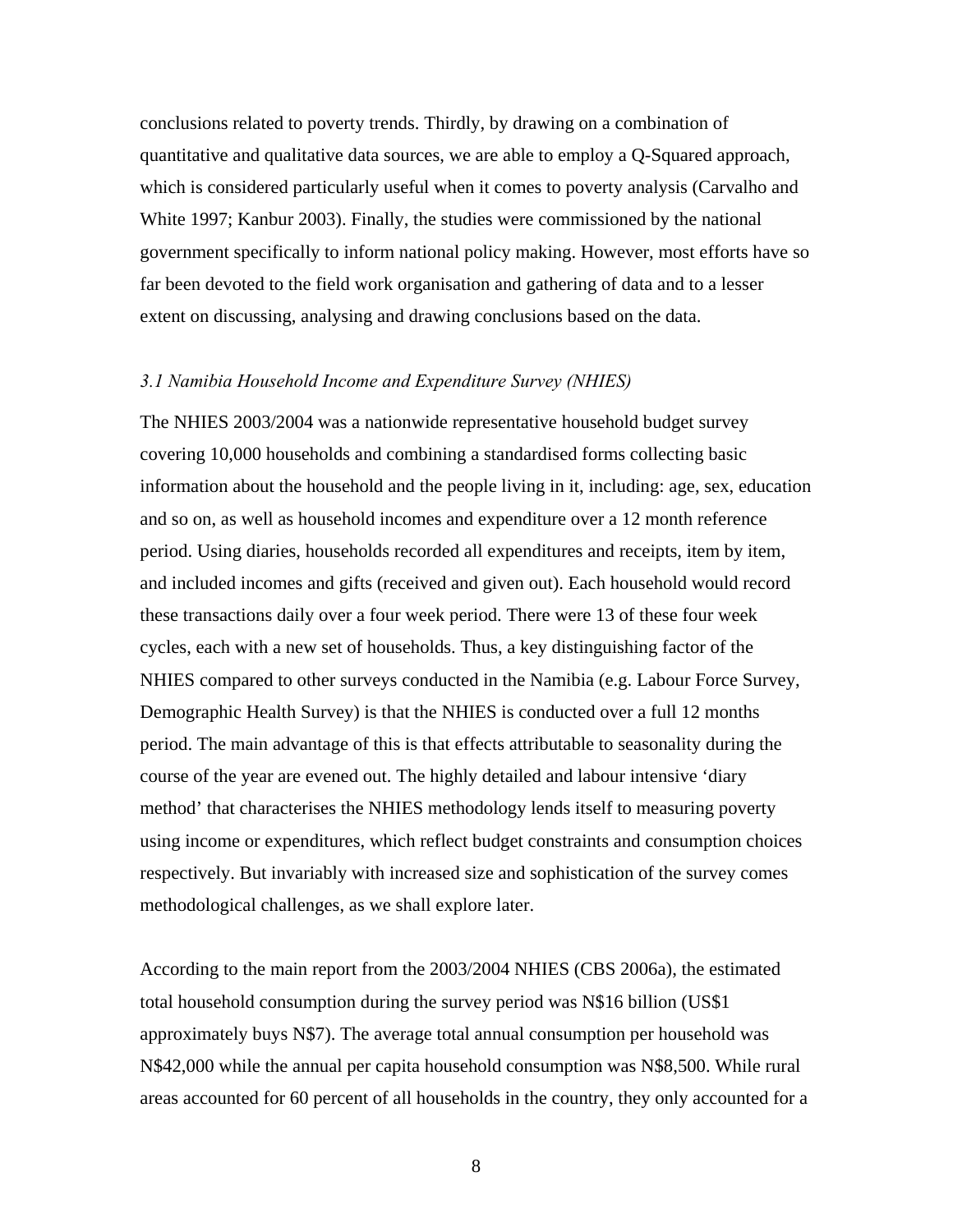conclusions related to poverty trends. Thirdly, by drawing on a combination of quantitative and qualitative data sources, we are able to employ a Q-Squared approach, which is considered particularly useful when it comes to poverty analysis (Carvalho and White 1997; Kanbur 2003). Finally, the studies were commissioned by the national government specifically to inform national policy making. However, most efforts have so far been devoted to the field work organisation and gathering of data and to a lesser extent on discussing, analysing and drawing conclusions based on the data.

### *3.1 Namibia Household Income and Expenditure Survey (NHIES)*

The NHIES 2003/2004 was a nationwide representative household budget survey covering 10,000 households and combining a standardised forms collecting basic information about the household and the people living in it, including: age, sex, education and so on, as well as household incomes and expenditure over a 12 month reference period. Using diaries, households recorded all expenditures and receipts, item by item, and included incomes and gifts (received and given out). Each household would record these transactions daily over a four week period. There were 13 of these four week cycles, each with a new set of households. Thus, a key distinguishing factor of the NHIES compared to other surveys conducted in the Namibia (e.g. Labour Force Survey, Demographic Health Survey) is that the NHIES is conducted over a full 12 months period. The main advantage of this is that effects attributable to seasonality during the course of the year are evened out. The highly detailed and labour intensive 'diary method' that characterises the NHIES methodology lends itself to measuring poverty using income or expenditures, which reflect budget constraints and consumption choices respectively. But invariably with increased size and sophistication of the survey comes methodological challenges, as we shall explore later.

According to the main report from the 2003/2004 NHIES (CBS 2006a), the estimated total household consumption during the survey period was N$16 billion (US$1 approximately buys N$7). The average total annual consumption per household was N$42,000 while the annual per capita household consumption was N$8,500. While rural areas accounted for 60 percent of all households in the country, they only accounted for a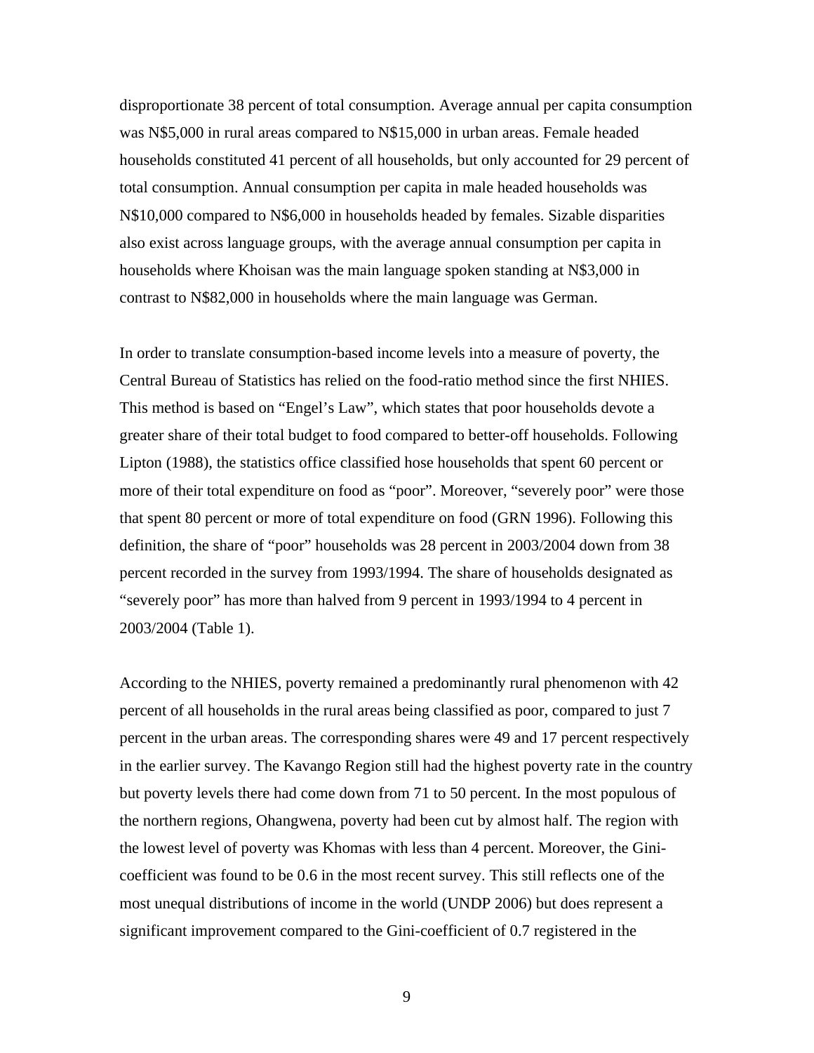disproportionate 38 percent of total consumption. Average annual per capita consumption was N$5,000 in rural areas compared to N$15,000 in urban areas. Female headed households constituted 41 percent of all households, but only accounted for 29 percent of total consumption. Annual consumption per capita in male headed households was N$10,000 compared to N$6,000 in households headed by females. Sizable disparities also exist across language groups, with the average annual consumption per capita in households where Khoisan was the main language spoken standing at N$3,000 in contrast to N$82,000 in households where the main language was German.

In order to translate consumption-based income levels into a measure of poverty, the Central Bureau of Statistics has relied on the food-ratio method since the first NHIES. This method is based on "Engel's Law", which states that poor households devote a greater share of their total budget to food compared to better-off households. Following Lipton (1988), the statistics office classified hose households that spent 60 percent or more of their total expenditure on food as "poor". Moreover, "severely poor" were those that spent 80 percent or more of total expenditure on food (GRN 1996). Following this definition, the share of "poor" households was 28 percent in 2003/2004 down from 38 percent recorded in the survey from 1993/1994. The share of households designated as "severely poor" has more than halved from 9 percent in 1993/1994 to 4 percent in 2003/2004 (Table 1).

According to the NHIES, poverty remained a predominantly rural phenomenon with 42 percent of all households in the rural areas being classified as poor, compared to just 7 percent in the urban areas. The corresponding shares were 49 and 17 percent respectively in the earlier survey. The Kavango Region still had the highest poverty rate in the country but poverty levels there had come down from 71 to 50 percent. In the most populous of the northern regions, Ohangwena, poverty had been cut by almost half. The region with the lowest level of poverty was Khomas with less than 4 percent. Moreover, the Gini-coefficient was found to be 0.6 in the most recent survey. This still reflects one of the most unequal distributions of income in the world (UNDP 2006) but does represent a significant improvement compared to the Gini-coefficient of 0.7 registered in the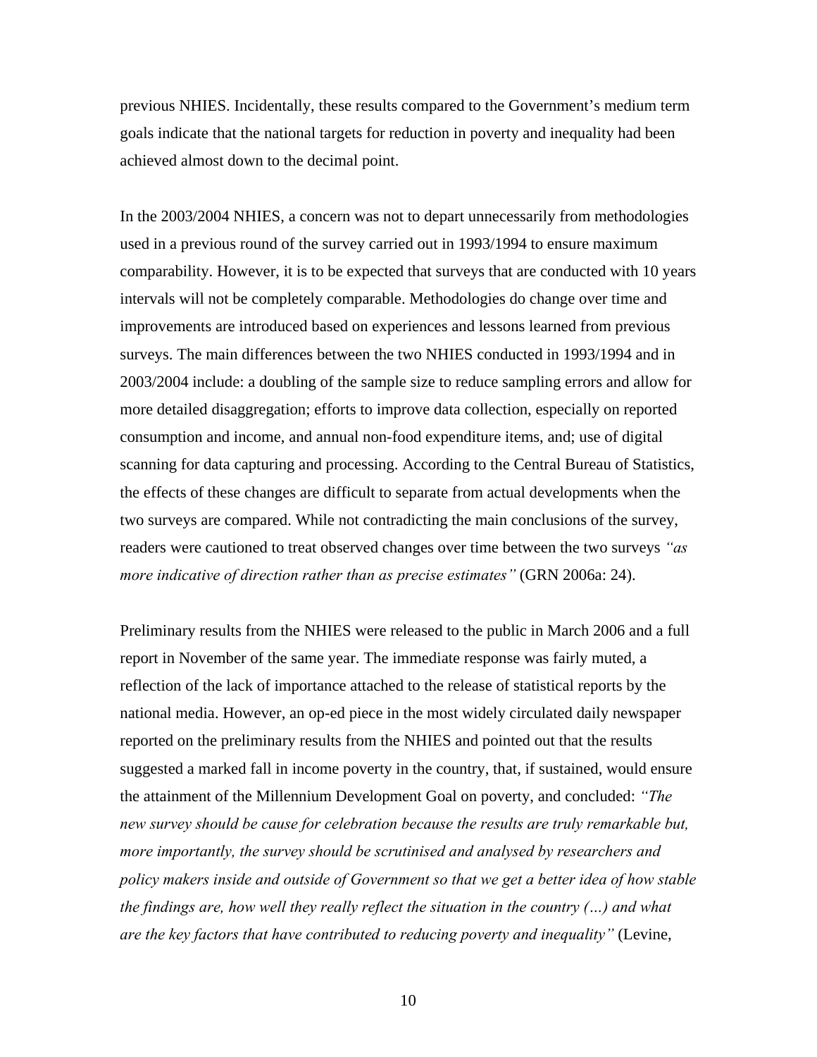previous NHIES. Incidentally, these results compared to the Government's medium term goals indicate that the national targets for reduction in poverty and inequality had been achieved almost down to the decimal point.

In the 2003/2004 NHIES, a concern was not to depart unnecessarily from methodologies used in a previous round of the survey carried out in 1993/1994 to ensure maximum comparability. However, it is to be expected that surveys that are conducted with 10 years intervals will not be completely comparable. Methodologies do change over time and improvements are introduced based on experiences and lessons learned from previous surveys. The main differences between the two NHIES conducted in 1993/1994 and in 2003/2004 include: a doubling of the sample size to reduce sampling errors and allow for more detailed disaggregation; efforts to improve data collection, especially on reported consumption and income, and annual non-food expenditure items, and; use of digital scanning for data capturing and processing. According to the Central Bureau of Statistics, the effects of these changes are difficult to separate from actual developments when the two surveys are compared. While not contradicting the main conclusions of the survey, readers were cautioned to treat observed changes over time between the two surveys *"as more indicative of direction rather than as precise estimates"* (GRN 2006a: 24).

Preliminary results from the NHIES were released to the public in March 2006 and a full report in November of the same year. The immediate response was fairly muted, a reflection of the lack of importance attached to the release of statistical reports by the national media. However, an op-ed piece in the most widely circulated daily newspaper reported on the preliminary results from the NHIES and pointed out that the results suggested a marked fall in income poverty in the country, that, if sustained, would ensure the attainment of the Millennium Development Goal on poverty, and concluded: *"The new survey should be cause for celebration because the results are truly remarkable but, more importantly, the survey should be scrutinised and analysed by researchers and policy makers inside and outside of Government so that we get a better idea of how stable the findings are, how well they really reflect the situation in the country (…) and what are the key factors that have contributed to reducing poverty and inequality"* (Levine,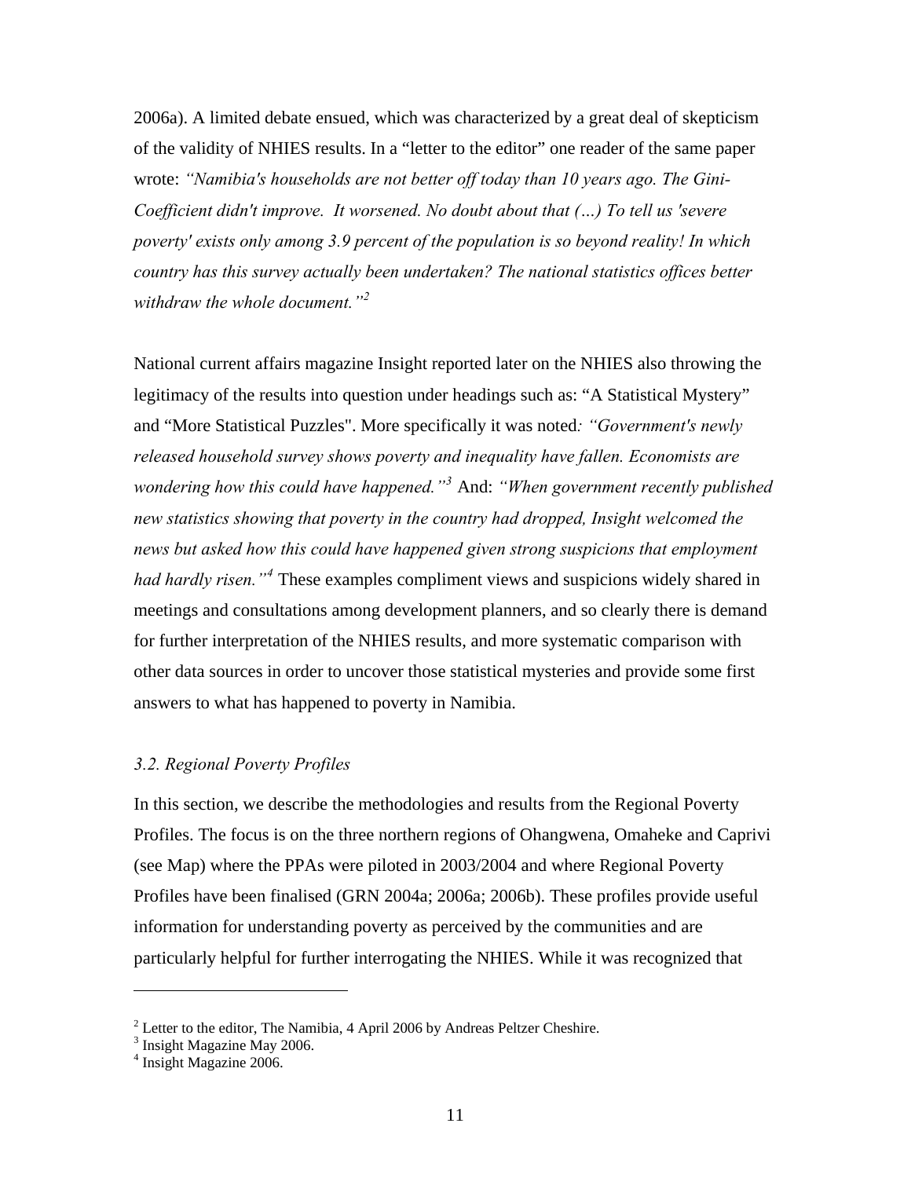2006a). A limited debate ensued, which was characterized by a great deal of skepticism of the validity of NHIES results. In a "letter to the editor" one reader of the same paper wrote: *"Namibia's households are not better off today than 10 years ago. The Gini-Coefficient didn't improve. It worsened. No doubt about that (…) To tell us 'severe poverty' exists only among 3.9 percent of the population is so beyond reality! In which country has this survey actually been undertaken? The national statistics offices better withdraw the whole document."*[2]

National current affairs magazine Insight reported later on the NHIES also throwing the legitimacy of the results into question under headings such as: "A Statistical Mystery" and "More Statistical Puzzles". More specifically it was noted*: "Government's newly released household survey shows poverty and inequality have fallen. Economists are wondering how this could have happened."*[3] And: *"When government recently published new statistics showing that poverty in the country had dropped, Insight welcomed the news but asked how this could have happened given strong suspicions that employment had hardly risen."*[4] These examples compliment views and suspicions widely shared in meetings and consultations among development planners, and so clearly there is demand for further interpretation of the NHIES results, and more systematic comparison with other data sources in order to uncover those statistical mysteries and provide some first answers to what has happened to poverty in Namibia.

### *3.2. Regional Poverty Profiles*

In this section, we describe the methodologies and results from the Regional Poverty Profiles. The focus is on the three northern regions of Ohangwena, Omaheke and Caprivi (see Map) where the PPAs were piloted in 2003/2004 and where Regional Poverty Profiles have been finalised (GRN 2004a; 2006a; 2006b). These profiles provide useful information for understanding poverty as perceived by the communities and are particularly helpful for further interrogating the NHIES. While it was recognized that

---

[2] Letter to the editor, The Namibia, 4 April 2006 by Andreas Peltzer Cheshire.
[3] Insight Magazine May 2006.
[4] Insight Magazine 2006.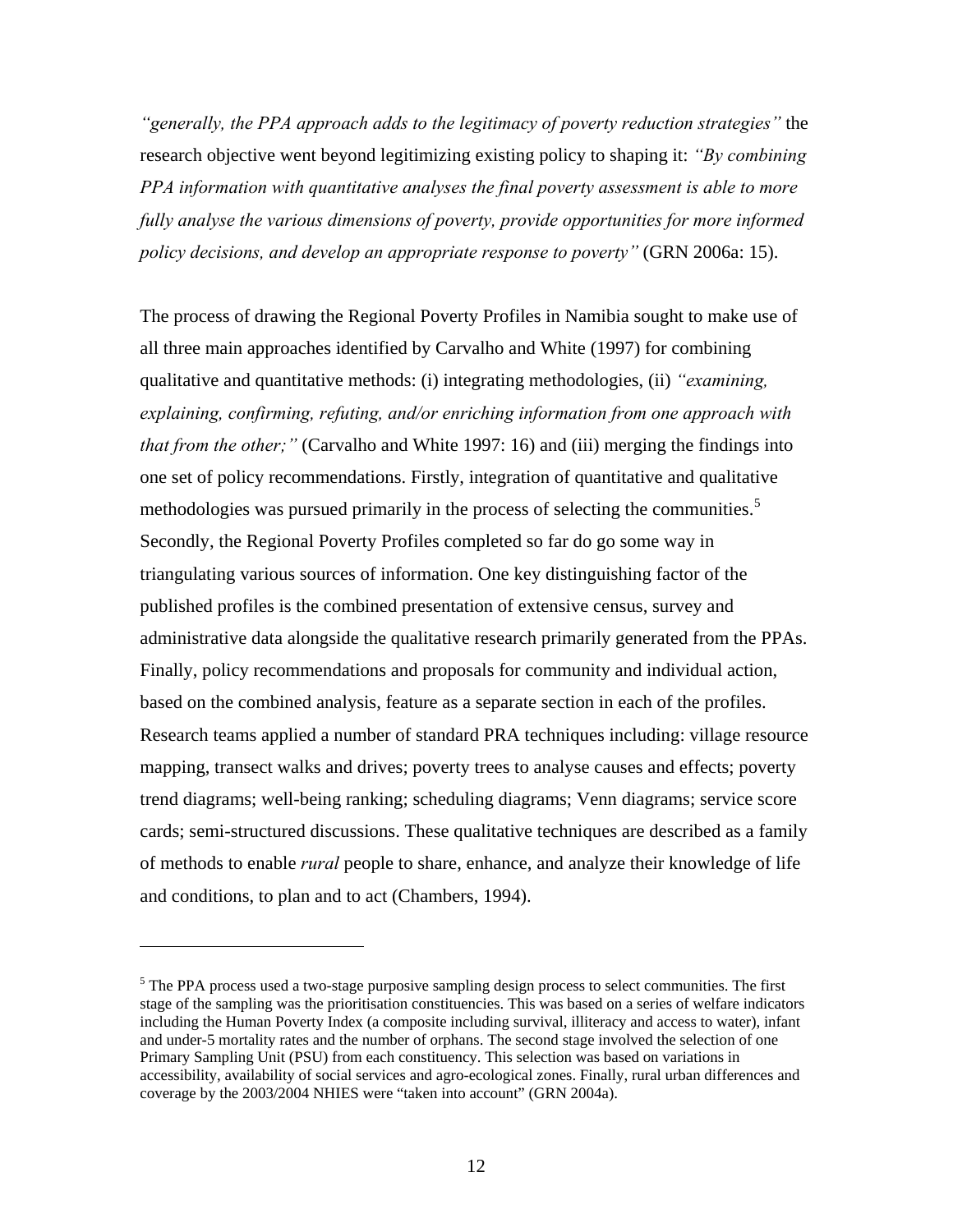*"generally, the PPA approach adds to the legitimacy of poverty reduction strategies"* the research objective went beyond legitimizing existing policy to shaping it: *"By combining PPA information with quantitative analyses the final poverty assessment is able to more fully analyse the various dimensions of poverty, provide opportunities for more informed policy decisions, and develop an appropriate response to poverty"* (GRN 2006a: 15).

The process of drawing the Regional Poverty Profiles in Namibia sought to make use of all three main approaches identified by Carvalho and White (1997) for combining qualitative and quantitative methods: (i) integrating methodologies, (ii) *"examining, explaining, confirming, refuting, and/or enriching information from one approach with that from the other;"* (Carvalho and White 1997: 16) and (iii) merging the findings into one set of policy recommendations. Firstly, integration of quantitative and qualitative methodologies was pursued primarily in the process of selecting the communities.[5] Secondly, the Regional Poverty Profiles completed so far do go some way in triangulating various sources of information. One key distinguishing factor of the published profiles is the combined presentation of extensive census, survey and administrative data alongside the qualitative research primarily generated from the PPAs. Finally, policy recommendations and proposals for community and individual action, based on the combined analysis, feature as a separate section in each of the profiles. Research teams applied a number of standard PRA techniques including: village resource mapping, transect walks and drives; poverty trees to analyse causes and effects; poverty trend diagrams; well-being ranking; scheduling diagrams; Venn diagrams; service score cards; semi-structured discussions. These qualitative techniques are described as a family of methods to enable *rural* people to share, enhance, and analyze their knowledge of life and conditions, to plan and to act (Chambers, 1994).

[5] The PPA process used a two-stage purposive sampling design process to select communities. The first stage of the sampling was the prioritisation constituencies. This was based on a series of welfare indicators including the Human Poverty Index (a composite including survival, illiteracy and access to water), infant and under-5 mortality rates and the number of orphans. The second stage involved the selection of one Primary Sampling Unit (PSU) from each constituency. This selection was based on variations in accessibility, availability of social services and agro-ecological zones. Finally, rural urban differences and coverage by the 2003/2004 NHIES were "taken into account" (GRN 2004a).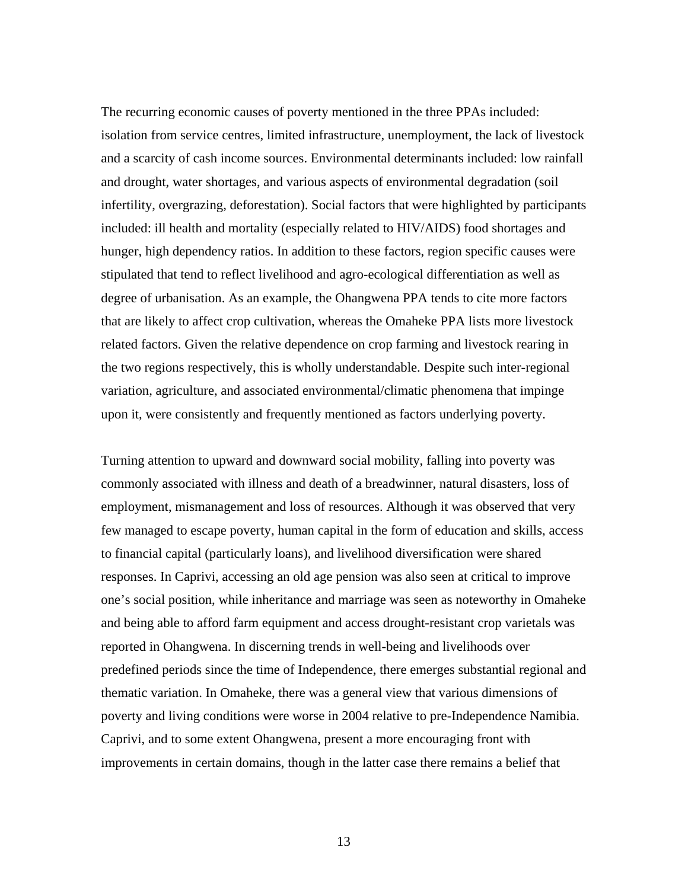The recurring economic causes of poverty mentioned in the three PPAs included: isolation from service centres, limited infrastructure, unemployment, the lack of livestock and a scarcity of cash income sources. Environmental determinants included: low rainfall and drought, water shortages, and various aspects of environmental degradation (soil infertility, overgrazing, deforestation). Social factors that were highlighted by participants included: ill health and mortality (especially related to HIV/AIDS) food shortages and hunger, high dependency ratios. In addition to these factors, region specific causes were stipulated that tend to reflect livelihood and agro-ecological differentiation as well as degree of urbanisation. As an example, the Ohangwena PPA tends to cite more factors that are likely to affect crop cultivation, whereas the Omaheke PPA lists more livestock related factors. Given the relative dependence on crop farming and livestock rearing in the two regions respectively, this is wholly understandable. Despite such inter-regional variation, agriculture, and associated environmental/climatic phenomena that impinge upon it, were consistently and frequently mentioned as factors underlying poverty.

Turning attention to upward and downward social mobility, falling into poverty was commonly associated with illness and death of a breadwinner, natural disasters, loss of employment, mismanagement and loss of resources. Although it was observed that very few managed to escape poverty, human capital in the form of education and skills, access to financial capital (particularly loans), and livelihood diversification were shared responses. In Caprivi, accessing an old age pension was also seen at critical to improve one's social position, while inheritance and marriage was seen as noteworthy in Omaheke and being able to afford farm equipment and access drought-resistant crop varietals was reported in Ohangwena. In discerning trends in well-being and livelihoods over predefined periods since the time of Independence, there emerges substantial regional and thematic variation. In Omaheke, there was a general view that various dimensions of poverty and living conditions were worse in 2004 relative to pre-Independence Namibia. Caprivi, and to some extent Ohangwena, present a more encouraging front with improvements in certain domains, though in the latter case there remains a belief that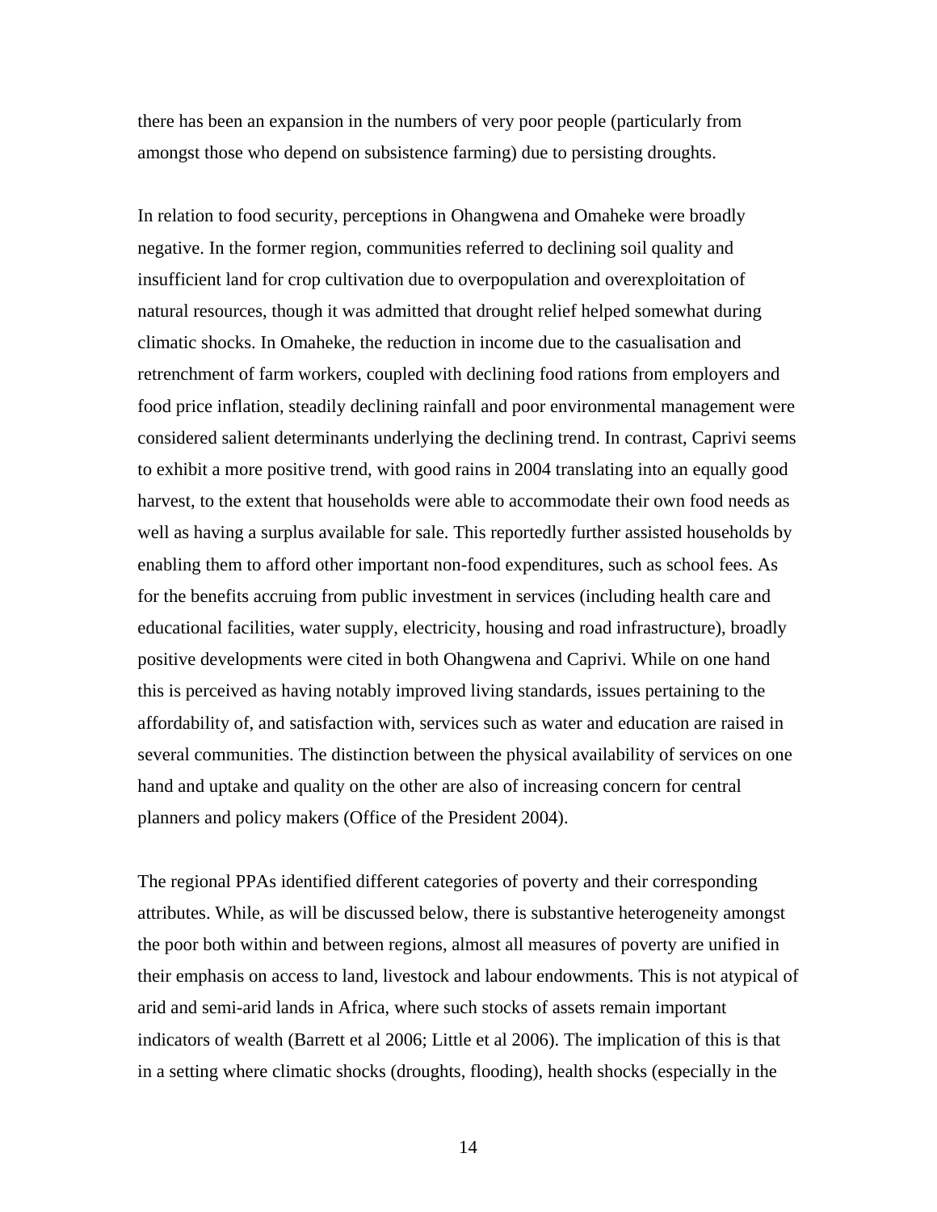there has been an expansion in the numbers of very poor people (particularly from amongst those who depend on subsistence farming) due to persisting droughts.

In relation to food security, perceptions in Ohangwena and Omaheke were broadly negative. In the former region, communities referred to declining soil quality and insufficient land for crop cultivation due to overpopulation and overexploitation of natural resources, though it was admitted that drought relief helped somewhat during climatic shocks. In Omaheke, the reduction in income due to the casualisation and retrenchment of farm workers, coupled with declining food rations from employers and food price inflation, steadily declining rainfall and poor environmental management were considered salient determinants underlying the declining trend. In contrast, Caprivi seems to exhibit a more positive trend, with good rains in 2004 translating into an equally good harvest, to the extent that households were able to accommodate their own food needs as well as having a surplus available for sale. This reportedly further assisted households by enabling them to afford other important non-food expenditures, such as school fees. As for the benefits accruing from public investment in services (including health care and educational facilities, water supply, electricity, housing and road infrastructure), broadly positive developments were cited in both Ohangwena and Caprivi. While on one hand this is perceived as having notably improved living standards, issues pertaining to the affordability of, and satisfaction with, services such as water and education are raised in several communities. The distinction between the physical availability of services on one hand and uptake and quality on the other are also of increasing concern for central planners and policy makers (Office of the President 2004).

The regional PPAs identified different categories of poverty and their corresponding attributes. While, as will be discussed below, there is substantive heterogeneity amongst the poor both within and between regions, almost all measures of poverty are unified in their emphasis on access to land, livestock and labour endowments. This is not atypical of arid and semi-arid lands in Africa, where such stocks of assets remain important indicators of wealth (Barrett et al 2006; Little et al 2006). The implication of this is that in a setting where climatic shocks (droughts, flooding), health shocks (especially in the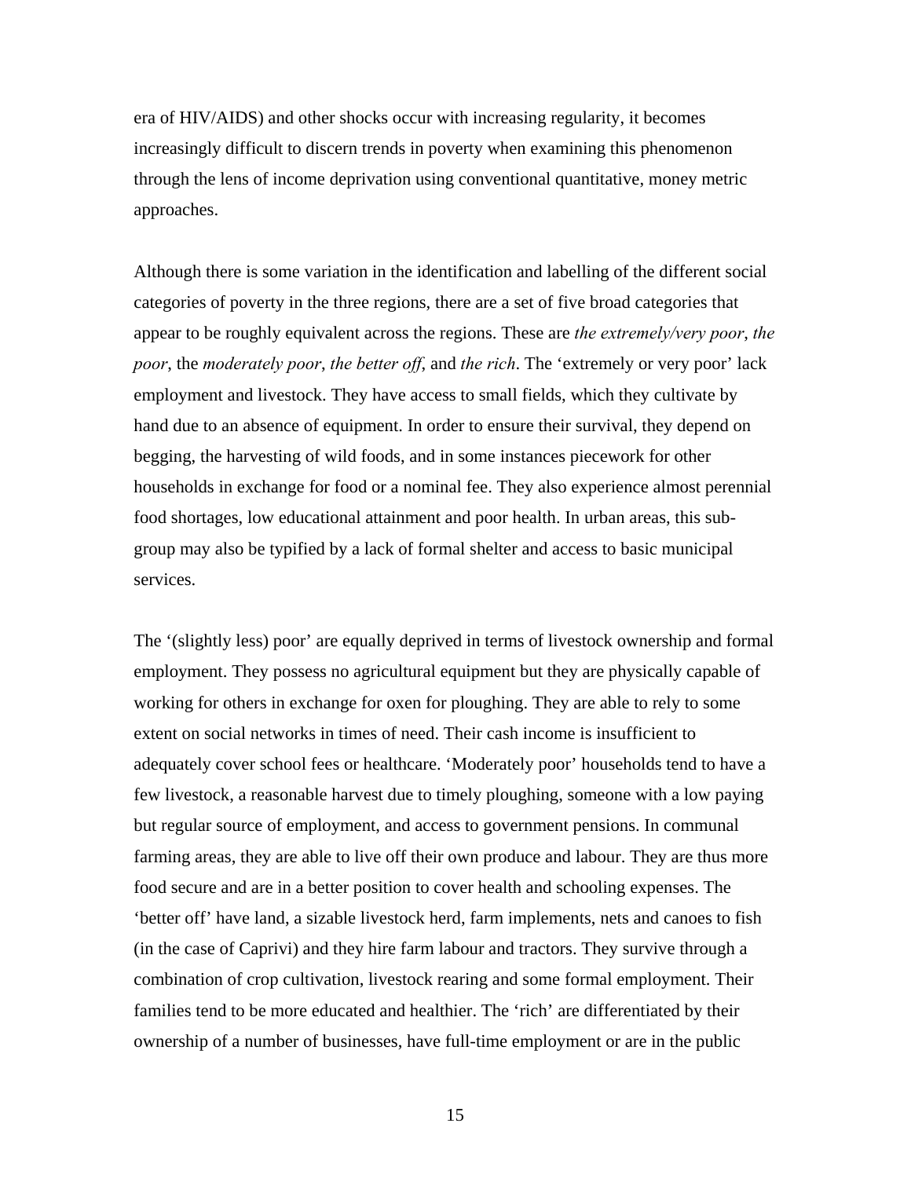era of HIV/AIDS) and other shocks occur with increasing regularity, it becomes increasingly difficult to discern trends in poverty when examining this phenomenon through the lens of income deprivation using conventional quantitative, money metric approaches.

Although there is some variation in the identification and labelling of the different social categories of poverty in the three regions, there are a set of five broad categories that appear to be roughly equivalent across the regions. These are *the extremely/very poor*, *the poor*, the *moderately poor*, *the better off*, and *the rich*. The 'extremely or very poor' lack employment and livestock. They have access to small fields, which they cultivate by hand due to an absence of equipment. In order to ensure their survival, they depend on begging, the harvesting of wild foods, and in some instances piecework for other households in exchange for food or a nominal fee. They also experience almost perennial food shortages, low educational attainment and poor health. In urban areas, this sub-group may also be typified by a lack of formal shelter and access to basic municipal services.

The '(slightly less) poor' are equally deprived in terms of livestock ownership and formal employment. They possess no agricultural equipment but they are physically capable of working for others in exchange for oxen for ploughing. They are able to rely to some extent on social networks in times of need. Their cash income is insufficient to adequately cover school fees or healthcare. 'Moderately poor' households tend to have a few livestock, a reasonable harvest due to timely ploughing, someone with a low paying but regular source of employment, and access to government pensions. In communal farming areas, they are able to live off their own produce and labour. They are thus more food secure and are in a better position to cover health and schooling expenses. The 'better off' have land, a sizable livestock herd, farm implements, nets and canoes to fish (in the case of Caprivi) and they hire farm labour and tractors. They survive through a combination of crop cultivation, livestock rearing and some formal employment. Their families tend to be more educated and healthier. The 'rich' are differentiated by their ownership of a number of businesses, have full-time employment or are in the public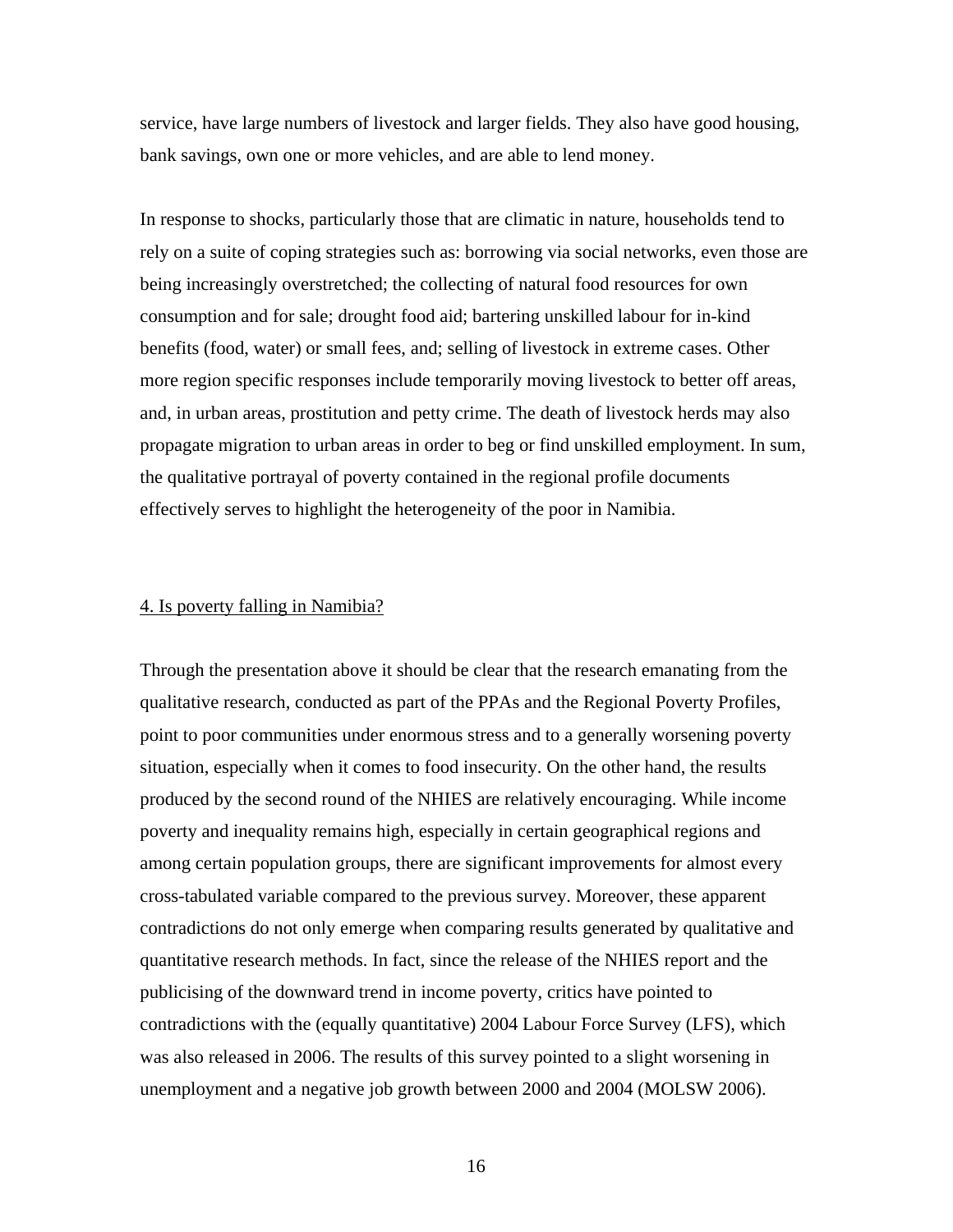service, have large numbers of livestock and larger fields. They also have good housing, bank savings, own one or more vehicles, and are able to lend money.

In response to shocks, particularly those that are climatic in nature, households tend to rely on a suite of coping strategies such as: borrowing via social networks, even those are being increasingly overstretched; the collecting of natural food resources for own consumption and for sale; drought food aid; bartering unskilled labour for in-kind benefits (food, water) or small fees, and; selling of livestock in extreme cases. Other more region specific responses include temporarily moving livestock to better off areas, and, in urban areas, prostitution and petty crime. The death of livestock herds may also propagate migration to urban areas in order to beg or find unskilled employment. In sum, the qualitative portrayal of poverty contained in the regional profile documents effectively serves to highlight the heterogeneity of the poor in Namibia.

## 4. Is poverty falling in Namibia?

Through the presentation above it should be clear that the research emanating from the qualitative research, conducted as part of the PPAs and the Regional Poverty Profiles, point to poor communities under enormous stress and to a generally worsening poverty situation, especially when it comes to food insecurity. On the other hand, the results produced by the second round of the NHIES are relatively encouraging. While income poverty and inequality remains high, especially in certain geographical regions and among certain population groups, there are significant improvements for almost every cross-tabulated variable compared to the previous survey. Moreover, these apparent contradictions do not only emerge when comparing results generated by qualitative and quantitative research methods. In fact, since the release of the NHIES report and the publicising of the downward trend in income poverty, critics have pointed to contradictions with the (equally quantitative) 2004 Labour Force Survey (LFS), which was also released in 2006. The results of this survey pointed to a slight worsening in unemployment and a negative job growth between 2000 and 2004 (MOLSW 2006).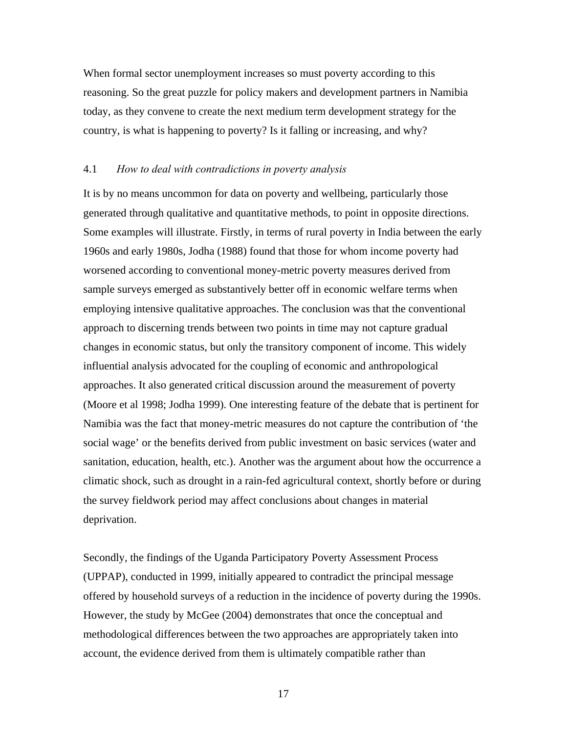When formal sector unemployment increases so must poverty according to this reasoning. So the great puzzle for policy makers and development partners in Namibia today, as they convene to create the next medium term development strategy for the country, is what is happening to poverty? Is it falling or increasing, and why?

### 4.1 *How to deal with contradictions in poverty analysis*

It is by no means uncommon for data on poverty and wellbeing, particularly those generated through qualitative and quantitative methods, to point in opposite directions. Some examples will illustrate. Firstly, in terms of rural poverty in India between the early 1960s and early 1980s, Jodha (1988) found that those for whom income poverty had worsened according to conventional money-metric poverty measures derived from sample surveys emerged as substantively better off in economic welfare terms when employing intensive qualitative approaches. The conclusion was that the conventional approach to discerning trends between two points in time may not capture gradual changes in economic status, but only the transitory component of income. This widely influential analysis advocated for the coupling of economic and anthropological approaches. It also generated critical discussion around the measurement of poverty (Moore et al 1998; Jodha 1999). One interesting feature of the debate that is pertinent for Namibia was the fact that money-metric measures do not capture the contribution of 'the social wage' or the benefits derived from public investment on basic services (water and sanitation, education, health, etc.). Another was the argument about how the occurrence a climatic shock, such as drought in a rain-fed agricultural context, shortly before or during the survey fieldwork period may affect conclusions about changes in material deprivation.

Secondly, the findings of the Uganda Participatory Poverty Assessment Process (UPPAP), conducted in 1999, initially appeared to contradict the principal message offered by household surveys of a reduction in the incidence of poverty during the 1990s. However, the study by McGee (2004) demonstrates that once the conceptual and methodological differences between the two approaches are appropriately taken into account, the evidence derived from them is ultimately compatible rather than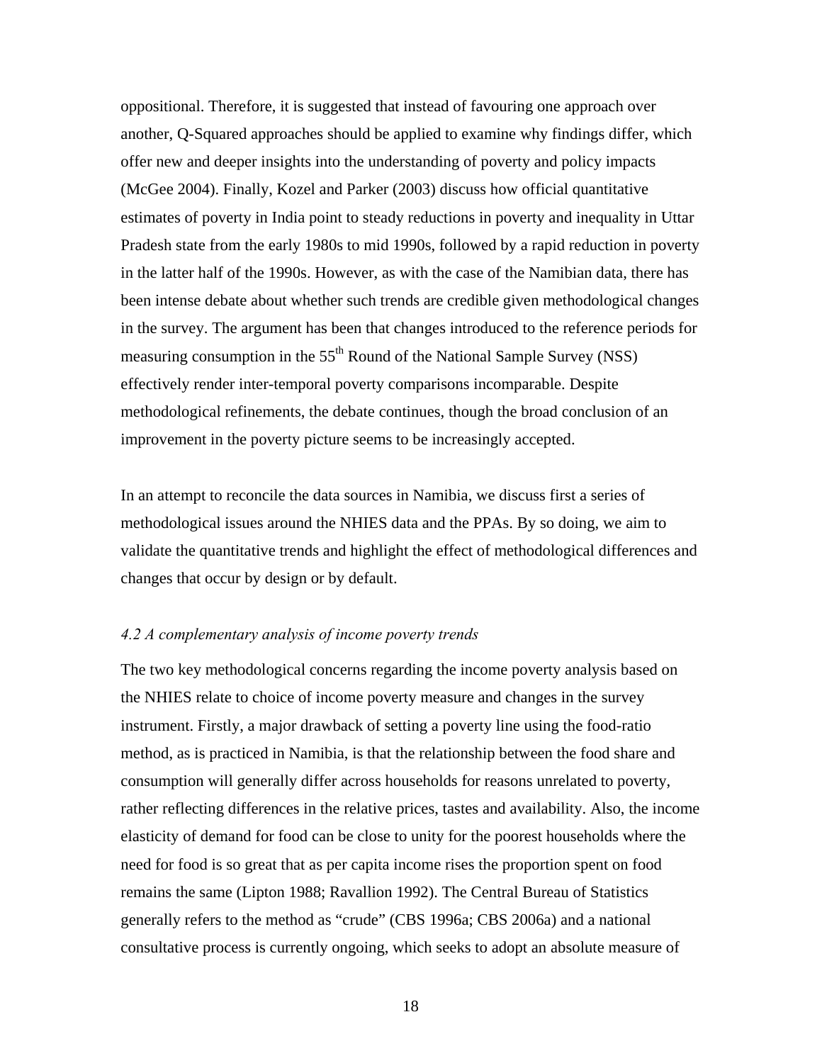oppositional. Therefore, it is suggested that instead of favouring one approach over another, Q-Squared approaches should be applied to examine why findings differ, which offer new and deeper insights into the understanding of poverty and policy impacts (McGee 2004). Finally, Kozel and Parker (2003) discuss how official quantitative estimates of poverty in India point to steady reductions in poverty and inequality in Uttar Pradesh state from the early 1980s to mid 1990s, followed by a rapid reduction in poverty in the latter half of the 1990s. However, as with the case of the Namibian data, there has been intense debate about whether such trends are credible given methodological changes in the survey. The argument has been that changes introduced to the reference periods for measuring consumption in the 55th Round of the National Sample Survey (NSS) effectively render inter-temporal poverty comparisons incomparable. Despite methodological refinements, the debate continues, though the broad conclusion of an improvement in the poverty picture seems to be increasingly accepted.

In an attempt to reconcile the data sources in Namibia, we discuss first a series of methodological issues around the NHIES data and the PPAs. By so doing, we aim to validate the quantitative trends and highlight the effect of methodological differences and changes that occur by design or by default.

### *4.2 A complementary analysis of income poverty trends*

The two key methodological concerns regarding the income poverty analysis based on the NHIES relate to choice of income poverty measure and changes in the survey instrument. Firstly, a major drawback of setting a poverty line using the food-ratio method, as is practiced in Namibia, is that the relationship between the food share and consumption will generally differ across households for reasons unrelated to poverty, rather reflecting differences in the relative prices, tastes and availability. Also, the income elasticity of demand for food can be close to unity for the poorest households where the need for food is so great that as per capita income rises the proportion spent on food remains the same (Lipton 1988; Ravallion 1992). The Central Bureau of Statistics generally refers to the method as "crude" (CBS 1996a; CBS 2006a) and a national consultative process is currently ongoing, which seeks to adopt an absolute measure of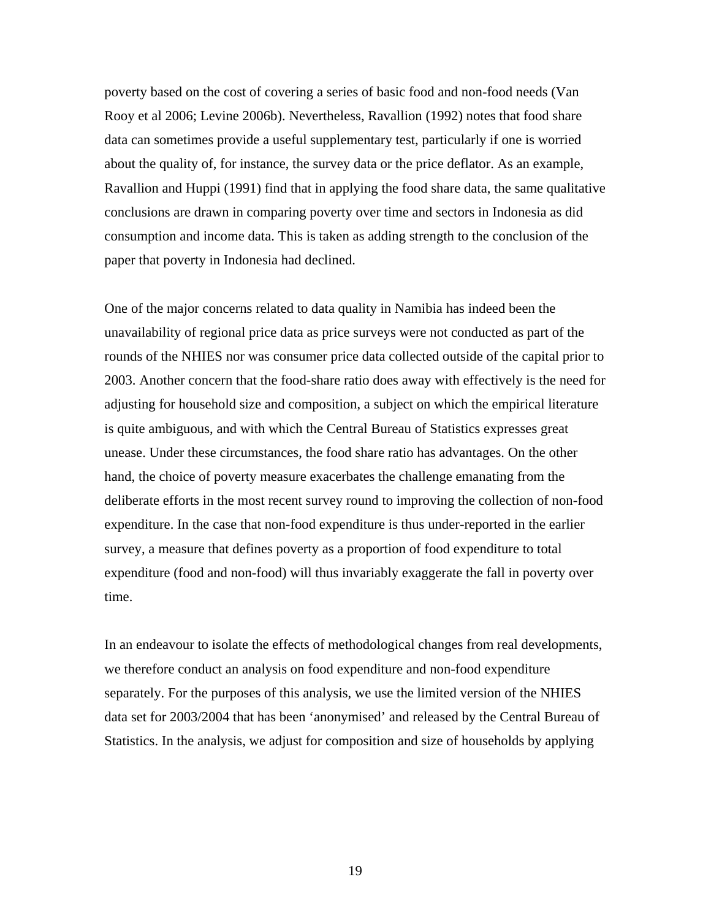poverty based on the cost of covering a series of basic food and non-food needs (Van Rooy et al 2006; Levine 2006b). Nevertheless, Ravallion (1992) notes that food share data can sometimes provide a useful supplementary test, particularly if one is worried about the quality of, for instance, the survey data or the price deflator. As an example, Ravallion and Huppi (1991) find that in applying the food share data, the same qualitative conclusions are drawn in comparing poverty over time and sectors in Indonesia as did consumption and income data. This is taken as adding strength to the conclusion of the paper that poverty in Indonesia had declined.

One of the major concerns related to data quality in Namibia has indeed been the unavailability of regional price data as price surveys were not conducted as part of the rounds of the NHIES nor was consumer price data collected outside of the capital prior to 2003. Another concern that the food-share ratio does away with effectively is the need for adjusting for household size and composition, a subject on which the empirical literature is quite ambiguous, and with which the Central Bureau of Statistics expresses great unease. Under these circumstances, the food share ratio has advantages. On the other hand, the choice of poverty measure exacerbates the challenge emanating from the deliberate efforts in the most recent survey round to improving the collection of non-food expenditure. In the case that non-food expenditure is thus under-reported in the earlier survey, a measure that defines poverty as a proportion of food expenditure to total expenditure (food and non-food) will thus invariably exaggerate the fall in poverty over time.

In an endeavour to isolate the effects of methodological changes from real developments, we therefore conduct an analysis on food expenditure and non-food expenditure separately. For the purposes of this analysis, we use the limited version of the NHIES data set for 2003/2004 that has been 'anonymised' and released by the Central Bureau of Statistics. In the analysis, we adjust for composition and size of households by applying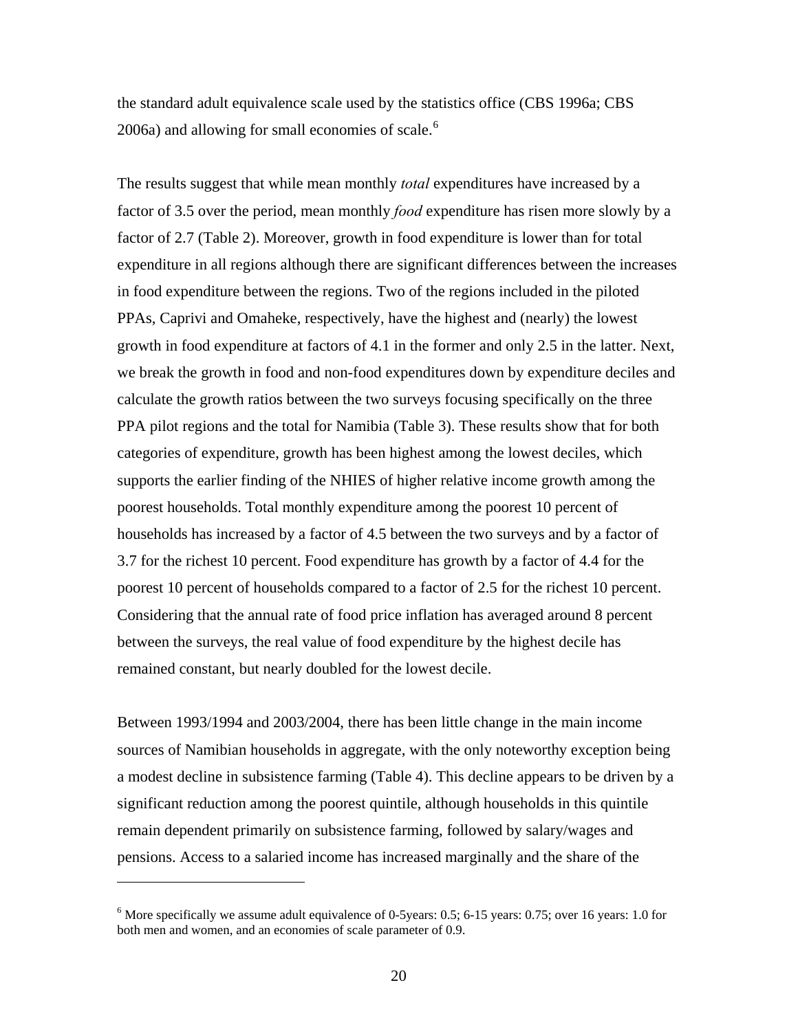the standard adult equivalence scale used by the statistics office (CBS 1996a; CBS 2006a) and allowing for small economies of scale.[6]

The results suggest that while mean monthly *total* expenditures have increased by a factor of 3.5 over the period, mean monthly *food* expenditure has risen more slowly by a factor of 2.7 (Table 2). Moreover, growth in food expenditure is lower than for total expenditure in all regions although there are significant differences between the increases in food expenditure between the regions. Two of the regions included in the piloted PPAs, Caprivi and Omaheke, respectively, have the highest and (nearly) the lowest growth in food expenditure at factors of 4.1 in the former and only 2.5 in the latter. Next, we break the growth in food and non-food expenditures down by expenditure deciles and calculate the growth ratios between the two surveys focusing specifically on the three PPA pilot regions and the total for Namibia (Table 3). These results show that for both categories of expenditure, growth has been highest among the lowest deciles, which supports the earlier finding of the NHIES of higher relative income growth among the poorest households. Total monthly expenditure among the poorest 10 percent of households has increased by a factor of 4.5 between the two surveys and by a factor of 3.7 for the richest 10 percent. Food expenditure has growth by a factor of 4.4 for the poorest 10 percent of households compared to a factor of 2.5 for the richest 10 percent. Considering that the annual rate of food price inflation has averaged around 8 percent between the surveys, the real value of food expenditure by the highest decile has remained constant, but nearly doubled for the lowest decile.

Between 1993/1994 and 2003/2004, there has been little change in the main income sources of Namibian households in aggregate, with the only noteworthy exception being a modest decline in subsistence farming (Table 4). This decline appears to be driven by a significant reduction among the poorest quintile, although households in this quintile remain dependent primarily on subsistence farming, followed by salary/wages and pensions. Access to a salaried income has increased marginally and the share of the

[6] More specifically we assume adult equivalence of 0-5years: 0.5; 6-15 years: 0.75; over 16 years: 1.0 for both men and women, and an economies of scale parameter of 0.9.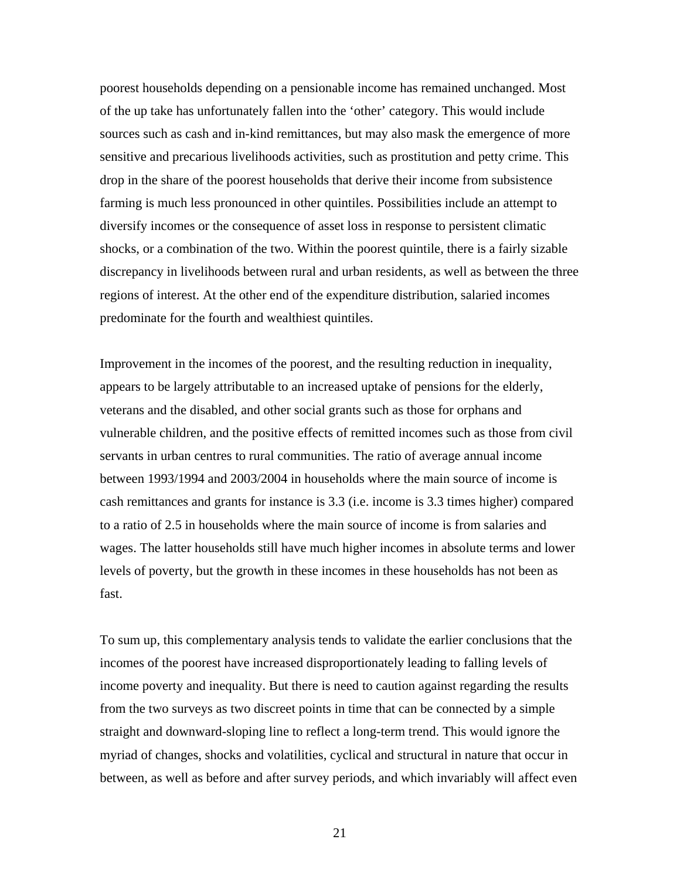poorest households depending on a pensionable income has remained unchanged. Most of the up take has unfortunately fallen into the 'other' category. This would include sources such as cash and in-kind remittances, but may also mask the emergence of more sensitive and precarious livelihoods activities, such as prostitution and petty crime. This drop in the share of the poorest households that derive their income from subsistence farming is much less pronounced in other quintiles. Possibilities include an attempt to diversify incomes or the consequence of asset loss in response to persistent climatic shocks, or a combination of the two. Within the poorest quintile, there is a fairly sizable discrepancy in livelihoods between rural and urban residents, as well as between the three regions of interest. At the other end of the expenditure distribution, salaried incomes predominate for the fourth and wealthiest quintiles.

Improvement in the incomes of the poorest, and the resulting reduction in inequality, appears to be largely attributable to an increased uptake of pensions for the elderly, veterans and the disabled, and other social grants such as those for orphans and vulnerable children, and the positive effects of remitted incomes such as those from civil servants in urban centres to rural communities. The ratio of average annual income between 1993/1994 and 2003/2004 in households where the main source of income is cash remittances and grants for instance is 3.3 (i.e. income is 3.3 times higher) compared to a ratio of 2.5 in households where the main source of income is from salaries and wages. The latter households still have much higher incomes in absolute terms and lower levels of poverty, but the growth in these incomes in these households has not been as fast.

To sum up, this complementary analysis tends to validate the earlier conclusions that the incomes of the poorest have increased disproportionately leading to falling levels of income poverty and inequality. But there is need to caution against regarding the results from the two surveys as two discreet points in time that can be connected by a simple straight and downward-sloping line to reflect a long-term trend. This would ignore the myriad of changes, shocks and volatilities, cyclical and structural in nature that occur in between, as well as before and after survey periods, and which invariably will affect even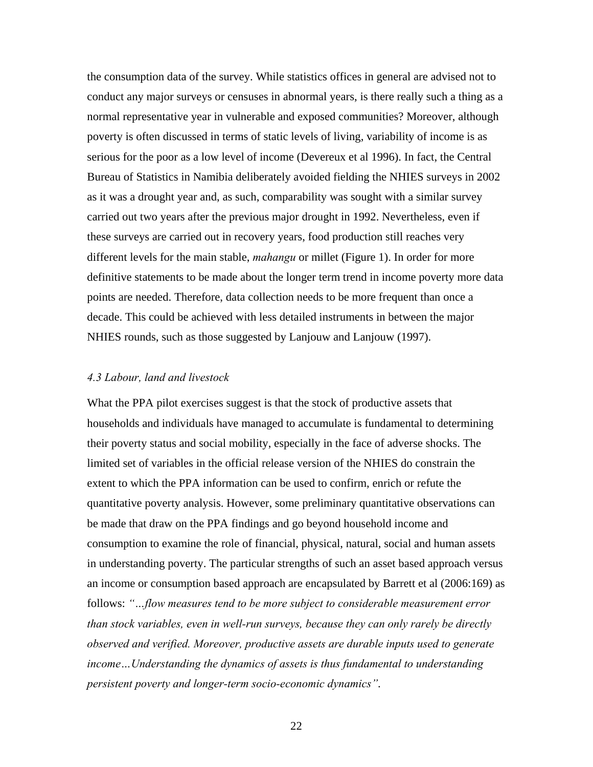the consumption data of the survey. While statistics offices in general are advised not to conduct any major surveys or censuses in abnormal years, is there really such a thing as a normal representative year in vulnerable and exposed communities? Moreover, although poverty is often discussed in terms of static levels of living, variability of income is as serious for the poor as a low level of income (Devereux et al 1996). In fact, the Central Bureau of Statistics in Namibia deliberately avoided fielding the NHIES surveys in 2002 as it was a drought year and, as such, comparability was sought with a similar survey carried out two years after the previous major drought in 1992. Nevertheless, even if these surveys are carried out in recovery years, food production still reaches very different levels for the main stable, *mahangu* or millet (Figure 1). In order for more definitive statements to be made about the longer term trend in income poverty more data points are needed. Therefore, data collection needs to be more frequent than once a decade. This could be achieved with less detailed instruments in between the major NHIES rounds, such as those suggested by Lanjouw and Lanjouw (1997).

### *4.3 Labour, land and livestock*

What the PPA pilot exercises suggest is that the stock of productive assets that households and individuals have managed to accumulate is fundamental to determining their poverty status and social mobility, especially in the face of adverse shocks. The limited set of variables in the official release version of the NHIES do constrain the extent to which the PPA information can be used to confirm, enrich or refute the quantitative poverty analysis. However, some preliminary quantitative observations can be made that draw on the PPA findings and go beyond household income and consumption to examine the role of financial, physical, natural, social and human assets in understanding poverty. The particular strengths of such an asset based approach versus an income or consumption based approach are encapsulated by Barrett et al (2006:169) as follows: *"…flow measures tend to be more subject to considerable measurement error than stock variables, even in well-run surveys, because they can only rarely be directly observed and verified. Moreover, productive assets are durable inputs used to generate income…Understanding the dynamics of assets is thus fundamental to understanding persistent poverty and longer-term socio-economic dynamics"*.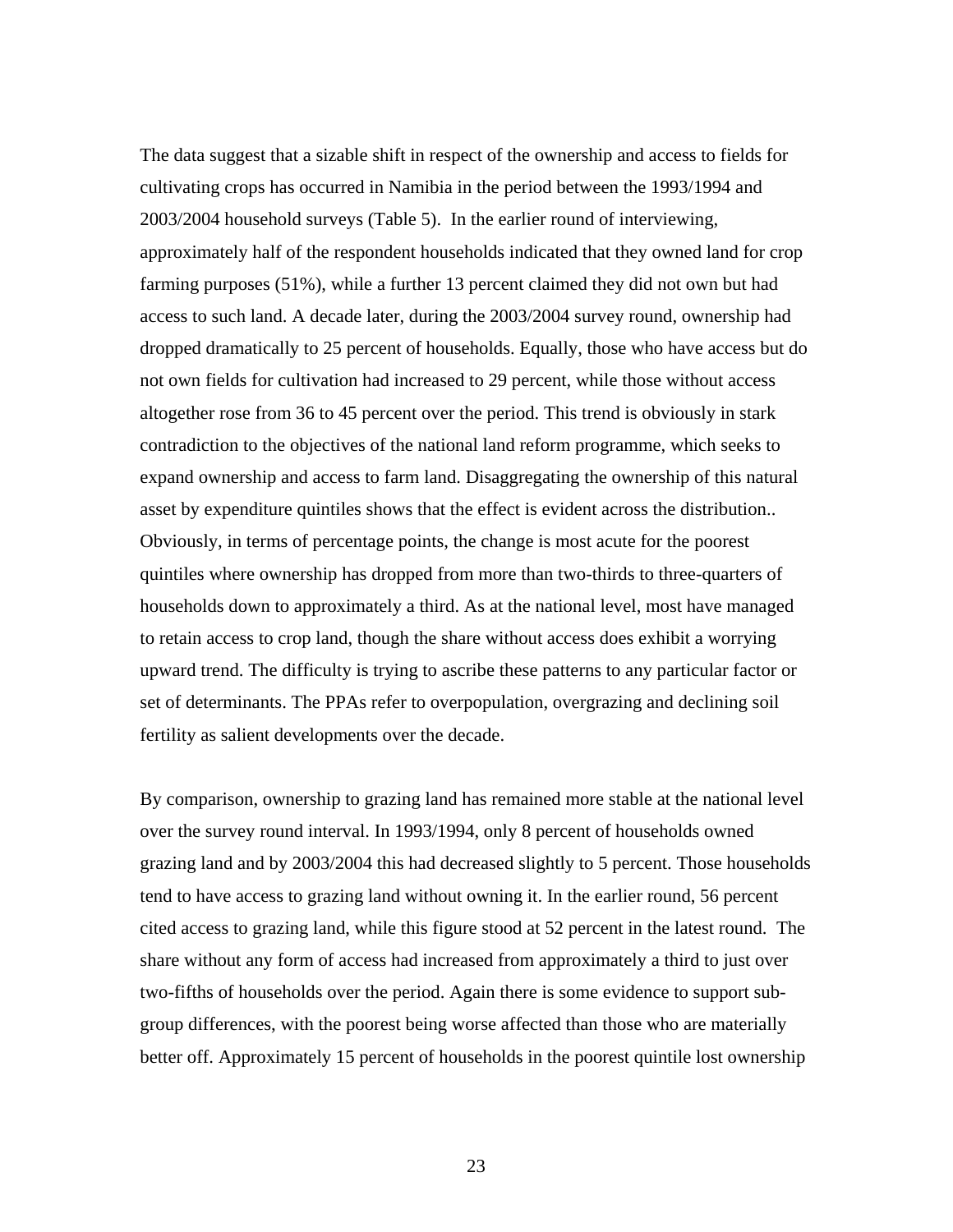The data suggest that a sizable shift in respect of the ownership and access to fields for cultivating crops has occurred in Namibia in the period between the 1993/1994 and 2003/2004 household surveys (Table 5). In the earlier round of interviewing, approximately half of the respondent households indicated that they owned land for crop farming purposes (51%), while a further 13 percent claimed they did not own but had access to such land. A decade later, during the 2003/2004 survey round, ownership had dropped dramatically to 25 percent of households. Equally, those who have access but do not own fields for cultivation had increased to 29 percent, while those without access altogether rose from 36 to 45 percent over the period. This trend is obviously in stark contradiction to the objectives of the national land reform programme, which seeks to expand ownership and access to farm land. Disaggregating the ownership of this natural asset by expenditure quintiles shows that the effect is evident across the distribution.. Obviously, in terms of percentage points, the change is most acute for the poorest quintiles where ownership has dropped from more than two-thirds to three-quarters of households down to approximately a third. As at the national level, most have managed to retain access to crop land, though the share without access does exhibit a worrying upward trend. The difficulty is trying to ascribe these patterns to any particular factor or set of determinants. The PPAs refer to overpopulation, overgrazing and declining soil fertility as salient developments over the decade.

By comparison, ownership to grazing land has remained more stable at the national level over the survey round interval. In 1993/1994, only 8 percent of households owned grazing land and by 2003/2004 this had decreased slightly to 5 percent. Those households tend to have access to grazing land without owning it. In the earlier round, 56 percent cited access to grazing land, while this figure stood at 52 percent in the latest round. The share without any form of access had increased from approximately a third to just over two-fifths of households over the period. Again there is some evidence to support sub-group differences, with the poorest being worse affected than those who are materially better off. Approximately 15 percent of households in the poorest quintile lost ownership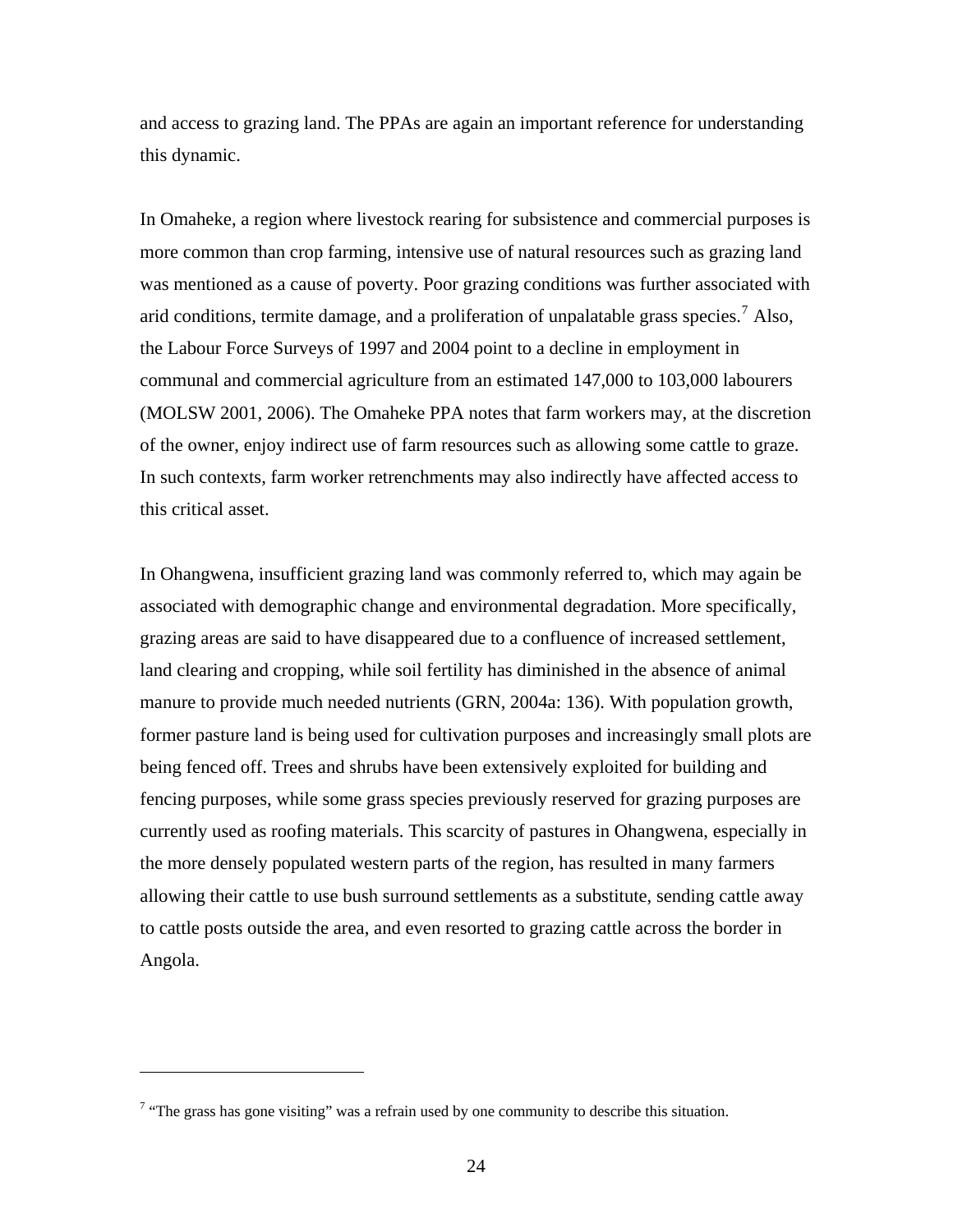and access to grazing land. The PPAs are again an important reference for understanding this dynamic.

In Omaheke, a region where livestock rearing for subsistence and commercial purposes is more common than crop farming, intensive use of natural resources such as grazing land was mentioned as a cause of poverty. Poor grazing conditions was further associated with arid conditions, termite damage, and a proliferation of unpalatable grass species.[7] Also, the Labour Force Surveys of 1997 and 2004 point to a decline in employment in communal and commercial agriculture from an estimated 147,000 to 103,000 labourers (MOLSW 2001, 2006). The Omaheke PPA notes that farm workers may, at the discretion of the owner, enjoy indirect use of farm resources such as allowing some cattle to graze. In such contexts, farm worker retrenchments may also indirectly have affected access to this critical asset.

In Ohangwena, insufficient grazing land was commonly referred to, which may again be associated with demographic change and environmental degradation. More specifically, grazing areas are said to have disappeared due to a confluence of increased settlement, land clearing and cropping, while soil fertility has diminished in the absence of animal manure to provide much needed nutrients (GRN, 2004a: 136). With population growth, former pasture land is being used for cultivation purposes and increasingly small plots are being fenced off. Trees and shrubs have been extensively exploited for building and fencing purposes, while some grass species previously reserved for grazing purposes are currently used as roofing materials. This scarcity of pastures in Ohangwena, especially in the more densely populated western parts of the region, has resulted in many farmers allowing their cattle to use bush surround settlements as a substitute, sending cattle away to cattle posts outside the area, and even resorted to grazing cattle across the border in Angola.

---

[7] "The grass has gone visiting" was a refrain used by one community to describe this situation.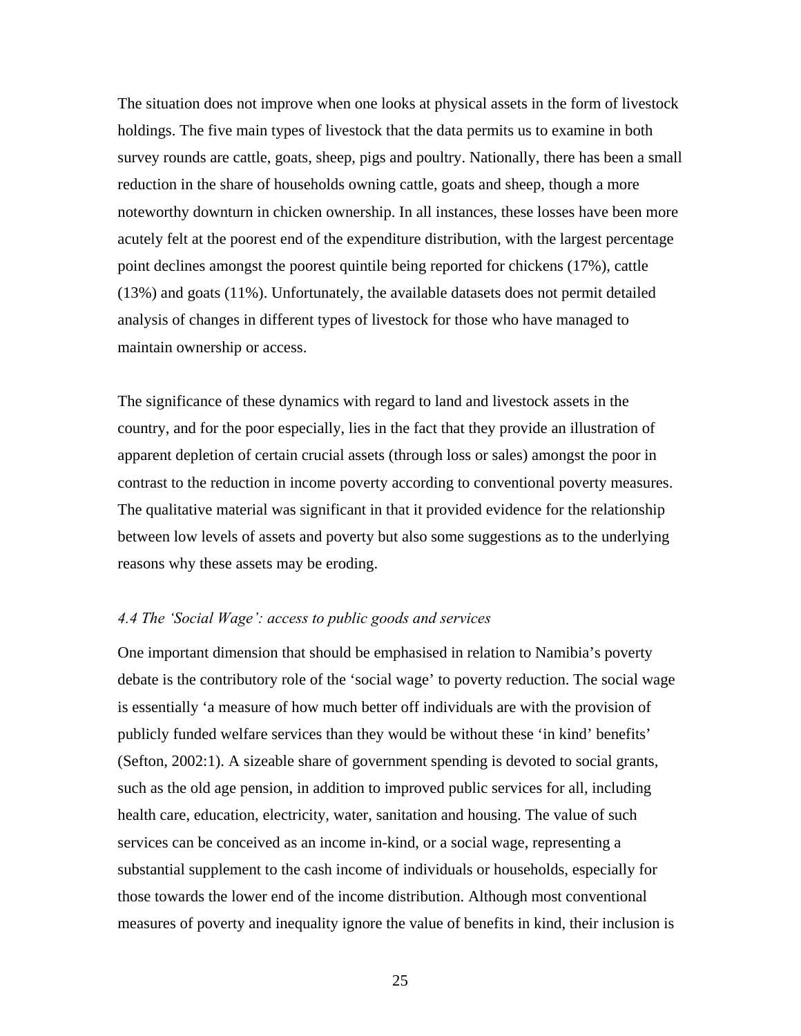The situation does not improve when one looks at physical assets in the form of livestock holdings. The five main types of livestock that the data permits us to examine in both survey rounds are cattle, goats, sheep, pigs and poultry. Nationally, there has been a small reduction in the share of households owning cattle, goats and sheep, though a more noteworthy downturn in chicken ownership. In all instances, these losses have been more acutely felt at the poorest end of the expenditure distribution, with the largest percentage point declines amongst the poorest quintile being reported for chickens (17%), cattle (13%) and goats (11%). Unfortunately, the available datasets does not permit detailed analysis of changes in different types of livestock for those who have managed to maintain ownership or access.

The significance of these dynamics with regard to land and livestock assets in the country, and for the poor especially, lies in the fact that they provide an illustration of apparent depletion of certain crucial assets (through loss or sales) amongst the poor in contrast to the reduction in income poverty according to conventional poverty measures. The qualitative material was significant in that it provided evidence for the relationship between low levels of assets and poverty but also some suggestions as to the underlying reasons why these assets may be eroding.

### *4.4 The 'Social Wage': access to public goods and services*

One important dimension that should be emphasised in relation to Namibia's poverty debate is the contributory role of the 'social wage' to poverty reduction. The social wage is essentially 'a measure of how much better off individuals are with the provision of publicly funded welfare services than they would be without these 'in kind' benefits' (Sefton, 2002:1). A sizeable share of government spending is devoted to social grants, such as the old age pension, in addition to improved public services for all, including health care, education, electricity, water, sanitation and housing. The value of such services can be conceived as an income in-kind, or a social wage, representing a substantial supplement to the cash income of individuals or households, especially for those towards the lower end of the income distribution. Although most conventional measures of poverty and inequality ignore the value of benefits in kind, their inclusion is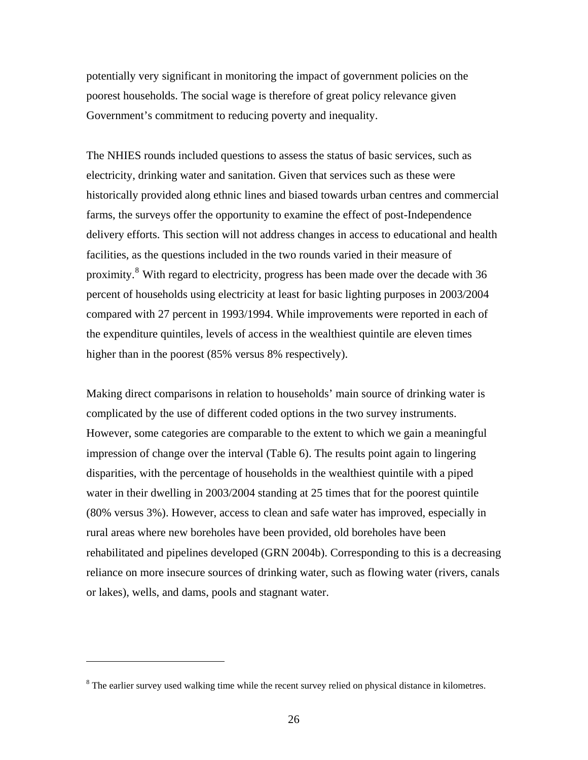potentially very significant in monitoring the impact of government policies on the poorest households. The social wage is therefore of great policy relevance given Government's commitment to reducing poverty and inequality.

The NHIES rounds included questions to assess the status of basic services, such as electricity, drinking water and sanitation. Given that services such as these were historically provided along ethnic lines and biased towards urban centres and commercial farms, the surveys offer the opportunity to examine the effect of post-Independence delivery efforts. This section will not address changes in access to educational and health facilities, as the questions included in the two rounds varied in their measure of proximity.[8] With regard to electricity, progress has been made over the decade with 36 percent of households using electricity at least for basic lighting purposes in 2003/2004 compared with 27 percent in 1993/1994. While improvements were reported in each of the expenditure quintiles, levels of access in the wealthiest quintile are eleven times higher than in the poorest (85% versus 8% respectively).

Making direct comparisons in relation to households' main source of drinking water is complicated by the use of different coded options in the two survey instruments. However, some categories are comparable to the extent to which we gain a meaningful impression of change over the interval (Table 6). The results point again to lingering disparities, with the percentage of households in the wealthiest quintile with a piped water in their dwelling in 2003/2004 standing at 25 times that for the poorest quintile (80% versus 3%). However, access to clean and safe water has improved, especially in rural areas where new boreholes have been provided, old boreholes have been rehabilitated and pipelines developed (GRN 2004b). Corresponding to this is a decreasing reliance on more insecure sources of drinking water, such as flowing water (rivers, canals or lakes), wells, and dams, pools and stagnant water.

[8] The earlier survey used walking time while the recent survey relied on physical distance in kilometres.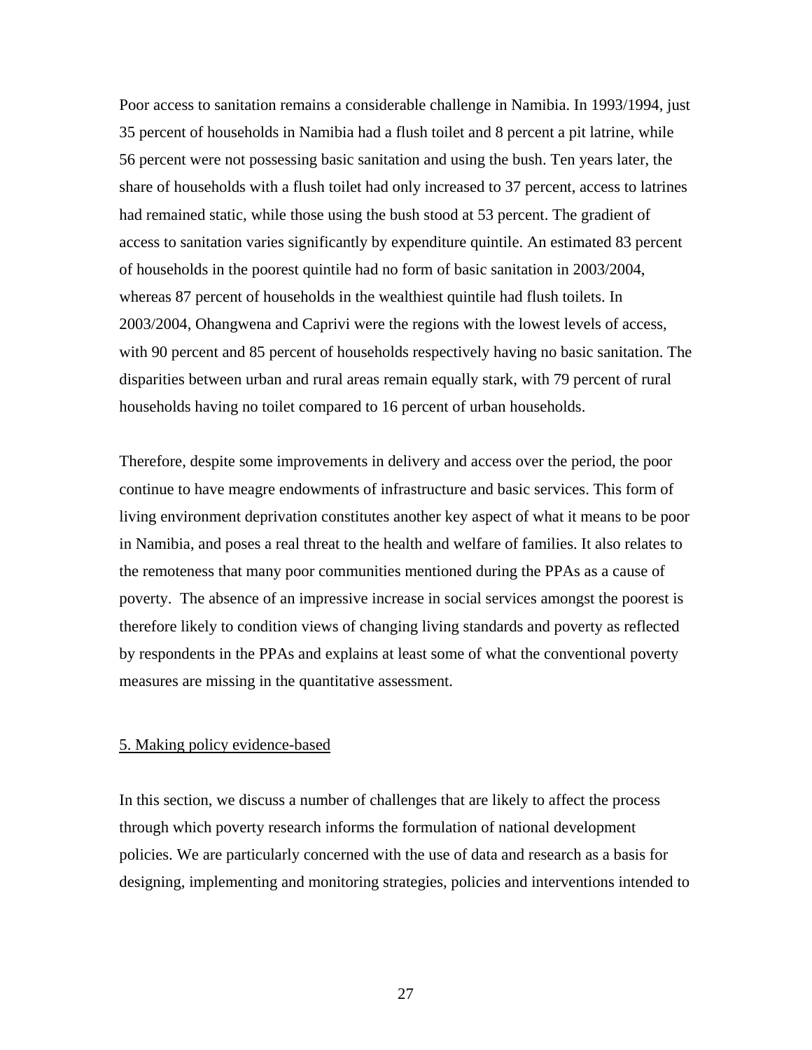Poor access to sanitation remains a considerable challenge in Namibia. In 1993/1994, just 35 percent of households in Namibia had a flush toilet and 8 percent a pit latrine, while 56 percent were not possessing basic sanitation and using the bush. Ten years later, the share of households with a flush toilet had only increased to 37 percent, access to latrines had remained static, while those using the bush stood at 53 percent. The gradient of access to sanitation varies significantly by expenditure quintile. An estimated 83 percent of households in the poorest quintile had no form of basic sanitation in 2003/2004, whereas 87 percent of households in the wealthiest quintile had flush toilets. In 2003/2004, Ohangwena and Caprivi were the regions with the lowest levels of access, with 90 percent and 85 percent of households respectively having no basic sanitation. The disparities between urban and rural areas remain equally stark, with 79 percent of rural households having no toilet compared to 16 percent of urban households.

Therefore, despite some improvements in delivery and access over the period, the poor continue to have meagre endowments of infrastructure and basic services. This form of living environment deprivation constitutes another key aspect of what it means to be poor in Namibia, and poses a real threat to the health and welfare of families. It also relates to the remoteness that many poor communities mentioned during the PPAs as a cause of poverty. The absence of an impressive increase in social services amongst the poorest is therefore likely to condition views of changing living standards and poverty as reflected by respondents in the PPAs and explains at least some of what the conventional poverty measures are missing in the quantitative assessment.

## 5. Making policy evidence-based

In this section, we discuss a number of challenges that are likely to affect the process through which poverty research informs the formulation of national development policies. We are particularly concerned with the use of data and research as a basis for designing, implementing and monitoring strategies, policies and interventions intended to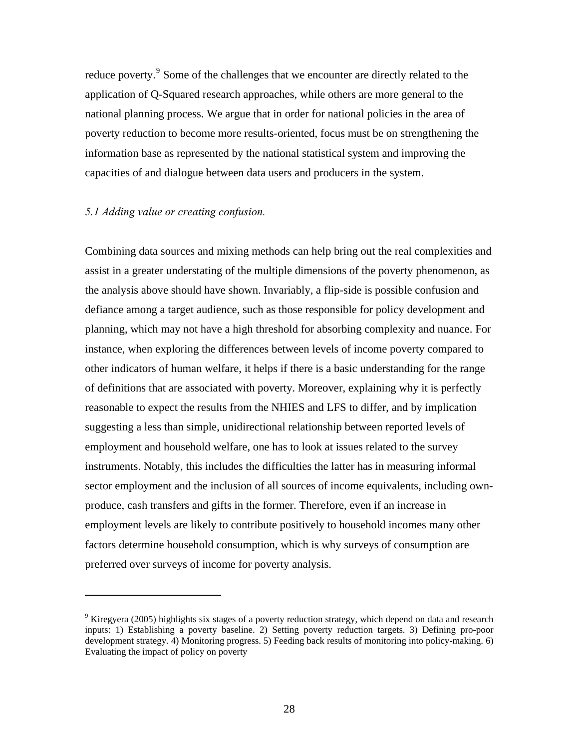reduce poverty.[9] Some of the challenges that we encounter are directly related to the application of Q-Squared research approaches, while others are more general to the national planning process. We argue that in order for national policies in the area of poverty reduction to become more results-oriented, focus must be on strengthening the information base as represented by the national statistical system and improving the capacities of and dialogue between data users and producers in the system.

### *5.1 Adding value or creating confusion.*

Combining data sources and mixing methods can help bring out the real complexities and assist in a greater understating of the multiple dimensions of the poverty phenomenon, as the analysis above should have shown. Invariably, a flip-side is possible confusion and defiance among a target audience, such as those responsible for policy development and planning, which may not have a high threshold for absorbing complexity and nuance. For instance, when exploring the differences between levels of income poverty compared to other indicators of human welfare, it helps if there is a basic understanding for the range of definitions that are associated with poverty. Moreover, explaining why it is perfectly reasonable to expect the results from the NHIES and LFS to differ, and by implication suggesting a less than simple, unidirectional relationship between reported levels of employment and household welfare, one has to look at issues related to the survey instruments. Notably, this includes the difficulties the latter has in measuring informal sector employment and the inclusion of all sources of income equivalents, including own-produce, cash transfers and gifts in the former. Therefore, even if an increase in employment levels are likely to contribute positively to household incomes many other factors determine household consumption, which is why surveys of consumption are preferred over surveys of income for poverty analysis.

---

[9] Kiregyera (2005) highlights six stages of a poverty reduction strategy, which depend on data and research inputs: 1) Establishing a poverty baseline. 2) Setting poverty reduction targets. 3) Defining pro-poor development strategy. 4) Monitoring progress. 5) Feeding back results of monitoring into policy-making. 6) Evaluating the impact of policy on poverty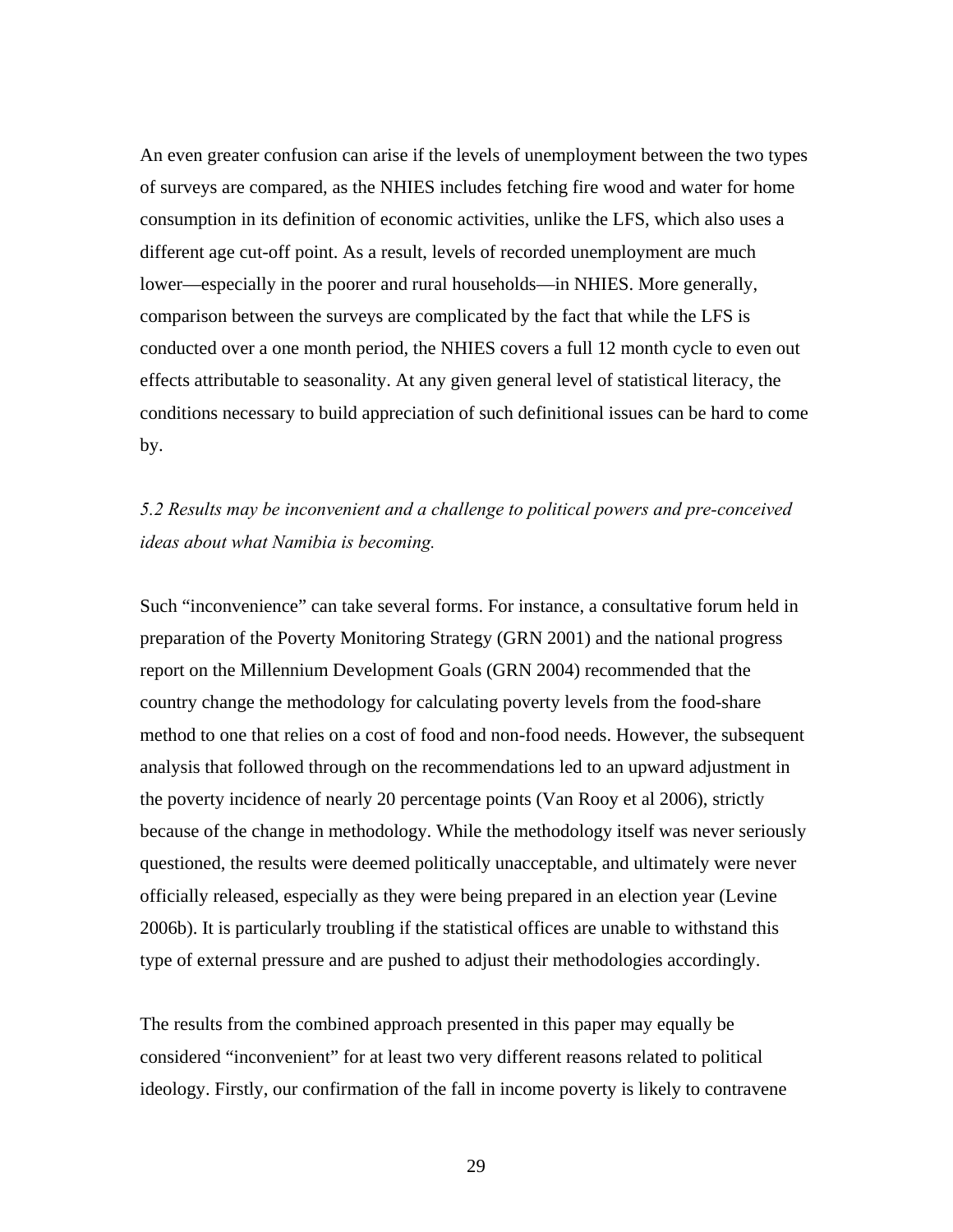An even greater confusion can arise if the levels of unemployment between the two types of surveys are compared, as the NHIES includes fetching fire wood and water for home consumption in its definition of economic activities, unlike the LFS, which also uses a different age cut-off point. As a result, levels of recorded unemployment are much lower—especially in the poorer and rural households—in NHIES. More generally, comparison between the surveys are complicated by the fact that while the LFS is conducted over a one month period, the NHIES covers a full 12 month cycle to even out effects attributable to seasonality. At any given general level of statistical literacy, the conditions necessary to build appreciation of such definitional issues can be hard to come by.

*5.2 Results may be inconvenient and a challenge to political powers and pre-conceived ideas about what Namibia is becoming.*

Such "inconvenience" can take several forms. For instance, a consultative forum held in preparation of the Poverty Monitoring Strategy (GRN 2001) and the national progress report on the Millennium Development Goals (GRN 2004) recommended that the country change the methodology for calculating poverty levels from the food-share method to one that relies on a cost of food and non-food needs. However, the subsequent analysis that followed through on the recommendations led to an upward adjustment in the poverty incidence of nearly 20 percentage points (Van Rooy et al 2006), strictly because of the change in methodology. While the methodology itself was never seriously questioned, the results were deemed politically unacceptable, and ultimately were never officially released, especially as they were being prepared in an election year (Levine 2006b). It is particularly troubling if the statistical offices are unable to withstand this type of external pressure and are pushed to adjust their methodologies accordingly.

The results from the combined approach presented in this paper may equally be considered "inconvenient" for at least two very different reasons related to political ideology. Firstly, our confirmation of the fall in income poverty is likely to contravene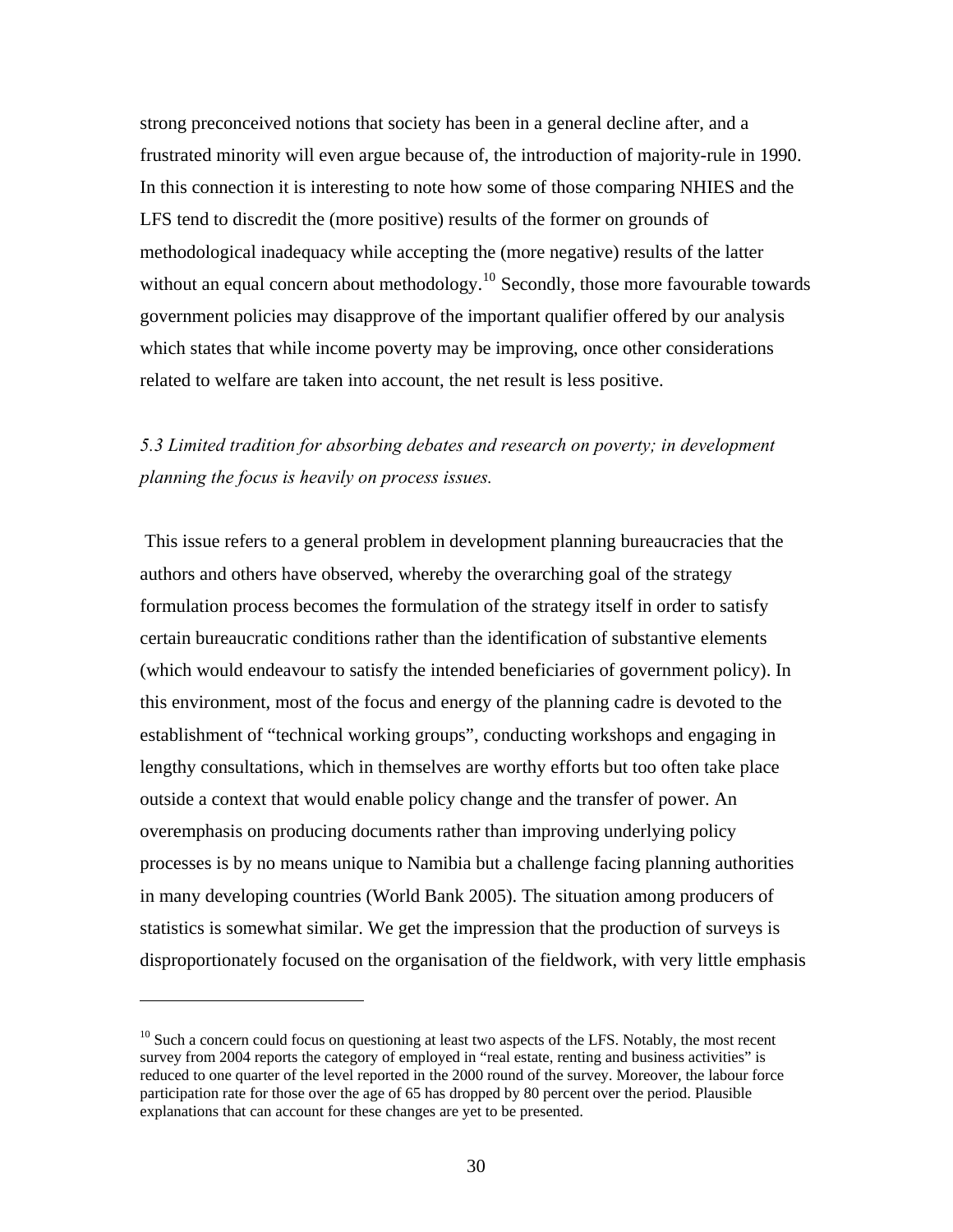strong preconceived notions that society has been in a general decline after, and a frustrated minority will even argue because of, the introduction of majority-rule in 1990. In this connection it is interesting to note how some of those comparing NHIES and the LFS tend to discredit the (more positive) results of the former on grounds of methodological inadequacy while accepting the (more negative) results of the latter without an equal concern about methodology.[10] Secondly, those more favourable towards government policies may disapprove of the important qualifier offered by our analysis which states that while income poverty may be improving, once other considerations related to welfare are taken into account, the net result is less positive.

### *5.3 Limited tradition for absorbing debates and research on poverty; in development planning the focus is heavily on process issues.*

This issue refers to a general problem in development planning bureaucracies that the authors and others have observed, whereby the overarching goal of the strategy formulation process becomes the formulation of the strategy itself in order to satisfy certain bureaucratic conditions rather than the identification of substantive elements (which would endeavour to satisfy the intended beneficiaries of government policy). In this environment, most of the focus and energy of the planning cadre is devoted to the establishment of "technical working groups", conducting workshops and engaging in lengthy consultations, which in themselves are worthy efforts but too often take place outside a context that would enable policy change and the transfer of power. An overemphasis on producing documents rather than improving underlying policy processes is by no means unique to Namibia but a challenge facing planning authorities in many developing countries (World Bank 2005). The situation among producers of statistics is somewhat similar. We get the impression that the production of surveys is disproportionately focused on the organisation of the fieldwork, with very little emphasis

---

[10] Such a concern could focus on questioning at least two aspects of the LFS. Notably, the most recent survey from 2004 reports the category of employed in "real estate, renting and business activities" is reduced to one quarter of the level reported in the 2000 round of the survey. Moreover, the labour force participation rate for those over the age of 65 has dropped by 80 percent over the period. Plausible explanations that can account for these changes are yet to be presented.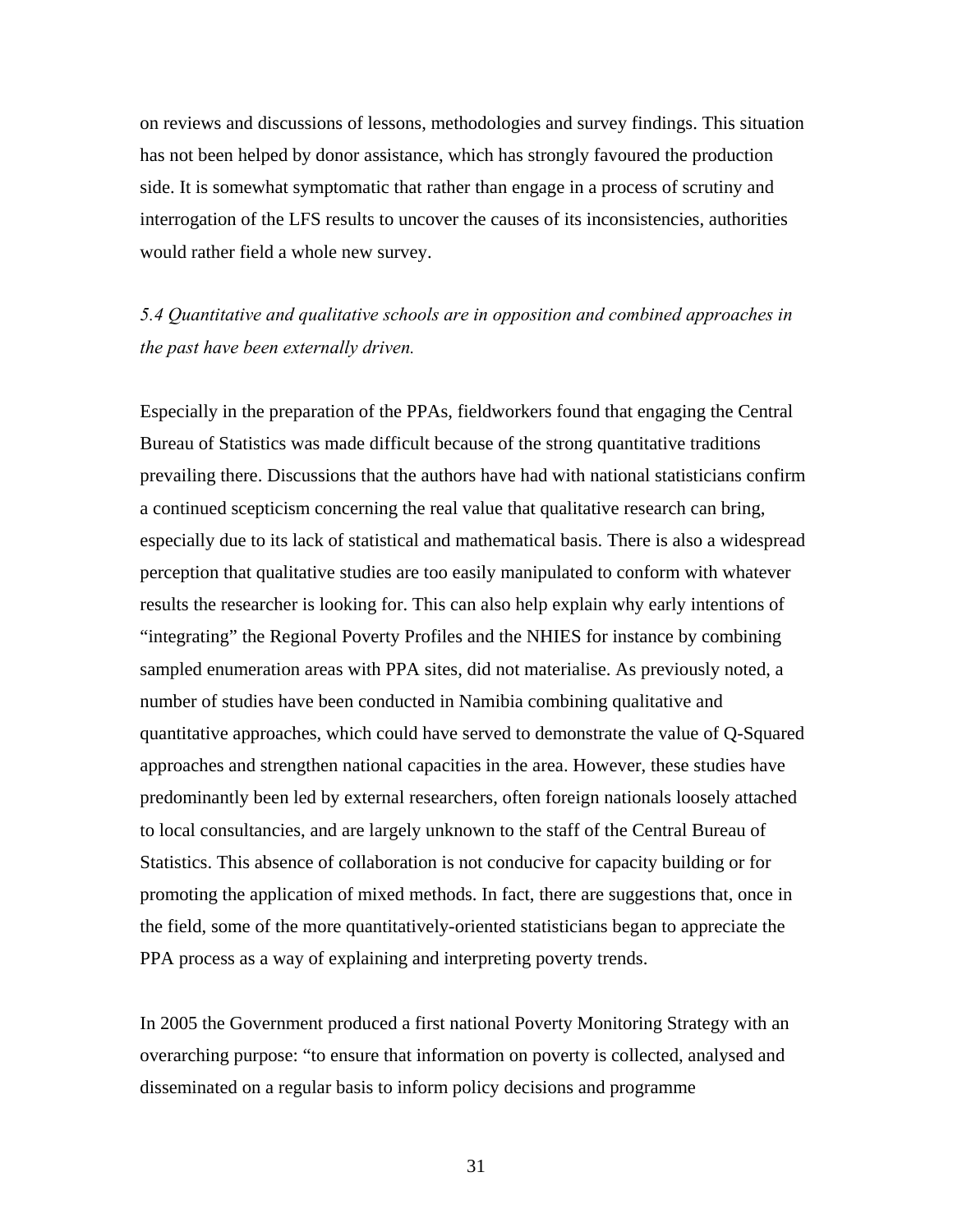on reviews and discussions of lessons, methodologies and survey findings. This situation has not been helped by donor assistance, which has strongly favoured the production side. It is somewhat symptomatic that rather than engage in a process of scrutiny and interrogation of the LFS results to uncover the causes of its inconsistencies, authorities would rather field a whole new survey.

*5.4 Quantitative and qualitative schools are in opposition and combined approaches in the past have been externally driven.*

Especially in the preparation of the PPAs, fieldworkers found that engaging the Central Bureau of Statistics was made difficult because of the strong quantitative traditions prevailing there. Discussions that the authors have had with national statisticians confirm a continued scepticism concerning the real value that qualitative research can bring, especially due to its lack of statistical and mathematical basis. There is also a widespread perception that qualitative studies are too easily manipulated to conform with whatever results the researcher is looking for. This can also help explain why early intentions of "integrating" the Regional Poverty Profiles and the NHIES for instance by combining sampled enumeration areas with PPA sites, did not materialise. As previously noted, a number of studies have been conducted in Namibia combining qualitative and quantitative approaches, which could have served to demonstrate the value of Q-Squared approaches and strengthen national capacities in the area. However, these studies have predominantly been led by external researchers, often foreign nationals loosely attached to local consultancies, and are largely unknown to the staff of the Central Bureau of Statistics. This absence of collaboration is not conducive for capacity building or for promoting the application of mixed methods. In fact, there are suggestions that, once in the field, some of the more quantitatively-oriented statisticians began to appreciate the PPA process as a way of explaining and interpreting poverty trends.

In 2005 the Government produced a first national Poverty Monitoring Strategy with an overarching purpose: "to ensure that information on poverty is collected, analysed and disseminated on a regular basis to inform policy decisions and programme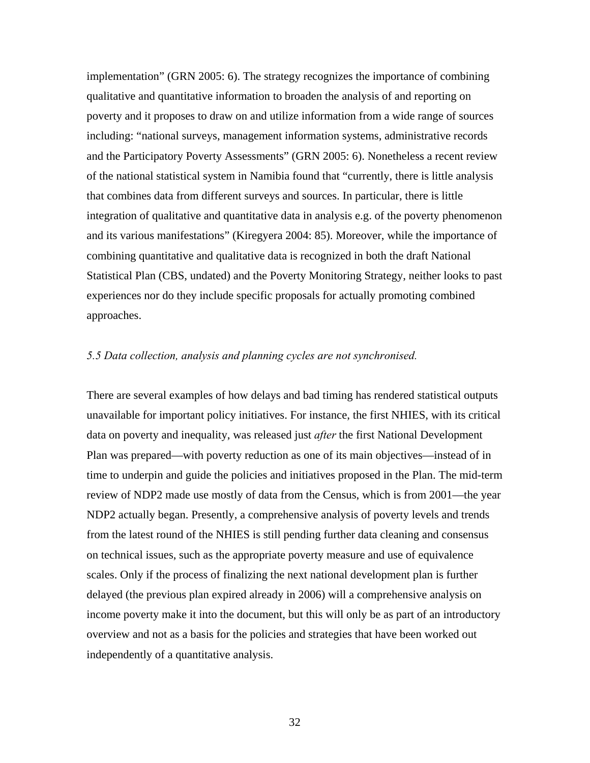implementation" (GRN 2005: 6). The strategy recognizes the importance of combining qualitative and quantitative information to broaden the analysis of and reporting on poverty and it proposes to draw on and utilize information from a wide range of sources including: "national surveys, management information systems, administrative records and the Participatory Poverty Assessments" (GRN 2005: 6). Nonetheless a recent review of the national statistical system in Namibia found that "currently, there is little analysis that combines data from different surveys and sources. In particular, there is little integration of qualitative and quantitative data in analysis e.g. of the poverty phenomenon and its various manifestations" (Kiregyera 2004: 85). Moreover, while the importance of combining quantitative and qualitative data is recognized in both the draft National Statistical Plan (CBS, undated) and the Poverty Monitoring Strategy, neither looks to past experiences nor do they include specific proposals for actually promoting combined approaches.

*5.5 Data collection, analysis and planning cycles are not synchronised.*

There are several examples of how delays and bad timing has rendered statistical outputs unavailable for important policy initiatives. For instance, the first NHIES, with its critical data on poverty and inequality, was released just *after* the first National Development Plan was prepared—with poverty reduction as one of its main objectives—instead of in time to underpin and guide the policies and initiatives proposed in the Plan. The mid-term review of NDP2 made use mostly of data from the Census, which is from 2001—the year NDP2 actually began. Presently, a comprehensive analysis of poverty levels and trends from the latest round of the NHIES is still pending further data cleaning and consensus on technical issues, such as the appropriate poverty measure and use of equivalence scales. Only if the process of finalizing the next national development plan is further delayed (the previous plan expired already in 2006) will a comprehensive analysis on income poverty make it into the document, but this will only be as part of an introductory overview and not as a basis for the policies and strategies that have been worked out independently of a quantitative analysis.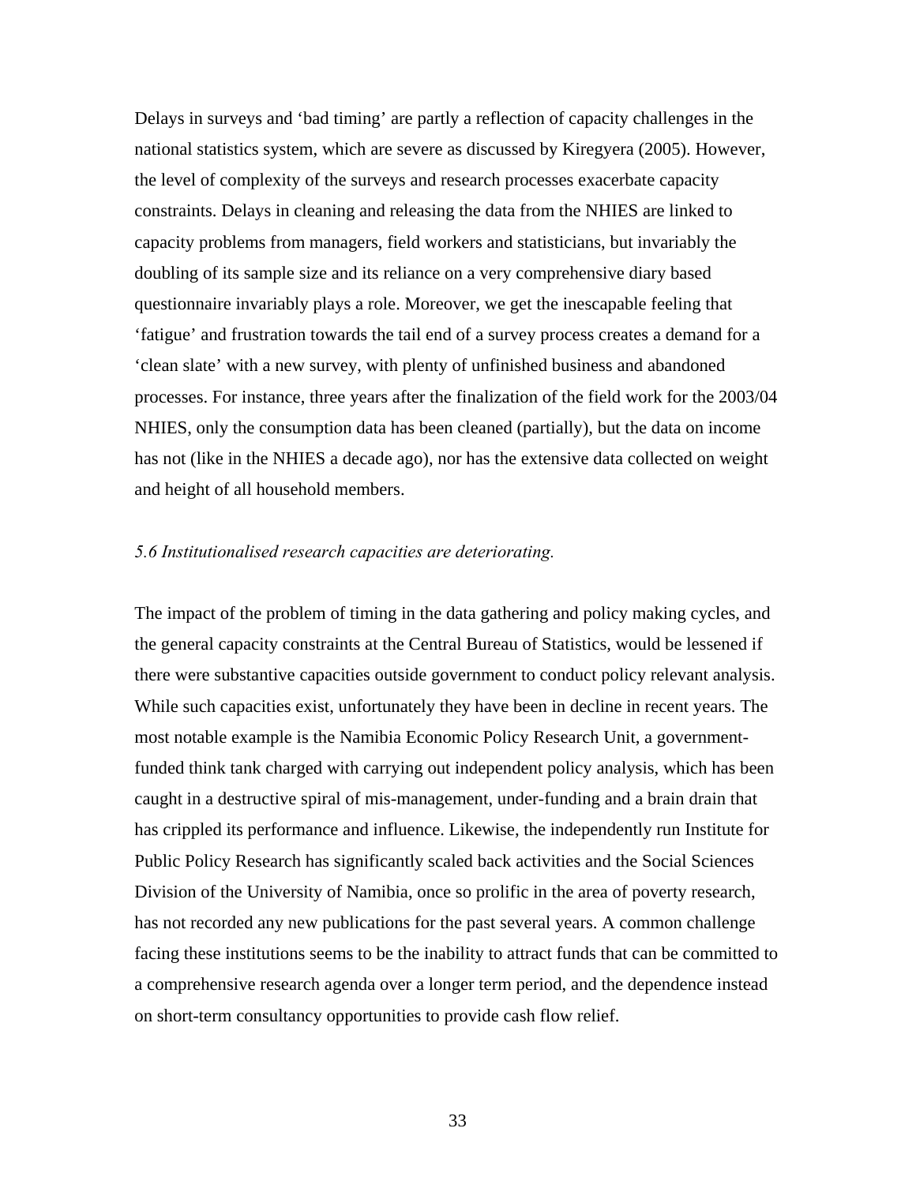Delays in surveys and 'bad timing' are partly a reflection of capacity challenges in the national statistics system, which are severe as discussed by Kiregyera (2005). However, the level of complexity of the surveys and research processes exacerbate capacity constraints. Delays in cleaning and releasing the data from the NHIES are linked to capacity problems from managers, field workers and statisticians, but invariably the doubling of its sample size and its reliance on a very comprehensive diary based questionnaire invariably plays a role. Moreover, we get the inescapable feeling that 'fatigue' and frustration towards the tail end of a survey process creates a demand for a 'clean slate' with a new survey, with plenty of unfinished business and abandoned processes. For instance, three years after the finalization of the field work for the 2003/04 NHIES, only the consumption data has been cleaned (partially), but the data on income has not (like in the NHIES a decade ago), nor has the extensive data collected on weight and height of all household members.

*5.6 Institutionalised research capacities are deteriorating.*

The impact of the problem of timing in the data gathering and policy making cycles, and the general capacity constraints at the Central Bureau of Statistics, would be lessened if there were substantive capacities outside government to conduct policy relevant analysis. While such capacities exist, unfortunately they have been in decline in recent years. The most notable example is the Namibia Economic Policy Research Unit, a government-funded think tank charged with carrying out independent policy analysis, which has been caught in a destructive spiral of mis-management, under-funding and a brain drain that has crippled its performance and influence. Likewise, the independently run Institute for Public Policy Research has significantly scaled back activities and the Social Sciences Division of the University of Namibia, once so prolific in the area of poverty research, has not recorded any new publications for the past several years. A common challenge facing these institutions seems to be the inability to attract funds that can be committed to a comprehensive research agenda over a longer term period, and the dependence instead on short-term consultancy opportunities to provide cash flow relief.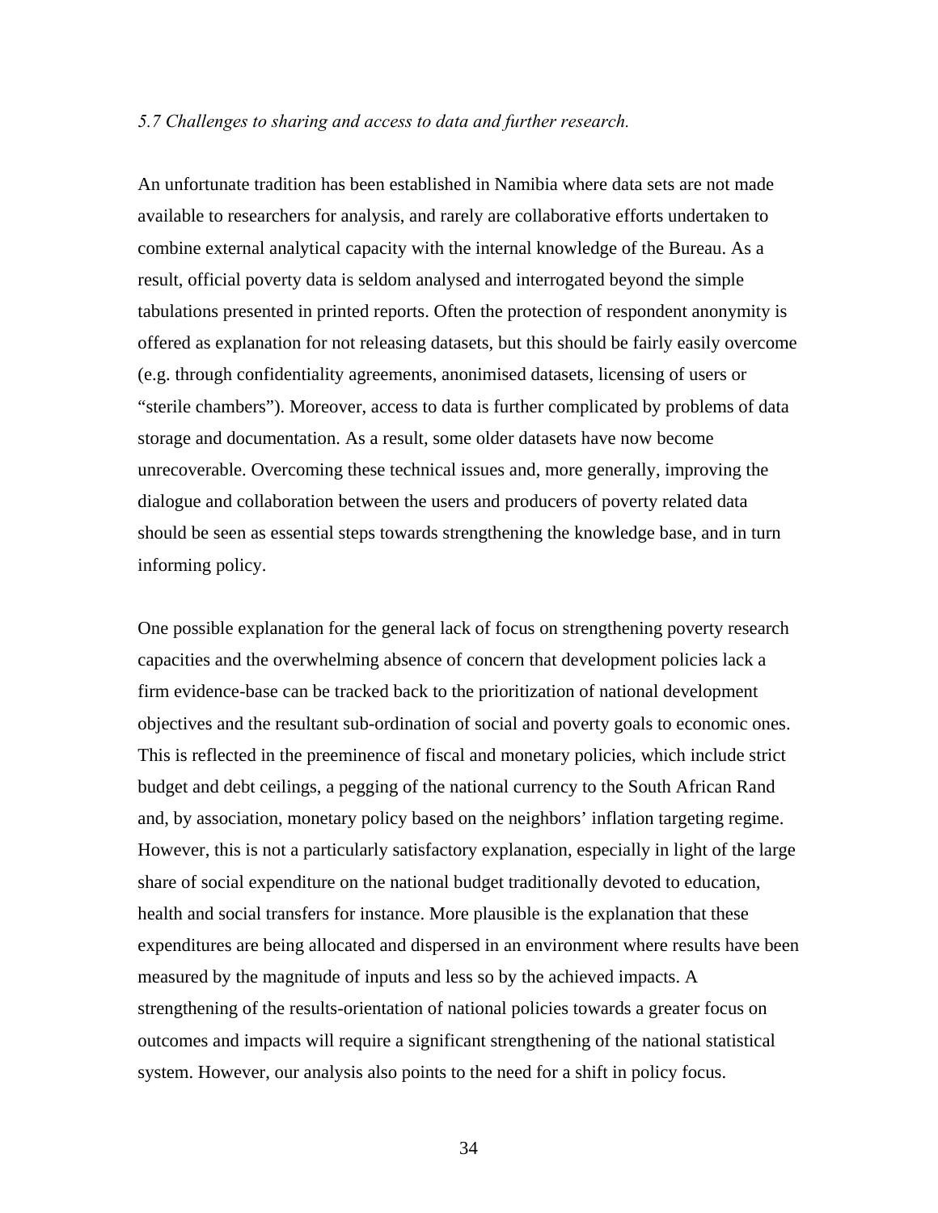*5.7 Challenges to sharing and access to data and further research.*

An unfortunate tradition has been established in Namibia where data sets are not made available to researchers for analysis, and rarely are collaborative efforts undertaken to combine external analytical capacity with the internal knowledge of the Bureau. As a result, official poverty data is seldom analysed and interrogated beyond the simple tabulations presented in printed reports. Often the protection of respondent anonymity is offered as explanation for not releasing datasets, but this should be fairly easily overcome (e.g. through confidentiality agreements, anonimised datasets, licensing of users or "sterile chambers"). Moreover, access to data is further complicated by problems of data storage and documentation. As a result, some older datasets have now become unrecoverable. Overcoming these technical issues and, more generally, improving the dialogue and collaboration between the users and producers of poverty related data should be seen as essential steps towards strengthening the knowledge base, and in turn informing policy.

One possible explanation for the general lack of focus on strengthening poverty research capacities and the overwhelming absence of concern that development policies lack a firm evidence-base can be tracked back to the prioritization of national development objectives and the resultant sub-ordination of social and poverty goals to economic ones. This is reflected in the preeminence of fiscal and monetary policies, which include strict budget and debt ceilings, a pegging of the national currency to the South African Rand and, by association, monetary policy based on the neighbors' inflation targeting regime. However, this is not a particularly satisfactory explanation, especially in light of the large share of social expenditure on the national budget traditionally devoted to education, health and social transfers for instance. More plausible is the explanation that these expenditures are being allocated and dispersed in an environment where results have been measured by the magnitude of inputs and less so by the achieved impacts. A strengthening of the results-orientation of national policies towards a greater focus on outcomes and impacts will require a significant strengthening of the national statistical system. However, our analysis also points to the need for a shift in policy focus.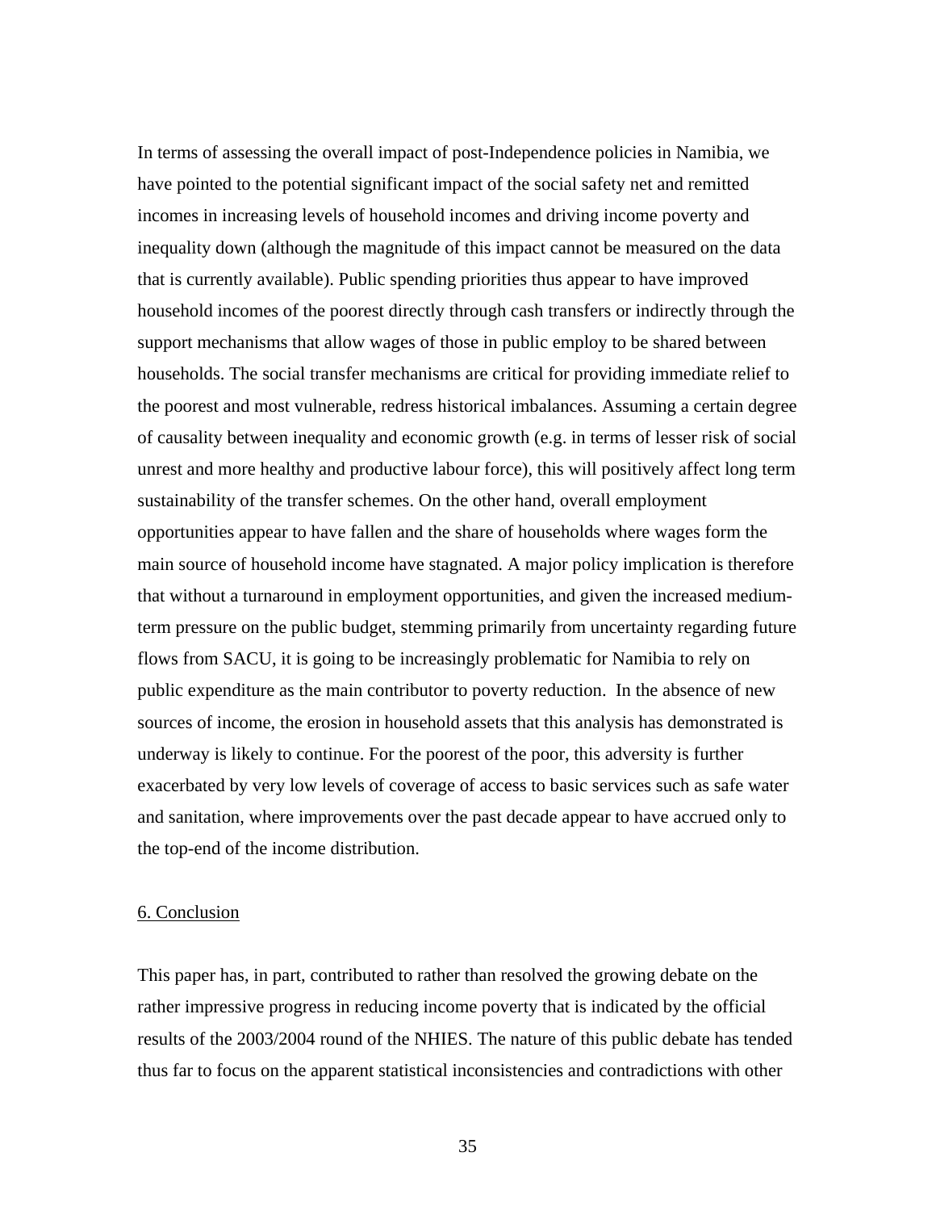In terms of assessing the overall impact of post-Independence policies in Namibia, we have pointed to the potential significant impact of the social safety net and remitted incomes in increasing levels of household incomes and driving income poverty and inequality down (although the magnitude of this impact cannot be measured on the data that is currently available). Public spending priorities thus appear to have improved household incomes of the poorest directly through cash transfers or indirectly through the support mechanisms that allow wages of those in public employ to be shared between households. The social transfer mechanisms are critical for providing immediate relief to the poorest and most vulnerable, redress historical imbalances. Assuming a certain degree of causality between inequality and economic growth (e.g. in terms of lesser risk of social unrest and more healthy and productive labour force), this will positively affect long term sustainability of the transfer schemes. On the other hand, overall employment opportunities appear to have fallen and the share of households where wages form the main source of household income have stagnated. A major policy implication is therefore that without a turnaround in employment opportunities, and given the increased medium-term pressure on the public budget, stemming primarily from uncertainty regarding future flows from SACU, it is going to be increasingly problematic for Namibia to rely on public expenditure as the main contributor to poverty reduction. In the absence of new sources of income, the erosion in household assets that this analysis has demonstrated is underway is likely to continue. For the poorest of the poor, this adversity is further exacerbated by very low levels of coverage of access to basic services such as safe water and sanitation, where improvements over the past decade appear to have accrued only to the top-end of the income distribution.

## 6. Conclusion

This paper has, in part, contributed to rather than resolved the growing debate on the rather impressive progress in reducing income poverty that is indicated by the official results of the 2003/2004 round of the NHIES. The nature of this public debate has tended thus far to focus on the apparent statistical inconsistencies and contradictions with other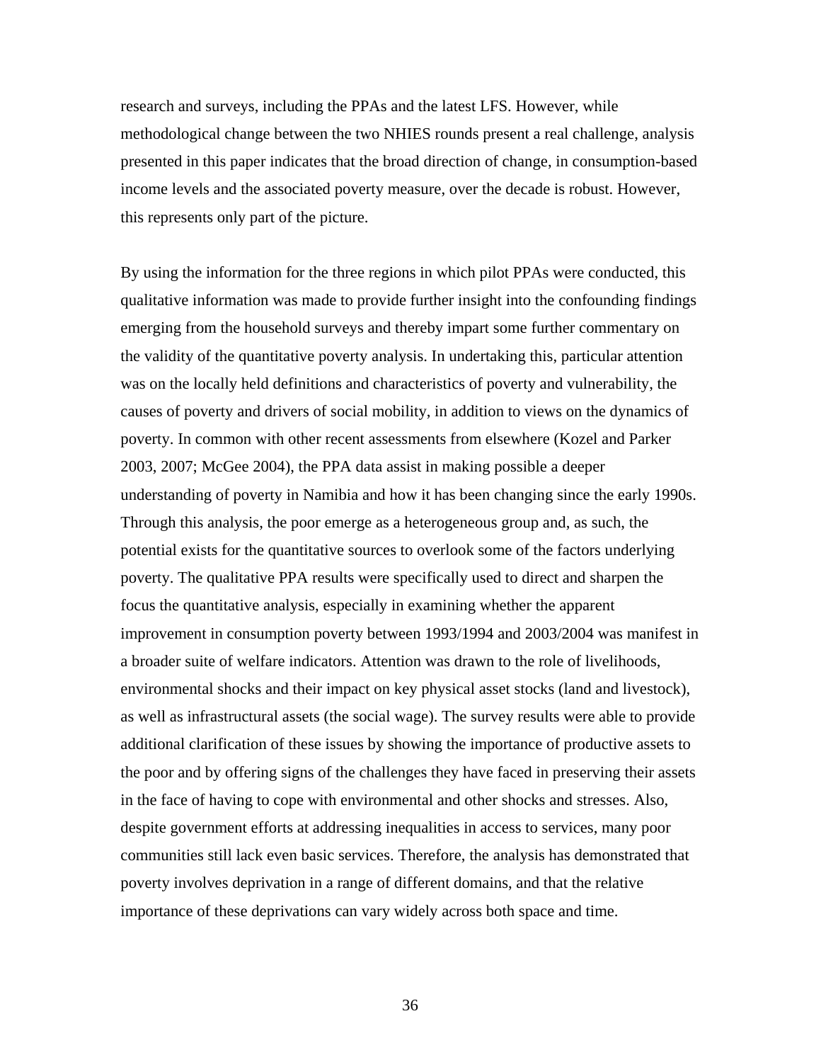research and surveys, including the PPAs and the latest LFS. However, while methodological change between the two NHIES rounds present a real challenge, analysis presented in this paper indicates that the broad direction of change, in consumption-based income levels and the associated poverty measure, over the decade is robust. However, this represents only part of the picture.

By using the information for the three regions in which pilot PPAs were conducted, this qualitative information was made to provide further insight into the confounding findings emerging from the household surveys and thereby impart some further commentary on the validity of the quantitative poverty analysis. In undertaking this, particular attention was on the locally held definitions and characteristics of poverty and vulnerability, the causes of poverty and drivers of social mobility, in addition to views on the dynamics of poverty. In common with other recent assessments from elsewhere (Kozel and Parker 2003, 2007; McGee 2004), the PPA data assist in making possible a deeper understanding of poverty in Namibia and how it has been changing since the early 1990s. Through this analysis, the poor emerge as a heterogeneous group and, as such, the potential exists for the quantitative sources to overlook some of the factors underlying poverty. The qualitative PPA results were specifically used to direct and sharpen the focus the quantitative analysis, especially in examining whether the apparent improvement in consumption poverty between 1993/1994 and 2003/2004 was manifest in a broader suite of welfare indicators. Attention was drawn to the role of livelihoods, environmental shocks and their impact on key physical asset stocks (land and livestock), as well as infrastructural assets (the social wage). The survey results were able to provide additional clarification of these issues by showing the importance of productive assets to the poor and by offering signs of the challenges they have faced in preserving their assets in the face of having to cope with environmental and other shocks and stresses. Also, despite government efforts at addressing inequalities in access to services, many poor communities still lack even basic services. Therefore, the analysis has demonstrated that poverty involves deprivation in a range of different domains, and that the relative importance of these deprivations can vary widely across both space and time.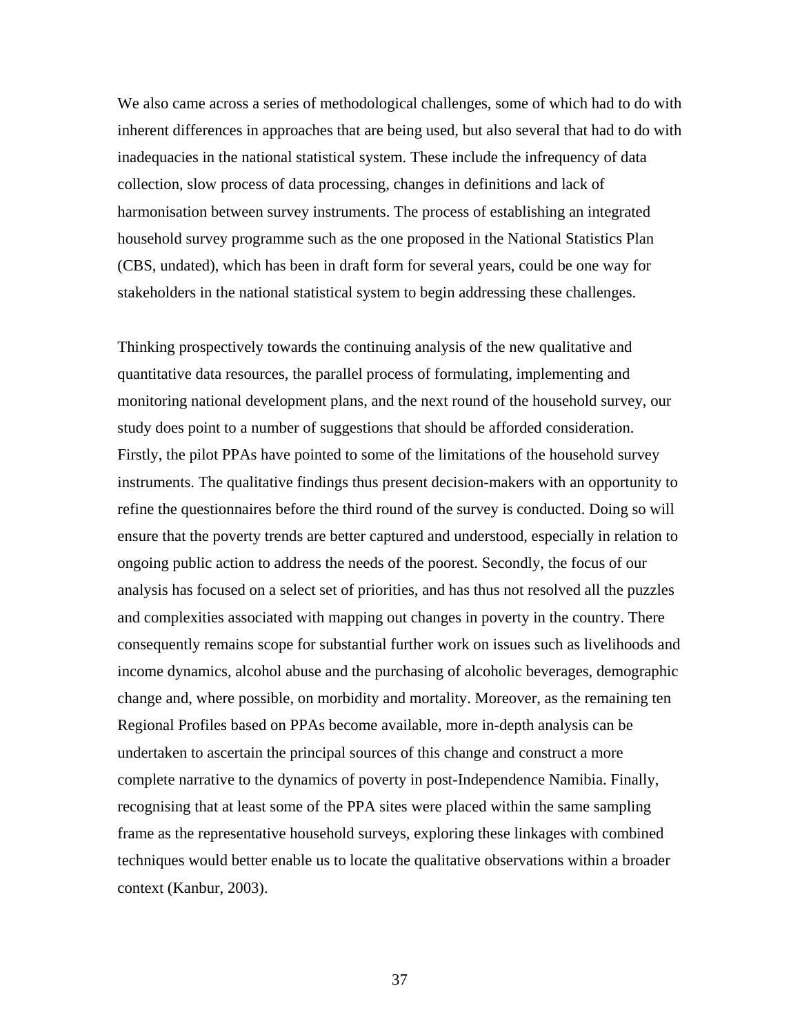We also came across a series of methodological challenges, some of which had to do with inherent differences in approaches that are being used, but also several that had to do with inadequacies in the national statistical system. These include the infrequency of data collection, slow process of data processing, changes in definitions and lack of harmonisation between survey instruments. The process of establishing an integrated household survey programme such as the one proposed in the National Statistics Plan (CBS, undated), which has been in draft form for several years, could be one way for stakeholders in the national statistical system to begin addressing these challenges.

Thinking prospectively towards the continuing analysis of the new qualitative and quantitative data resources, the parallel process of formulating, implementing and monitoring national development plans, and the next round of the household survey, our study does point to a number of suggestions that should be afforded consideration. Firstly, the pilot PPAs have pointed to some of the limitations of the household survey instruments. The qualitative findings thus present decision-makers with an opportunity to refine the questionnaires before the third round of the survey is conducted. Doing so will ensure that the poverty trends are better captured and understood, especially in relation to ongoing public action to address the needs of the poorest. Secondly, the focus of our analysis has focused on a select set of priorities, and has thus not resolved all the puzzles and complexities associated with mapping out changes in poverty in the country. There consequently remains scope for substantial further work on issues such as livelihoods and income dynamics, alcohol abuse and the purchasing of alcoholic beverages, demographic change and, where possible, on morbidity and mortality. Moreover, as the remaining ten Regional Profiles based on PPAs become available, more in-depth analysis can be undertaken to ascertain the principal sources of this change and construct a more complete narrative to the dynamics of poverty in post-Independence Namibia. Finally, recognising that at least some of the PPA sites were placed within the same sampling frame as the representative household surveys, exploring these linkages with combined techniques would better enable us to locate the qualitative observations within a broader context (Kanbur, 2003).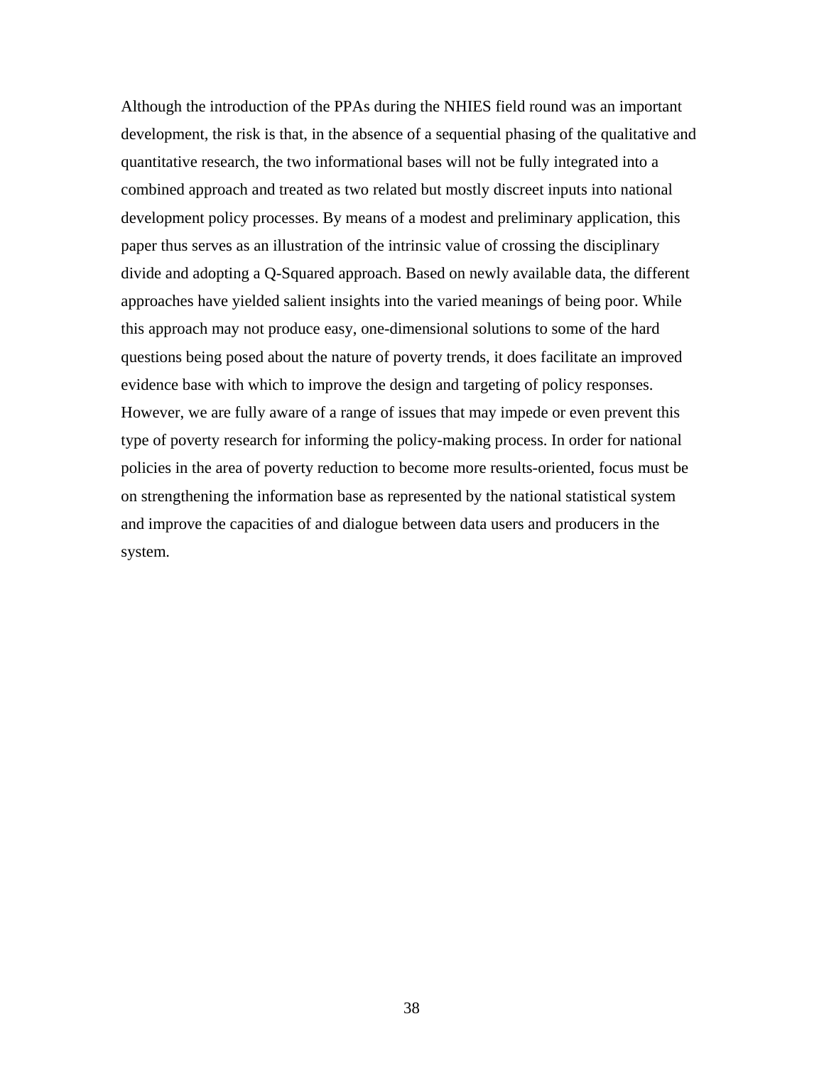Although the introduction of the PPAs during the NHIES field round was an important development, the risk is that, in the absence of a sequential phasing of the qualitative and quantitative research, the two informational bases will not be fully integrated into a combined approach and treated as two related but mostly discreet inputs into national development policy processes. By means of a modest and preliminary application, this paper thus serves as an illustration of the intrinsic value of crossing the disciplinary divide and adopting a Q-Squared approach. Based on newly available data, the different approaches have yielded salient insights into the varied meanings of being poor. While this approach may not produce easy, one-dimensional solutions to some of the hard questions being posed about the nature of poverty trends, it does facilitate an improved evidence base with which to improve the design and targeting of policy responses. However, we are fully aware of a range of issues that may impede or even prevent this type of poverty research for informing the policy-making process. In order for national policies in the area of poverty reduction to become more results-oriented, focus must be on strengthening the information base as represented by the national statistical system and improve the capacities of and dialogue between data users and producers in the system.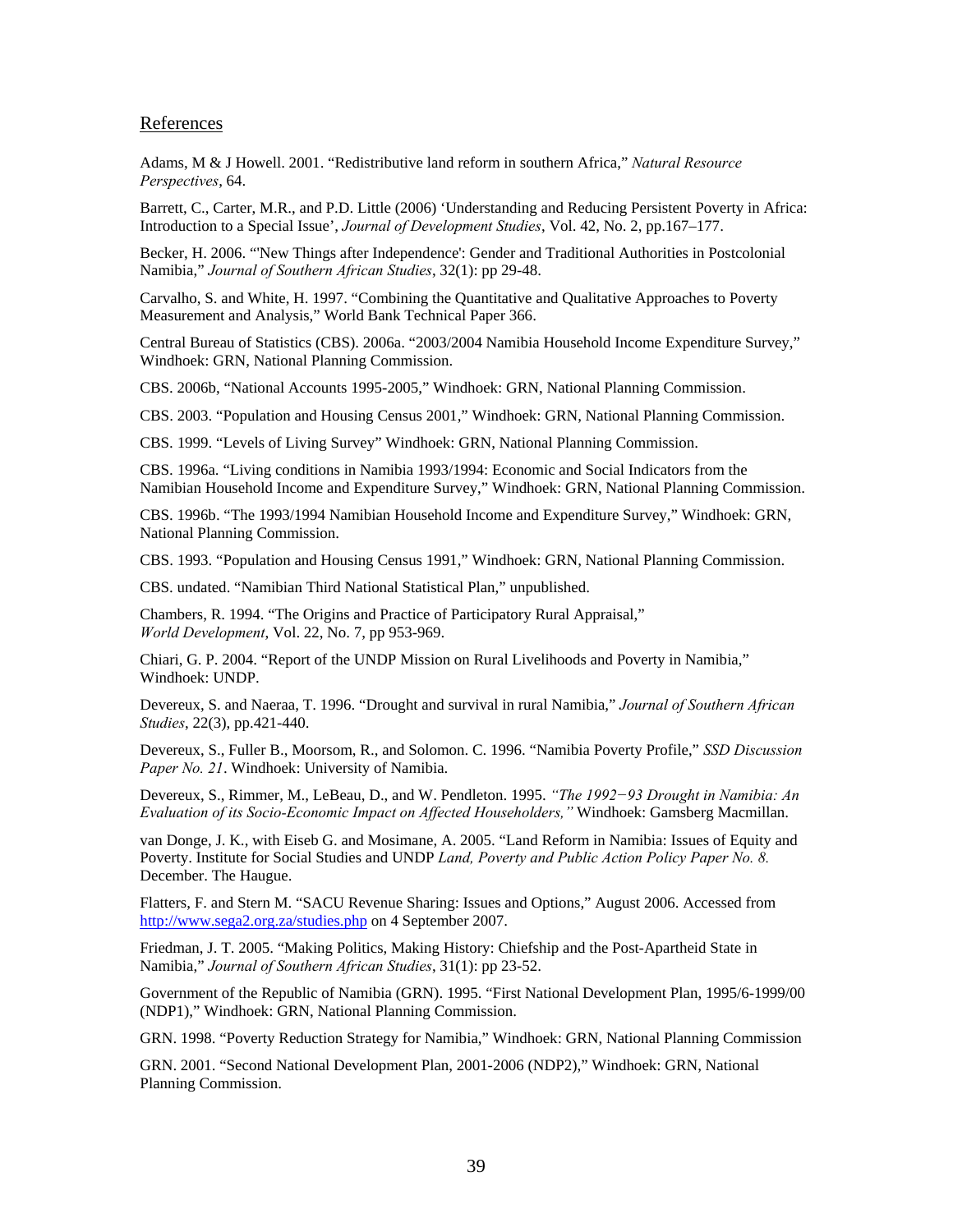## References

Adams, M & J Howell. 2001. "Redistributive land reform in southern Africa," *Natural Resource Perspectives*, 64.

Barrett, C., Carter, M.R., and P.D. Little (2006) 'Understanding and Reducing Persistent Poverty in Africa: Introduction to a Special Issue', *Journal of Development Studies*, Vol. 42, No. 2, pp.167–177.

Becker, H. 2006. "'New Things after Independence': Gender and Traditional Authorities in Postcolonial Namibia," *Journal of Southern African Studies*, 32(1): pp 29-48.

Carvalho, S. and White, H. 1997. "Combining the Quantitative and Qualitative Approaches to Poverty Measurement and Analysis," World Bank Technical Paper 366.

Central Bureau of Statistics (CBS). 2006a. "2003/2004 Namibia Household Income Expenditure Survey," Windhoek: GRN, National Planning Commission.

CBS. 2006b, "National Accounts 1995-2005," Windhoek: GRN, National Planning Commission.

CBS. 2003. "Population and Housing Census 2001," Windhoek: GRN, National Planning Commission.

CBS. 1999. "Levels of Living Survey" Windhoek: GRN, National Planning Commission.

CBS. 1996a. "Living conditions in Namibia 1993/1994: Economic and Social Indicators from the Namibian Household Income and Expenditure Survey," Windhoek: GRN, National Planning Commission.

CBS. 1996b. "The 1993/1994 Namibian Household Income and Expenditure Survey," Windhoek: GRN, National Planning Commission.

CBS. 1993. "Population and Housing Census 1991," Windhoek: GRN, National Planning Commission.

CBS. undated. "Namibian Third National Statistical Plan," unpublished.

Chambers, R. 1994. "The Origins and Practice of Participatory Rural Appraisal," *World Development*, Vol. 22, No. 7, pp 953-969.

Chiari, G. P. 2004. "Report of the UNDP Mission on Rural Livelihoods and Poverty in Namibia," Windhoek: UNDP.

Devereux, S. and Naeraa, T. 1996. "Drought and survival in rural Namibia," *Journal of Southern African Studies*, 22(3), pp.421-440.

Devereux, S., Fuller B., Moorsom, R., and Solomon. C. 1996. "Namibia Poverty Profile," *SSD Discussion Paper No. 21*. Windhoek: University of Namibia.

Devereux, S., Rimmer, M., LeBeau, D., and W. Pendleton. 1995. *"The 1992−93 Drought in Namibia: An Evaluation of its Socio-Economic Impact on Affected Householders,"* Windhoek: Gamsberg Macmillan.

van Donge, J. K., with Eiseb G. and Mosimane, A. 2005. "Land Reform in Namibia: Issues of Equity and Poverty. Institute for Social Studies and UNDP *Land, Poverty and Public Action Policy Paper No. 8.* December. The Haugue.

Flatters, F. and Stern M. "SACU Revenue Sharing: Issues and Options," August 2006. Accessed from http://www.sega2.org.za/studies.php on 4 September 2007.

Friedman, J. T. 2005. "Making Politics, Making History: Chiefship and the Post-Apartheid State in Namibia," *Journal of Southern African Studies*, 31(1): pp 23-52.

Government of the Republic of Namibia (GRN). 1995. "First National Development Plan, 1995/6-1999/00 (NDP1)," Windhoek: GRN, National Planning Commission.

GRN. 1998. "Poverty Reduction Strategy for Namibia," Windhoek: GRN, National Planning Commission

GRN. 2001. "Second National Development Plan, 2001-2006 (NDP2)," Windhoek: GRN, National Planning Commission.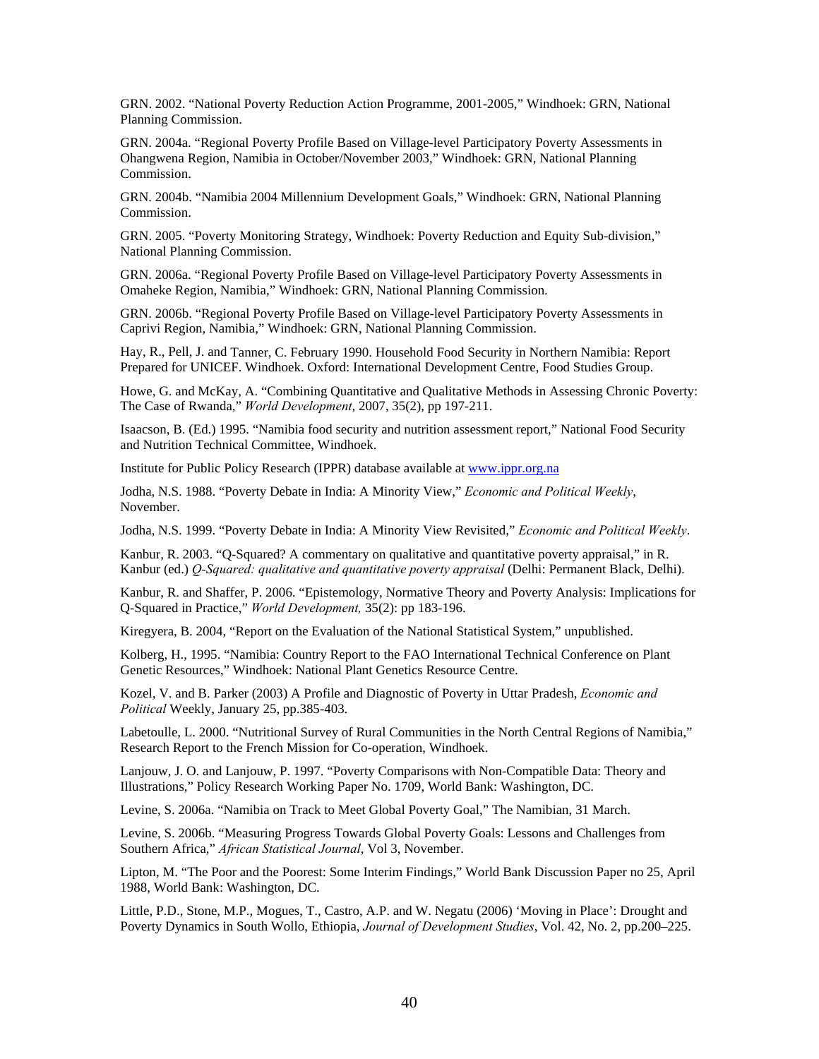GRN. 2002. "National Poverty Reduction Action Programme, 2001-2005," Windhoek: GRN, National Planning Commission.

GRN. 2004a. "Regional Poverty Profile Based on Village-level Participatory Poverty Assessments in Ohangwena Region, Namibia in October/November 2003," Windhoek: GRN, National Planning Commission.

GRN. 2004b. "Namibia 2004 Millennium Development Goals," Windhoek: GRN, National Planning Commission.

GRN. 2005. "Poverty Monitoring Strategy, Windhoek: Poverty Reduction and Equity Sub-division," National Planning Commission.

GRN. 2006a. "Regional Poverty Profile Based on Village-level Participatory Poverty Assessments in Omaheke Region, Namibia," Windhoek: GRN, National Planning Commission.

GRN. 2006b. "Regional Poverty Profile Based on Village-level Participatory Poverty Assessments in Caprivi Region, Namibia," Windhoek: GRN, National Planning Commission.

Hay, R., Pell, J. and Tanner, C. February 1990. Household Food Security in Northern Namibia: Report Prepared for UNICEF. Windhoek. Oxford: International Development Centre, Food Studies Group.

Howe, G. and McKay, A. "Combining Quantitative and Qualitative Methods in Assessing Chronic Poverty: The Case of Rwanda," *World Development*, 2007, 35(2), pp 197-211.

Isaacson, B. (Ed.) 1995. "Namibia food security and nutrition assessment report," National Food Security and Nutrition Technical Committee, Windhoek.

Institute for Public Policy Research (IPPR) database available at www.ippr.org.na

Jodha, N.S. 1988. "Poverty Debate in India: A Minority View," *Economic and Political Weekly*, November.

Jodha, N.S. 1999. "Poverty Debate in India: A Minority View Revisited," *Economic and Political Weekly*.

Kanbur, R. 2003. "Q-Squared? A commentary on qualitative and quantitative poverty appraisal," in R. Kanbur (ed.) *Q-Squared: qualitative and quantitative poverty appraisal* (Delhi: Permanent Black, Delhi).

Kanbur, R. and Shaffer, P. 2006. "Epistemology, Normative Theory and Poverty Analysis: Implications for Q-Squared in Practice," *World Development,* 35(2): pp 183-196.

Kiregyera, B. 2004, "Report on the Evaluation of the National Statistical System," unpublished.

Kolberg, H., 1995. "Namibia: Country Report to the FAO International Technical Conference on Plant Genetic Resources," Windhoek: National Plant Genetics Resource Centre.

Kozel, V. and B. Parker (2003) A Profile and Diagnostic of Poverty in Uttar Pradesh, *Economic and Political* Weekly, January 25, pp.385-403.

Labetoulle, L. 2000. "Nutritional Survey of Rural Communities in the North Central Regions of Namibia," Research Report to the French Mission for Co-operation, Windhoek.

Lanjouw, J. O. and Lanjouw, P. 1997. "Poverty Comparisons with Non-Compatible Data: Theory and Illustrations," Policy Research Working Paper No. 1709, World Bank: Washington, DC.

Levine, S. 2006a. "Namibia on Track to Meet Global Poverty Goal," The Namibian, 31 March.

Levine, S. 2006b. "Measuring Progress Towards Global Poverty Goals: Lessons and Challenges from Southern Africa," *African Statistical Journal*, Vol 3, November.

Lipton, M. "The Poor and the Poorest: Some Interim Findings," World Bank Discussion Paper no 25, April 1988, World Bank: Washington, DC.

Little, P.D., Stone, M.P., Mogues, T., Castro, A.P. and W. Negatu (2006) 'Moving in Place': Drought and Poverty Dynamics in South Wollo, Ethiopia, *Journal of Development Studies*, Vol. 42, No. 2, pp.200–225.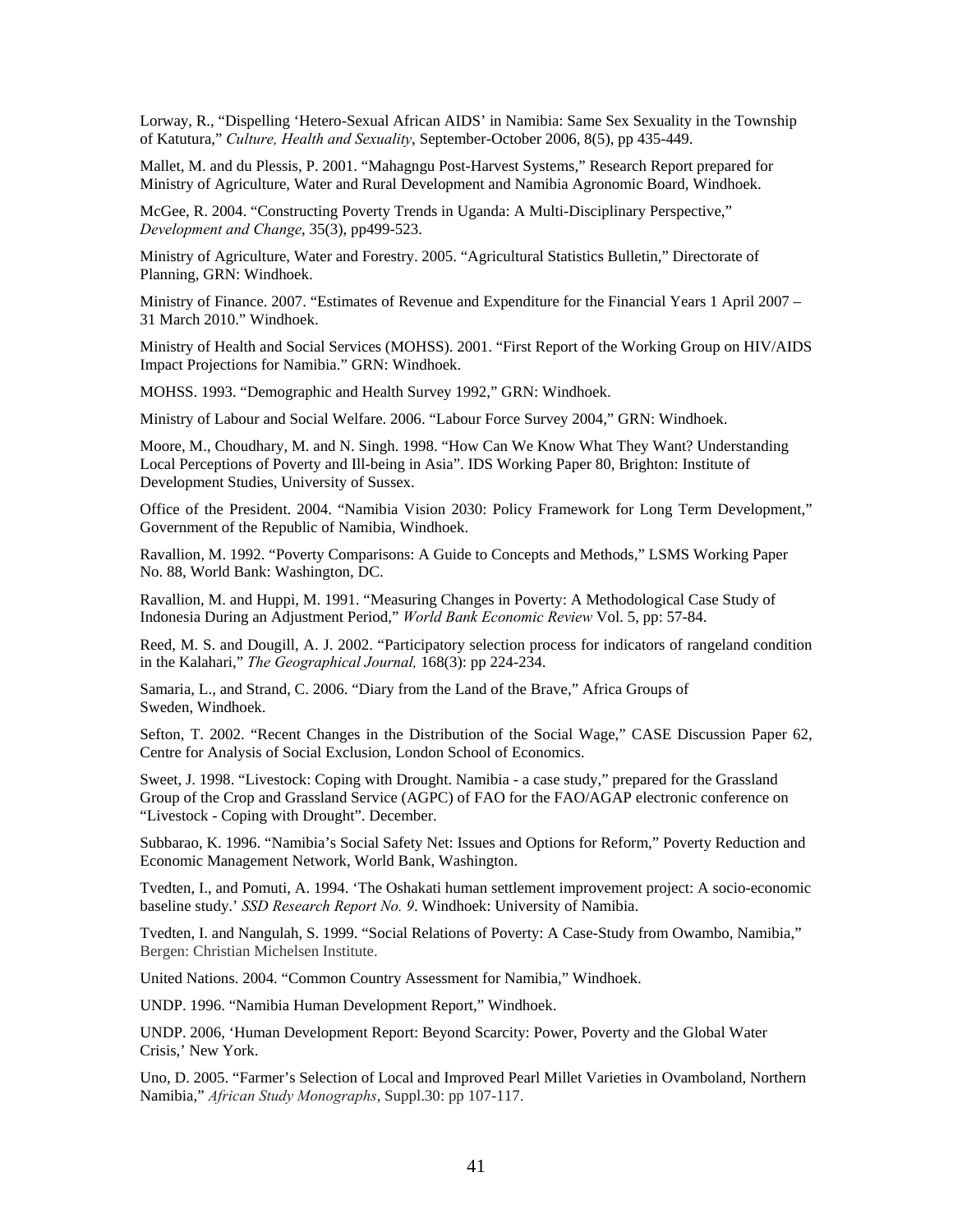Lorway, R., "Dispelling 'Hetero-Sexual African AIDS' in Namibia: Same Sex Sexuality in the Township of Katutura," *Culture, Health and Sexuality*, September-October 2006, 8(5), pp 435-449.

Mallet, M. and du Plessis, P. 2001. "Mahagngu Post-Harvest Systems," Research Report prepared for Ministry of Agriculture, Water and Rural Development and Namibia Agronomic Board, Windhoek.

McGee, R. 2004. "Constructing Poverty Trends in Uganda: A Multi-Disciplinary Perspective," *Development and Change*, 35(3), pp499-523.

Ministry of Agriculture, Water and Forestry. 2005. "Agricultural Statistics Bulletin," Directorate of Planning, GRN: Windhoek.

Ministry of Finance. 2007. "Estimates of Revenue and Expenditure for the Financial Years 1 April 2007 – 31 March 2010." Windhoek.

Ministry of Health and Social Services (MOHSS). 2001. "First Report of the Working Group on HIV/AIDS Impact Projections for Namibia." GRN: Windhoek.

MOHSS. 1993. "Demographic and Health Survey 1992," GRN: Windhoek.

Ministry of Labour and Social Welfare. 2006. "Labour Force Survey 2004," GRN: Windhoek.

Moore, M., Choudhary, M. and N. Singh. 1998. "How Can We Know What They Want? Understanding Local Perceptions of Poverty and Ill-being in Asia". IDS Working Paper 80, Brighton: Institute of Development Studies, University of Sussex.

Office of the President. 2004. "Namibia Vision 2030: Policy Framework for Long Term Development," Government of the Republic of Namibia, Windhoek.

Ravallion, M. 1992. "Poverty Comparisons: A Guide to Concepts and Methods," LSMS Working Paper No. 88, World Bank: Washington, DC.

Ravallion, M. and Huppi, M. 1991. "Measuring Changes in Poverty: A Methodological Case Study of Indonesia During an Adjustment Period," *World Bank Economic Review* Vol. 5, pp: 57-84.

Reed, M. S. and Dougill, A. J. 2002. "Participatory selection process for indicators of rangeland condition in the Kalahari," *The Geographical Journal,* 168(3): pp 224-234.

Samaria, L., and Strand, C. 2006. "Diary from the Land of the Brave," Africa Groups of Sweden, Windhoek.

Sefton, T. 2002. "Recent Changes in the Distribution of the Social Wage," CASE Discussion Paper 62, Centre for Analysis of Social Exclusion, London School of Economics.

Sweet, J. 1998. "Livestock: Coping with Drought. Namibia - a case study," prepared for the Grassland Group of the Crop and Grassland Service (AGPC) of FAO for the FAO/AGAP electronic conference on "Livestock - Coping with Drought". December.

Subbarao, K. 1996. "Namibia's Social Safety Net: Issues and Options for Reform," Poverty Reduction and Economic Management Network, World Bank, Washington.

Tvedten, I., and Pomuti, A. 1994. 'The Oshakati human settlement improvement project: A socio-economic baseline study.' *SSD Research Report No. 9*. Windhoek: University of Namibia.

Tvedten, I. and Nangulah, S. 1999. "Social Relations of Poverty: A Case-Study from Owambo, Namibia," Bergen: Christian Michelsen Institute.

United Nations. 2004. "Common Country Assessment for Namibia," Windhoek.

UNDP. 1996. "Namibia Human Development Report," Windhoek.

UNDP. 2006, 'Human Development Report: Beyond Scarcity: Power, Poverty and the Global Water Crisis,' New York.

Uno, D. 2005. "Farmer's Selection of Local and Improved Pearl Millet Varieties in Ovamboland, Northern Namibia," *African Study Monographs*, Suppl.30: pp 107-117.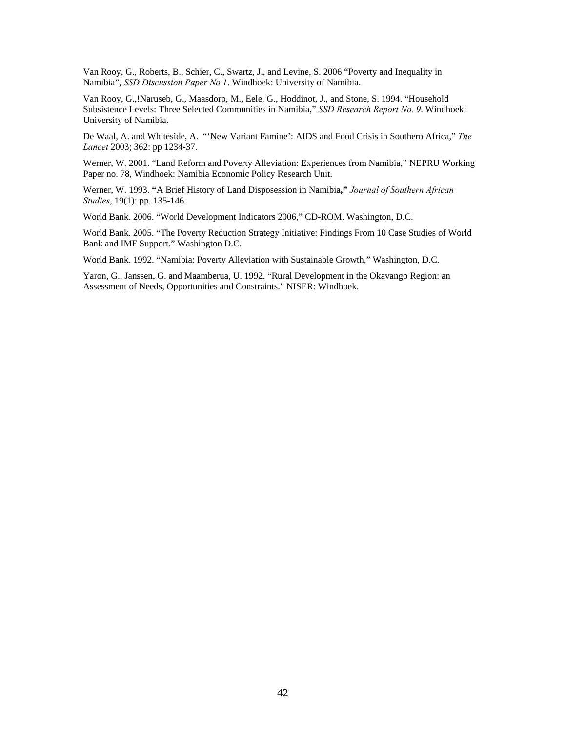Van Rooy, G., Roberts, B., Schier, C., Swartz, J., and Levine, S. 2006 “Poverty and Inequality in Namibia”, *SSD Discussion Paper No 1*. Windhoek: University of Namibia.

Van Rooy, G.,!Naruseb, G., Maasdorp, M., Eele, G., Hoddinot, J., and Stone, S. 1994. “Household Subsistence Levels: Three Selected Communities in Namibia,” *SSD Research Report No. 9*. Windhoek: University of Namibia.

De Waal, A. and Whiteside, A. “‘New Variant Famine’: AIDS and Food Crisis in Southern Africa,” *The Lancet* 2003; 362: pp 1234-37.

Werner, W. 2001. “Land Reform and Poverty Alleviation: Experiences from Namibia,” NEPRU Working Paper no. 78, Windhoek: Namibia Economic Policy Research Unit.

Werner, W. 1993. **“**A Brief History of Land Disposession in Namibia**,”** *Journal of Southern African Studies*, 19(1): pp. 135-146.

World Bank. 2006. “World Development Indicators 2006,” CD-ROM. Washington, D.C.

World Bank. 2005. “The Poverty Reduction Strategy Initiative: Findings From 10 Case Studies of World Bank and IMF Support.” Washington D.C.

World Bank. 1992. “Namibia: Poverty Alleviation with Sustainable Growth,” Washington, D.C.

Yaron, G., Janssen, G. and Maamberua, U. 1992. “Rural Development in the Okavango Region: an Assessment of Needs, Opportunities and Constraints.” NISER: Windhoek.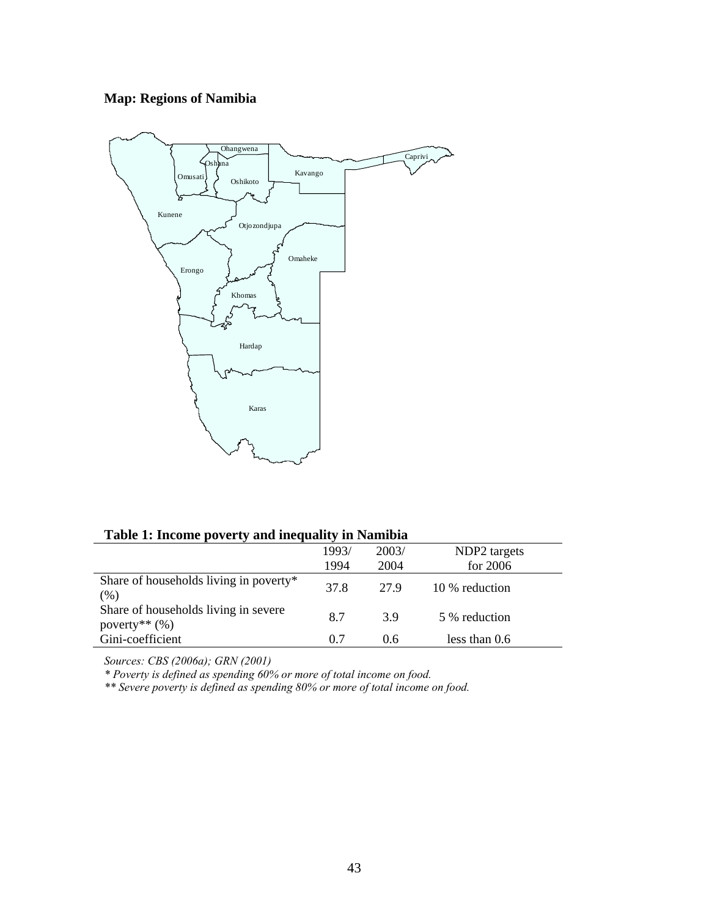**Map: Regions of Namibia**

Ohangwena

Oshana

Omusati

Oshikoto

Kavango

Caprivi

Kunene

Otjozondjupa

Omaheke

Erongo

Khomas

Hardap

Karas

**Table 1: Income poverty and inequality in Namibia**

| | 1993/ 1994 | 2003/ 2004 | NDP2 targets for 2006 |
|---|---|---|---|
| Share of households living in poverty* (%) | 37.8 | 27.9 | 10 % reduction |
| Share of households living in severe poverty** (%) | 8.7 | 3.9 | 5 % reduction |
| Gini-coefficient | 0.7 | 0.6 | less than 0.6 |

*Sources: CBS (2006a); GRN (2001)*

*\* Poverty is defined as spending 60% or more of total income on food.*

*\*\* Severe poverty is defined as spending 80% or more of total income on food.*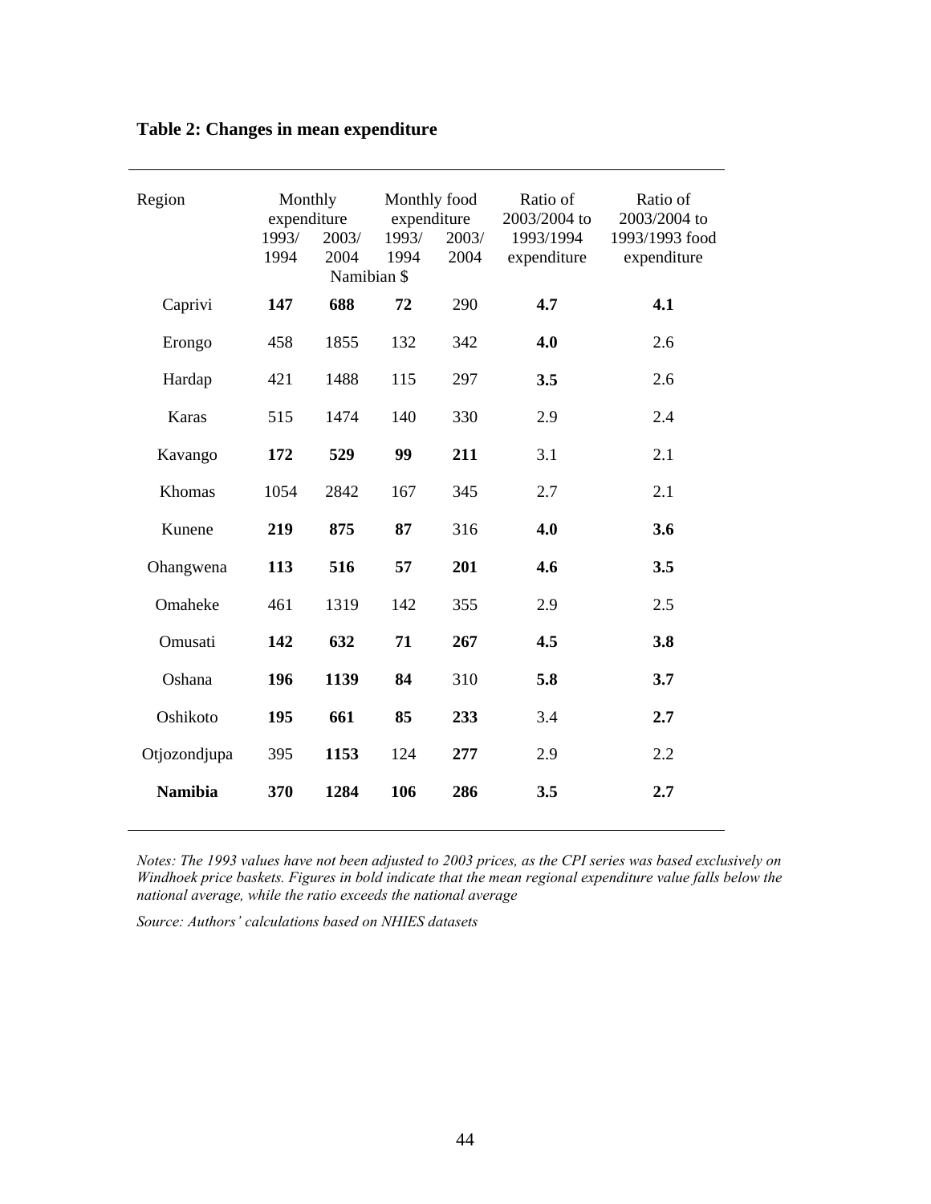**Table 2: Changes in mean expenditure**

| Region | Monthly expenditure | | Monthly food expenditure | | Ratio of 2003/2004 to 1993/1994 expenditure | Ratio of 2003/2004 to 1993/1993 food expenditure |
|---|---|---|---|---|---|---|
| | 1993/ 1994 | 2003/ 2004 | 1993/ 1994 | 2003/ 2004 | | |
| | Namibian $ | | | | | |
| Caprivi | **147** | **688** | **72** | 290 | **4.7** | **4.1** |
| Erongo | 458 | 1855 | 132 | 342 | **4.0** | 2.6 |
| Hardap | 421 | 1488 | 115 | 297 | **3.5** | 2.6 |
| Karas | 515 | 1474 | 140 | 330 | 2.9 | 2.4 |
| Kavango | **172** | **529** | **99** | **211** | 3.1 | 2.1 |
| Khomas | 1054 | 2842 | 167 | 345 | 2.7 | 2.1 |
| Kunene | **219** | **875** | **87** | 316 | **4.0** | **3.6** |
| Ohangwena | **113** | **516** | **57** | **201** | **4.6** | **3.5** |
| Omaheke | 461 | 1319 | 142 | 355 | 2.9 | 2.5 |
| Omusati | **142** | **632** | **71** | **267** | **4.5** | **3.8** |
| Oshana | **196** | **1139** | **84** | 310 | **5.8** | **3.7** |
| Oshikoto | **195** | **661** | **85** | **233** | 3.4 | **2.7** |
| Otjozondjupa | 395 | **1153** | 124 | **277** | 2.9 | 2.2 |
| **Namibia** | **370** | **1284** | **106** | **286** | **3.5** | **2.7** |

*Notes: The 1993 values have not been adjusted to 2003 prices, as the CPI series was based exclusively on Windhoek price baskets. Figures in bold indicate that the mean regional expenditure value falls below the national average, while the ratio exceeds the national average*

*Source: Authors' calculations based on NHIES datasets*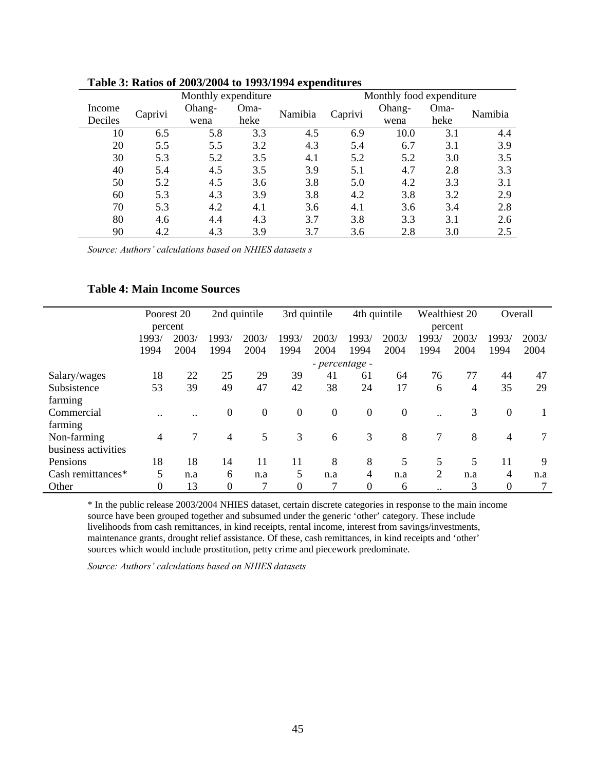**Table 3: Ratios of 2003/2004 to 1993/1994 expenditures**

| | Monthly expenditure | | | | Monthly food expenditure | | | |
|---|---|---|---|---|---|---|---|---|
| Income Deciles | Caprivi | Ohang-wena | Oma-heke | Namibia | Caprivi | Ohang-wena | Oma-heke | Namibia |
| 10 | 6.5 | 5.8 | 3.3 | 4.5 | 6.9 | 10.0 | 3.1 | 4.4 |
| 20 | 5.5 | 5.5 | 3.2 | 4.3 | 5.4 | 6.7 | 3.1 | 3.9 |
| 30 | 5.3 | 5.2 | 3.5 | 4.1 | 5.2 | 5.2 | 3.0 | 3.5 |
| 40 | 5.4 | 4.5 | 3.5 | 3.9 | 5.1 | 4.7 | 2.8 | 3.3 |
| 50 | 5.2 | 4.5 | 3.6 | 3.8 | 5.0 | 4.2 | 3.3 | 3.1 |
| 60 | 5.3 | 4.3 | 3.9 | 3.8 | 4.2 | 3.8 | 3.2 | 2.9 |
| 70 | 5.3 | 4.2 | 4.1 | 3.6 | 4.1 | 3.6 | 3.4 | 2.8 |
| 80 | 4.6 | 4.4 | 4.3 | 3.7 | 3.8 | 3.3 | 3.1 | 2.6 |
| 90 | 4.2 | 4.3 | 3.9 | 3.7 | 3.6 | 2.8 | 3.0 | 2.5 |

*Source: Authors' calculations based on NHIES datasets s*

**Table 4: Main Income Sources**

| | Poorest 20 percent | | 2nd quintile | | 3rd quintile | | 4th quintile | | Wealthiest 20 percent | | Overall | |
|---|---|---|---|---|---|---|---|---|---|---|---|---|
| | 1993/1994 | 2003/2004 | 1993/1994 | 2003/2004 | 1993/1994 | 2003/2004 | 1993/1994 | 2003/2004 | 1993/1994 | 2003/2004 | 1993/1994 | 2003/2004 |
| | | | | | | - percentage - | | | | | | |
| Salary/wages | 18 | 22 | 25 | 29 | 39 | 41 | 61 | 64 | 76 | 77 | 44 | 47 |
| Subsistence farming | 53 | 39 | 49 | 47 | 42 | 38 | 24 | 17 | 6 | 4 | 35 | 29 |
| Commercial farming | .. | .. | 0 | 0 | 0 | 0 | 0 | 0 | .. | 3 | 0 | 1 |
| Non-farming business activities | 4 | 7 | 4 | 5 | 3 | 6 | 3 | 8 | 7 | 8 | 4 | 7 |
| Pensions | 18 | 18 | 14 | 11 | 11 | 8 | 8 | 5 | 5 | 5 | 11 | 9 |
| Cash remittances* | 5 | n.a | 6 | n.a | 5 | n.a | 4 | n.a | 2 | n.a | 4 | n.a |
| Other | 0 | 13 | 0 | 7 | 0 | 7 | 0 | 6 | .. | 3 | 0 | 7 |

\* In the public release 2003/2004 NHIES dataset, certain discrete categories in response to the main income source have been grouped together and subsumed under the generic 'other' category. These include livelihoods from cash remittances, in kind receipts, rental income, interest from savings/investments, maintenance grants, drought relief assistance. Of these, cash remittances, in kind receipts and 'other' sources which would include prostitution, petty crime and piecework predominate.

*Source: Authors' calculations based on NHIES datasets*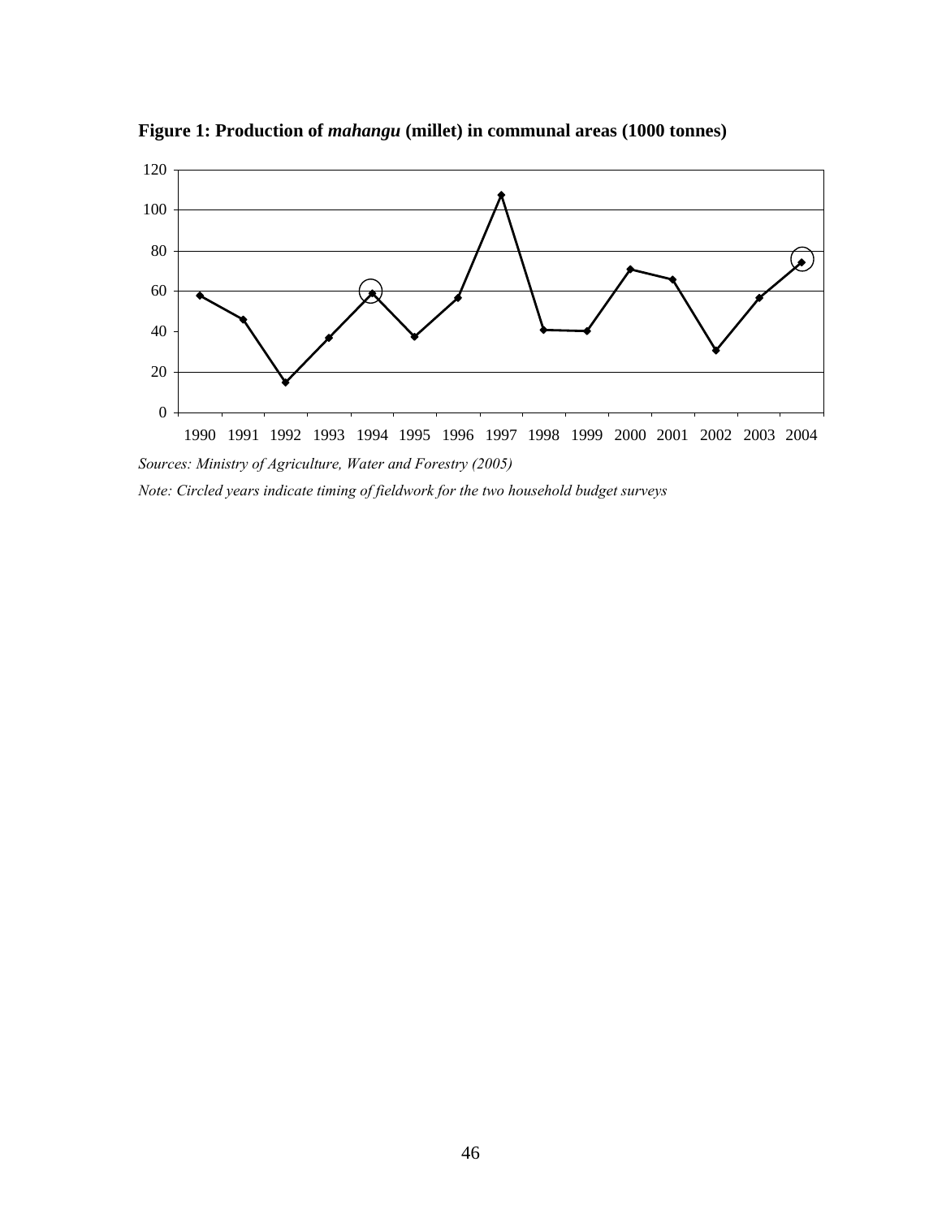**Figure 1: Production of *mahangu* (millet) in communal areas (1000 tonnes)**

*Sources: Ministry of Agriculture, Water and Forestry (2005)*

*Note: Circled years indicate timing of fieldwork for the two household budget surveys*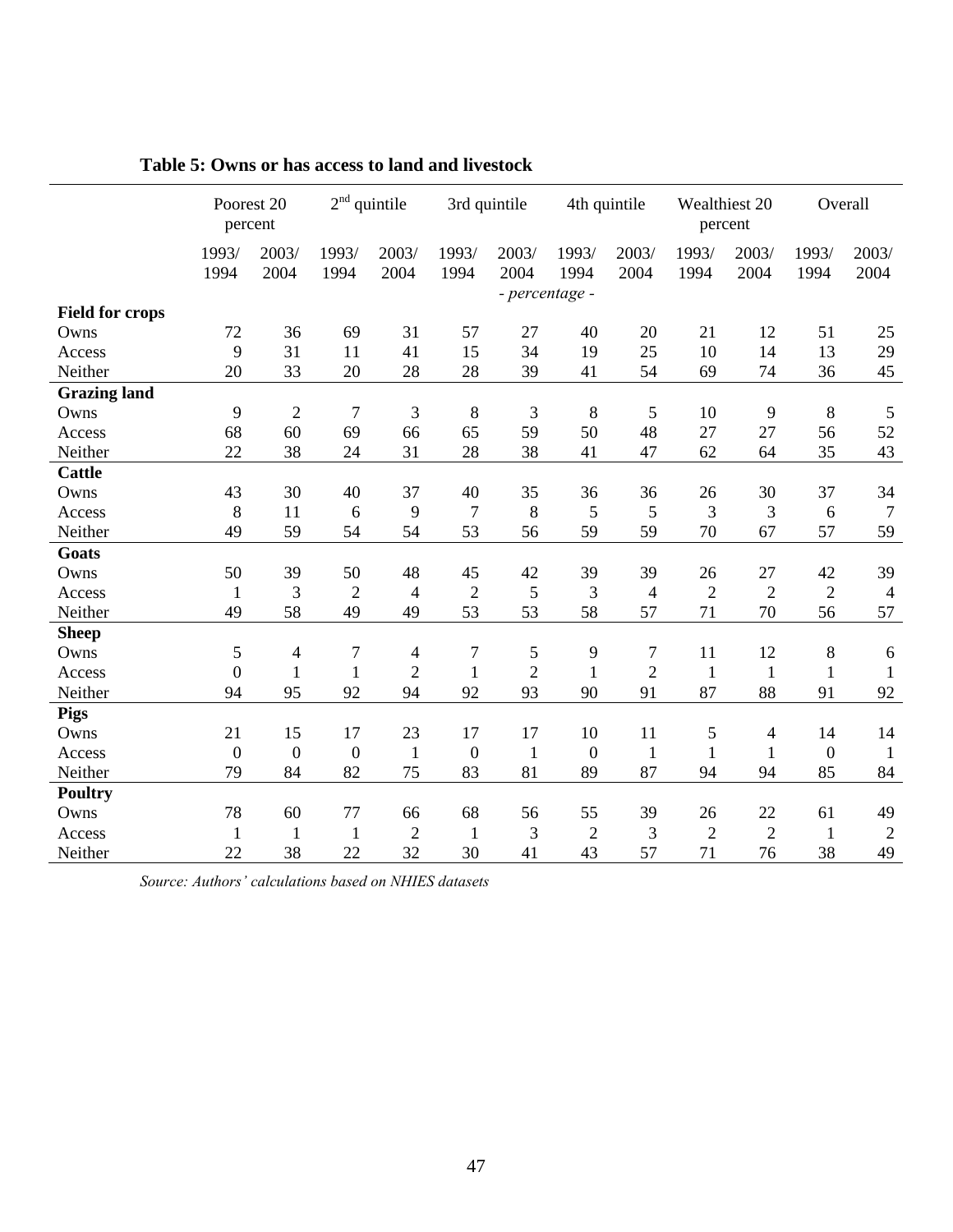**Table 5: Owns or has access to land and livestock**

| | Poorest 20 percent | | 2[nd] quintile | | 3rd quintile | | 4th quintile | | Wealthiest 20 percent | | Overall | |
|---|---|---|---|---|---|---|---|---|---|---|---|---|
| | 1993/ 1994 | 2003/ 2004 | 1993/ 1994 | 2003/ 2004 | 1993/ 1994 | 2003/ 2004 | 1993/ 1994 | 2003/ 2004 | 1993/ 1994 | 2003/ 2004 | 1993/ 1994 | 2003/ 2004 |
| | | | | | | *- percentage -* | | | | | | |
| **Field for crops** | | | | | | | | | | | | |
| Owns | 72 | 36 | 69 | 31 | 57 | 27 | 40 | 20 | 21 | 12 | 51 | 25 |
| Access | 9 | 31 | 11 | 41 | 15 | 34 | 19 | 25 | 10 | 14 | 13 | 29 |
| Neither | 20 | 33 | 20 | 28 | 28 | 39 | 41 | 54 | 69 | 74 | 36 | 45 |
| **Grazing land** | | | | | | | | | | | | |
| Owns | 9 | 2 | 7 | 3 | 8 | 3 | 8 | 5 | 10 | 9 | 8 | 5 |
| Access | 68 | 60 | 69 | 66 | 65 | 59 | 50 | 48 | 27 | 27 | 56 | 52 |
| Neither | 22 | 38 | 24 | 31 | 28 | 38 | 41 | 47 | 62 | 64 | 35 | 43 |
| **Cattle** | | | | | | | | | | | | |
| Owns | 43 | 30 | 40 | 37 | 40 | 35 | 36 | 36 | 26 | 30 | 37 | 34 |
| Access | 8 | 11 | 6 | 9 | 7 | 8 | 5 | 5 | 3 | 3 | 6 | 7 |
| Neither | 49 | 59 | 54 | 54 | 53 | 56 | 59 | 59 | 70 | 67 | 57 | 59 |
| **Goats** | | | | | | | | | | | | |
| Owns | 50 | 39 | 50 | 48 | 45 | 42 | 39 | 39 | 26 | 27 | 42 | 39 |
| Access | 1 | 3 | 2 | 4 | 2 | 5 | 3 | 4 | 2 | 2 | 2 | 4 |
| Neither | 49 | 58 | 49 | 49 | 53 | 53 | 58 | 57 | 71 | 70 | 56 | 57 |
| **Sheep** | | | | | | | | | | | | |
| Owns | 5 | 4 | 7 | 4 | 7 | 5 | 9 | 7 | 11 | 12 | 8 | 6 |
| Access | 0 | 1 | 1 | 2 | 1 | 2 | 1 | 2 | 1 | 1 | 1 | 1 |
| Neither | 94 | 95 | 92 | 94 | 92 | 93 | 90 | 91 | 87 | 88 | 91 | 92 |
| **Pigs** | | | | | | | | | | | | |
| Owns | 21 | 15 | 17 | 23 | 17 | 17 | 10 | 11 | 5 | 4 | 14 | 14 |
| Access | 0 | 0 | 0 | 1 | 0 | 1 | 0 | 1 | 1 | 1 | 0 | 1 |
| Neither | 79 | 84 | 82 | 75 | 83 | 81 | 89 | 87 | 94 | 94 | 85 | 84 |
| **Poultry** | | | | | | | | | | | | |
| Owns | 78 | 60 | 77 | 66 | 68 | 56 | 55 | 39 | 26 | 22 | 61 | 49 |
| Access | 1 | 1 | 1 | 2 | 1 | 3 | 2 | 3 | 2 | 2 | 1 | 2 |
| Neither | 22 | 38 | 22 | 32 | 30 | 41 | 43 | 57 | 71 | 76 | 38 | 49 |

*Source: Authors' calculations based on NHIES datasets*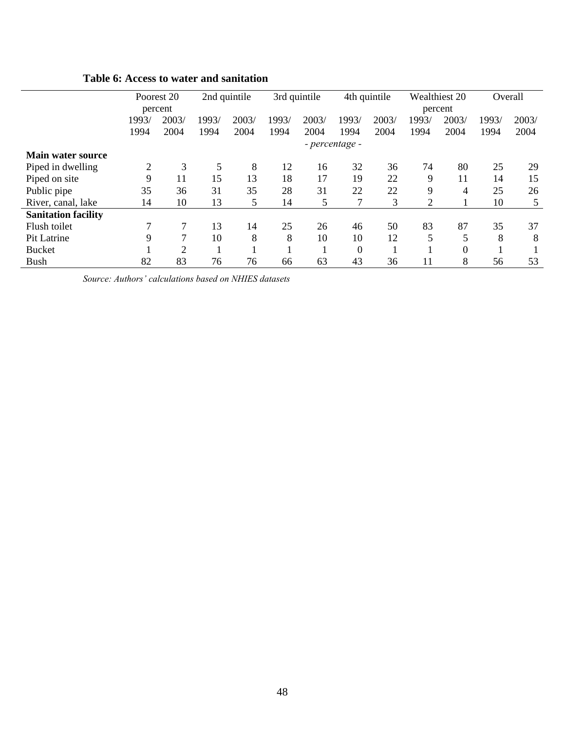**Table 6: Access to water and sanitation**

| | Poorest 20 percent | | 2nd quintile | | 3rd quintile | | 4th quintile | | Wealthiest 20 percent | | Overall | |
|---|---|---|---|---|---|---|---|---|---|---|---|---|
| | 1993/ 1994 | 2003/ 2004 | 1993/ 1994 | 2003/ 2004 | 1993/ 1994 | 2003/ 2004 | 1993/ 1994 | 2003/ 2004 | 1993/ 1994 | 2003/ 2004 | 1993/ 1994 | 2003/ 2004 |
| | | | | | | *- percentage -* | | | | | | |
| **Main water source** | | | | | | | | | | | | |
| Piped in dwelling | 2 | 3 | 5 | 8 | 12 | 16 | 32 | 36 | 74 | 80 | 25 | 29 |
| Piped on site | 9 | 11 | 15 | 13 | 18 | 17 | 19 | 22 | 9 | 11 | 14 | 15 |
| Public pipe | 35 | 36 | 31 | 35 | 28 | 31 | 22 | 22 | 9 | 4 | 25 | 26 |
| River, canal, lake | 14 | 10 | 13 | 5 | 14 | 5 | 7 | 3 | 2 | 1 | 10 | 5 |
| **Sanitation facility** | | | | | | | | | | | | |
| Flush toilet | 7 | 7 | 13 | 14 | 25 | 26 | 46 | 50 | 83 | 87 | 35 | 37 |
| Pit Latrine | 9 | 7 | 10 | 8 | 8 | 10 | 10 | 12 | 5 | 5 | 8 | 8 |
| Bucket | 1 | 2 | 1 | 1 | 1 | 1 | 0 | 1 | 1 | 0 | 1 | 1 |
| Bush | 82 | 83 | 76 | 76 | 66 | 63 | 43 | 36 | 11 | 8 | 56 | 53 |

*Source: Authors' calculations based on NHIES datasets*